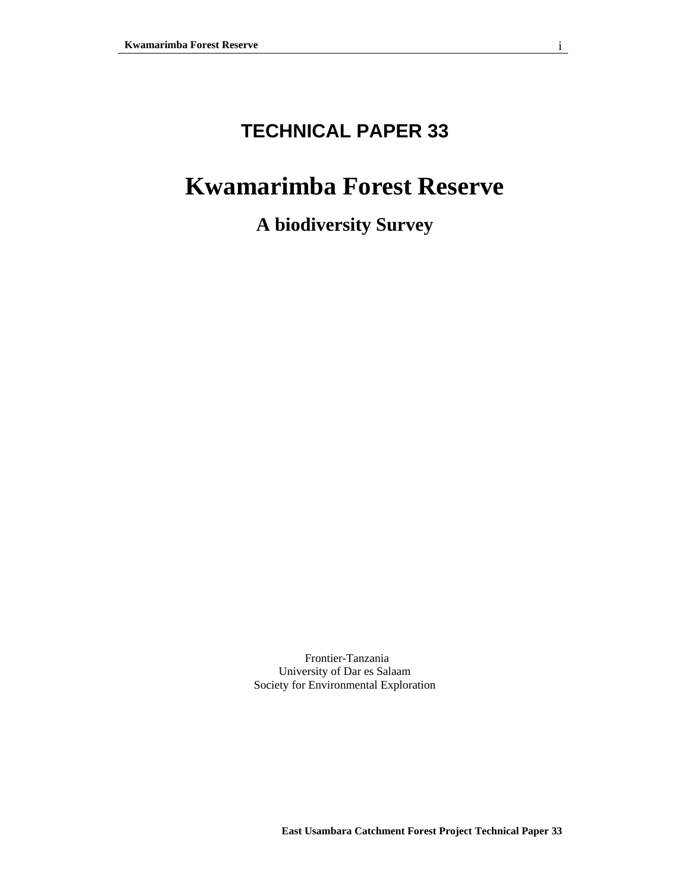# TECHNICAL PAPER 33

# Kwamarimba Forest Reserve

## A biodiversity Survey

Frontier-Tanzania
University of Dar es Salaam
Society for Environmental Exploration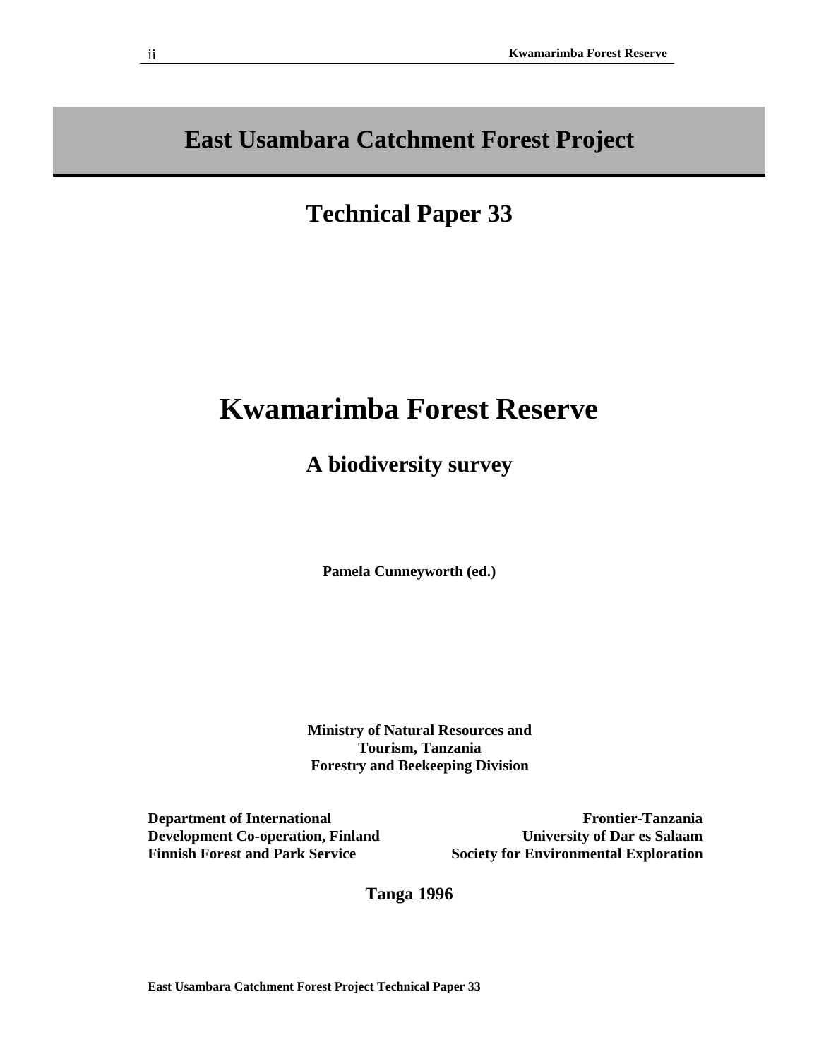# East Usambara Catchment Forest Project

## Technical Paper 33

# Kwamarimba Forest Reserve

## A biodiversity survey

**Pamela Cunneyworth (ed.)**

**Ministry of Natural Resources and Tourism, Tanzania**
**Forestry and Beekeeping Division**

**Department of International Development Co-operation, Finland**
**Finnish Forest and Park Service**

**Frontier-Tanzania**
**University of Dar es Salaam**
**Society for Environmental Exploration**

**Tanga 1996**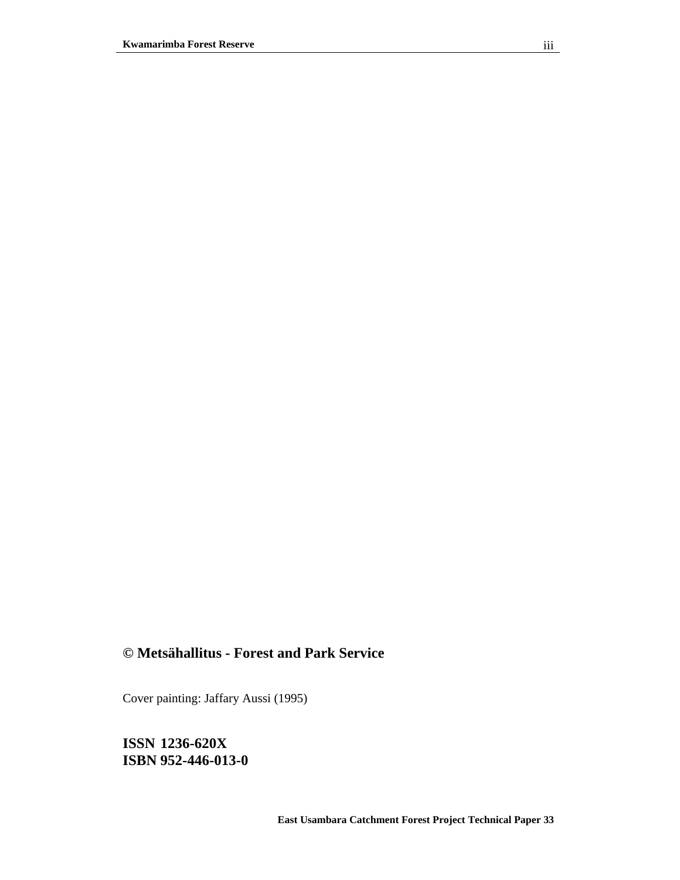**© Metsähallitus - Forest and Park Service**

Cover painting: Jaffary Aussi (1995)

**ISSN 1236-620X**
**ISBN 952-446-013-0**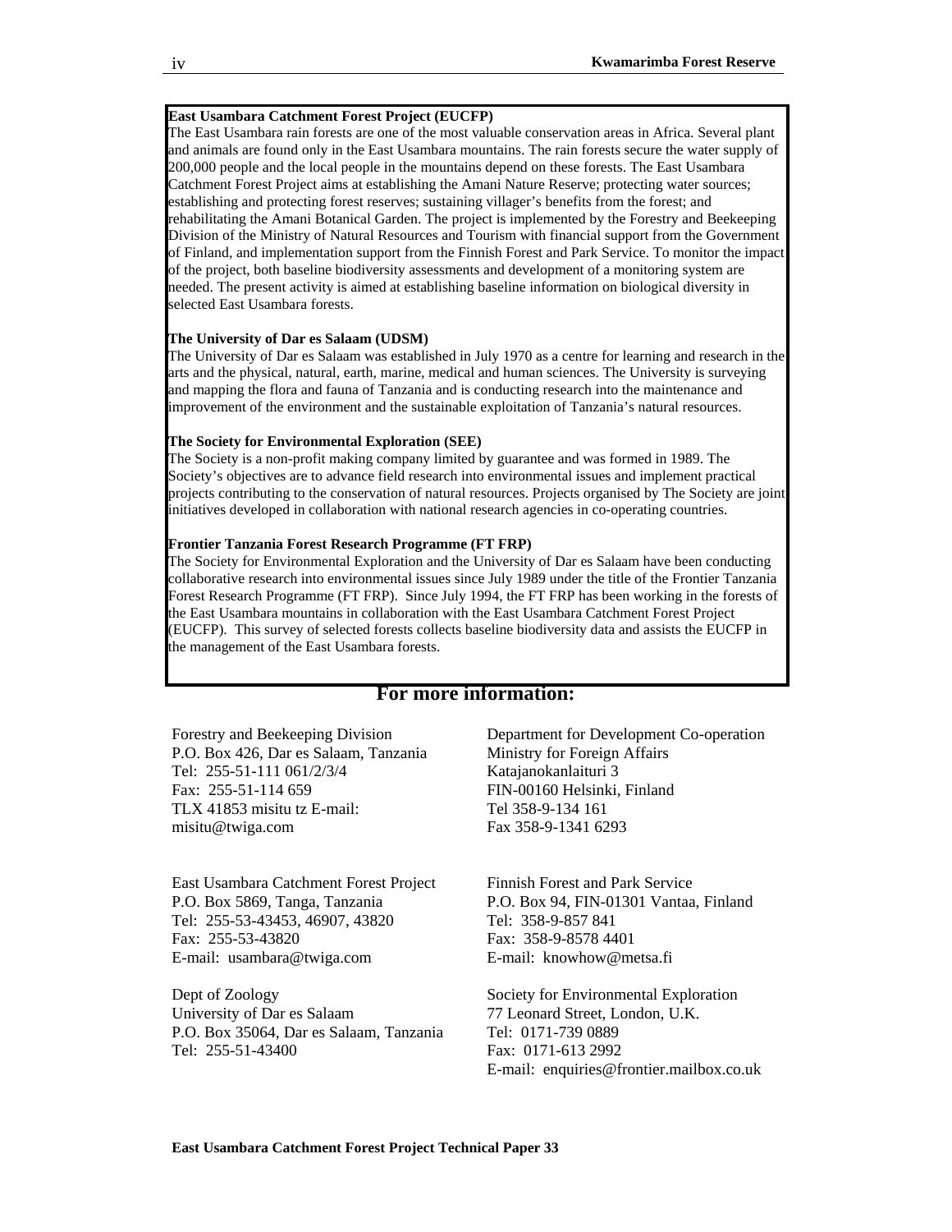**East Usambara Catchment Forest Project (EUCFP)**
The East Usambara rain forests are one of the most valuable conservation areas in Africa. Several plant and animals are found only in the East Usambara mountains. The rain forests secure the water supply of 200,000 people and the local people in the mountains depend on these forests. The East Usambara Catchment Forest Project aims at establishing the Amani Nature Reserve; protecting water sources; establishing and protecting forest reserves; sustaining villager's benefits from the forest; and rehabilitating the Amani Botanical Garden. The project is implemented by the Forestry and Beekeeping Division of the Ministry of Natural Resources and Tourism with financial support from the Government of Finland, and implementation support from the Finnish Forest and Park Service. To monitor the impact of the project, both baseline biodiversity assessments and development of a monitoring system are needed. The present activity is aimed at establishing baseline information on biological diversity in selected East Usambara forests.

**The University of Dar es Salaam (UDSM)**
The University of Dar es Salaam was established in July 1970 as a centre for learning and research in the arts and the physical, natural, earth, marine, medical and human sciences. The University is surveying and mapping the flora and fauna of Tanzania and is conducting research into the maintenance and improvement of the environment and the sustainable exploitation of Tanzania's natural resources.

**The Society for Environmental Exploration (SEE)**
The Society is a non-profit making company limited by guarantee and was formed in 1989. The Society's objectives are to advance field research into environmental issues and implement practical projects contributing to the conservation of natural resources. Projects organised by The Society are joint initiatives developed in collaboration with national research agencies in co-operating countries.

**Frontier Tanzania Forest Research Programme (FT FRP)**
The Society for Environmental Exploration and the University of Dar es Salaam have been conducting collaborative research into environmental issues since July 1989 under the title of the Frontier Tanzania Forest Research Programme (FT FRP). Since July 1994, the FT FRP has been working in the forests of the East Usambara mountains in collaboration with the East Usambara Catchment Forest Project (EUCFP). This survey of selected forests collects baseline biodiversity data and assists the EUCFP in the management of the East Usambara forests.

## For more information:

Forestry and Beekeeping Division
P.O. Box 426, Dar es Salaam, Tanzania
Tel: 255-51-111 061/2/3/4
Fax: 255-51-114 659
TLX 41853 misitu tz E-mail: misitu@twiga.com

Department for Development Co-operation
Ministry for Foreign Affairs
Katajanokanlaituri 3
FIN-00160 Helsinki, Finland
Tel 358-9-134 161
Fax 358-9-1341 6293

East Usambara Catchment Forest Project
P.O. Box 5869, Tanga, Tanzania
Tel: 255-53-43453, 46907, 43820
Fax: 255-53-43820
E-mail: usambara@twiga.com

Finnish Forest and Park Service
P.O. Box 94, FIN-01301 Vantaa, Finland
Tel: 358-9-857 841
Fax: 358-9-8578 4401
E-mail: knowhow@metsa.fi

Dept of Zoology
University of Dar es Salaam
P.O. Box 35064, Dar es Salaam, Tanzania
Tel: 255-51-43400

Society for Environmental Exploration
77 Leonard Street, London, U.K.
Tel: 0171-739 0889
Fax: 0171-613 2992
E-mail: enquiries@frontier.mailbox.co.uk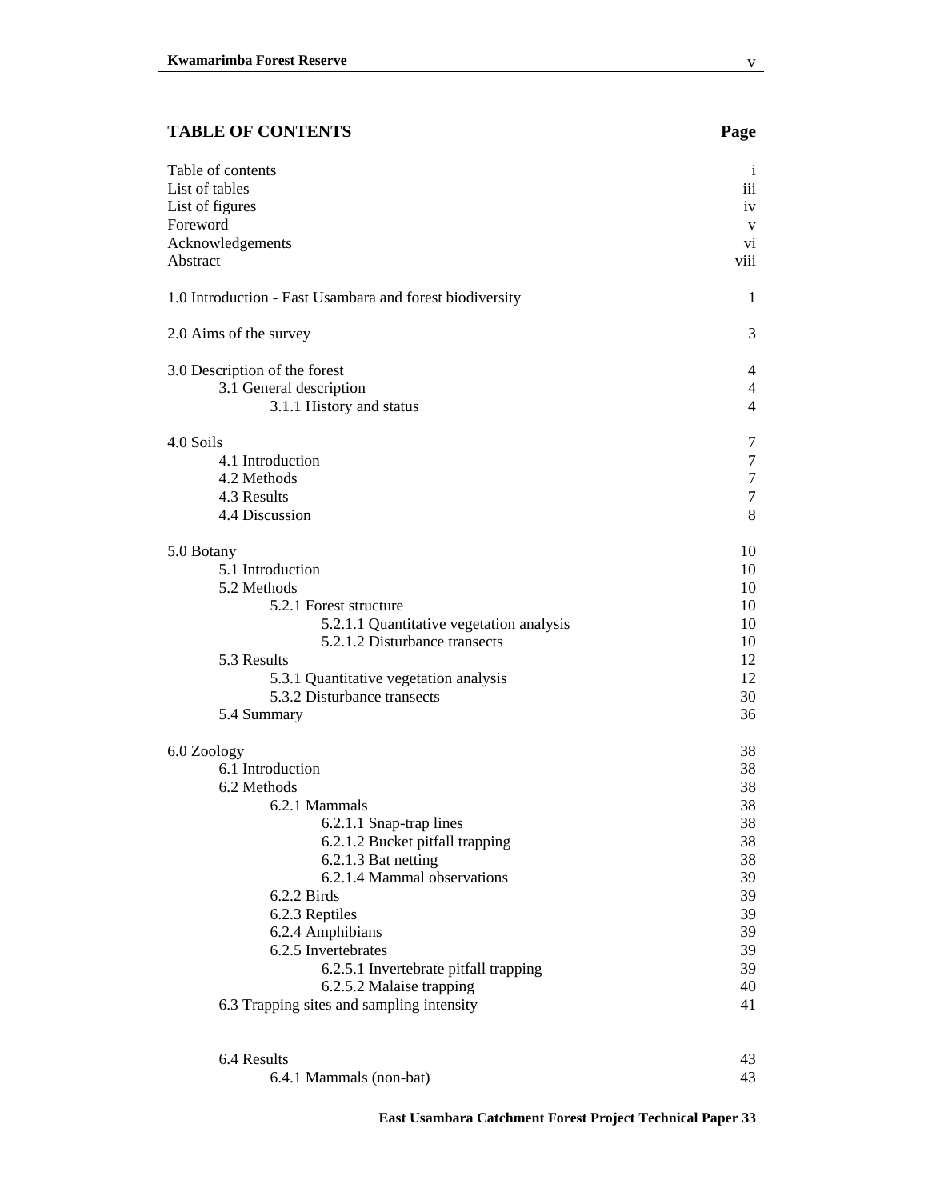## TABLE OF CONTENTS

| | Page |
|---|---|
| Table of contents | i |
| List of tables | iii |
| List of figures | iv |
| Foreword | v |
| Acknowledgements | vi |
| Abstract | viii |
| | |
| 1.0 Introduction - East Usambara and forest biodiversity | 1 |
| | |
| 2.0 Aims of the survey | 3 |
| | |
| 3.0 Description of the forest | 4 |
| 3.1 General description | 4 |
| 3.1.1 History and status | 4 |
| | |
| 4.0 Soils | 7 |
| 4.1 Introduction | 7 |
| 4.2 Methods | 7 |
| 4.3 Results | 7 |
| 4.4 Discussion | 8 |
| | |
| 5.0 Botany | 10 |
| 5.1 Introduction | 10 |
| 5.2 Methods | 10 |
| 5.2.1 Forest structure | 10 |
| 5.2.1.1 Quantitative vegetation analysis | 10 |
| 5.2.1.2 Disturbance transects | 10 |
| 5.3 Results | 12 |
| 5.3.1 Quantitative vegetation analysis | 12 |
| 5.3.2 Disturbance transects | 30 |
| 5.4 Summary | 36 |
| | |
| 6.0 Zoology | 38 |
| 6.1 Introduction | 38 |
| 6.2 Methods | 38 |
| 6.2.1 Mammals | 38 |
| 6.2.1.1 Snap-trap lines | 38 |
| 6.2.1.2 Bucket pitfall trapping | 38 |
| 6.2.1.3 Bat netting | 38 |
| 6.2.1.4 Mammal observations | 39 |
| 6.2.2 Birds | 39 |
| 6.2.3 Reptiles | 39 |
| 6.2.4 Amphibians | 39 |
| 6.2.5 Invertebrates | 39 |
| 6.2.5.1 Invertebrate pitfall trapping | 39 |
| 6.2.5.2 Malaise trapping | 40 |
| 6.3 Trapping sites and sampling intensity | 41 |
| | |
| 6.4 Results | 43 |
| 6.4.1 Mammals (non-bat) | 43 |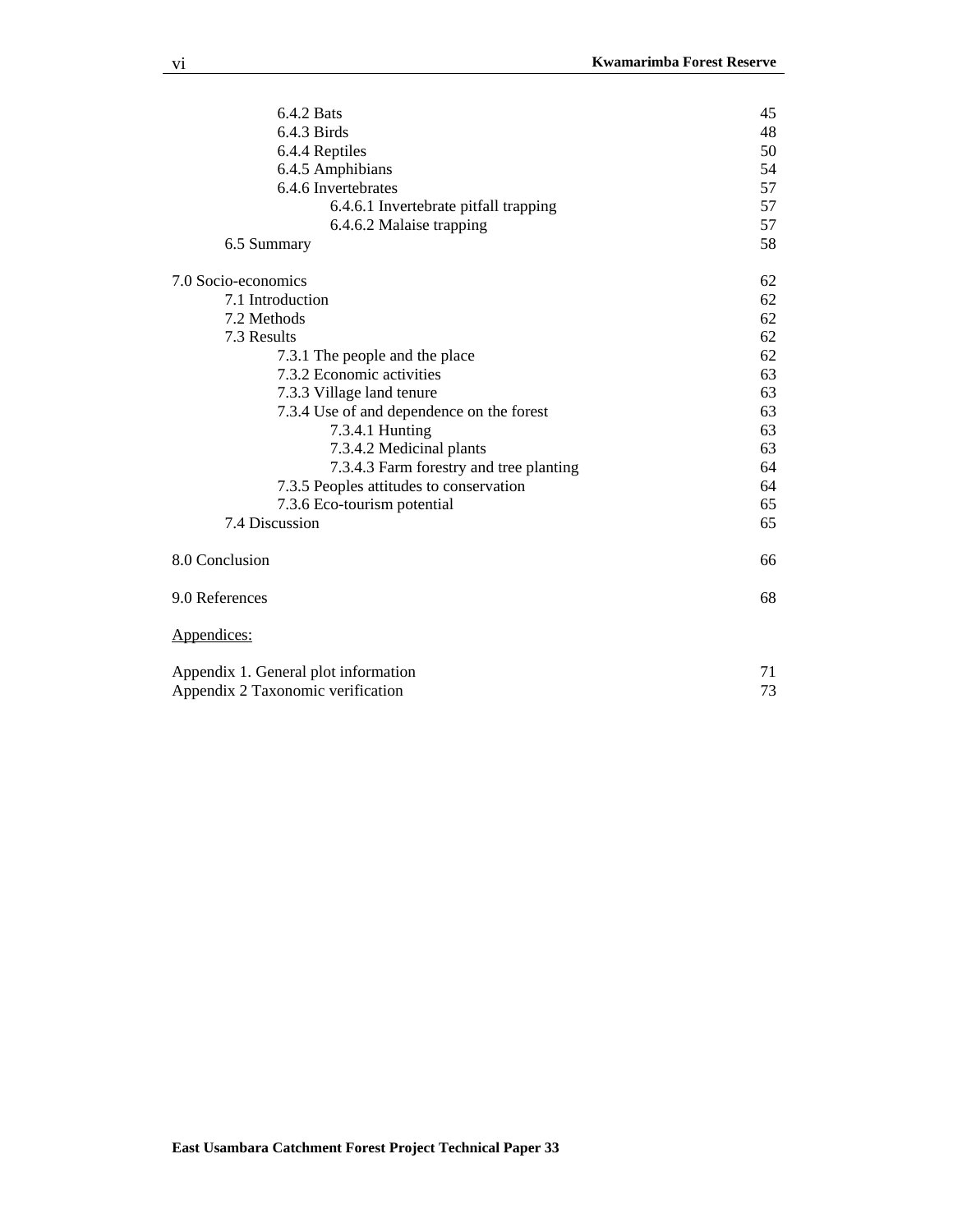| | |
|---|---|
| 6.4.2 Bats | 45 |
| 6.4.3 Birds | 48 |
| 6.4.4 Reptiles | 50 |
| 6.4.5 Amphibians | 54 |
| 6.4.6 Invertebrates | 57 |
| 6.4.6.1 Invertebrate pitfall trapping | 57 |
| 6.4.6.2 Malaise trapping | 57 |
| 6.5 Summary | 58 |
| 7.0 Socio-economics | 62 |
| 7.1 Introduction | 62 |
| 7.2 Methods | 62 |
| 7.3 Results | 62 |
| 7.3.1 The people and the place | 62 |
| 7.3.2 Economic activities | 63 |
| 7.3.3 Village land tenure | 63 |
| 7.3.4 Use of and dependence on the forest | 63 |
| 7.3.4.1 Hunting | 63 |
| 7.3.4.2 Medicinal plants | 63 |
| 7.3.4.3 Farm forestry and tree planting | 64 |
| 7.3.5 Peoples attitudes to conservation | 64 |
| 7.3.6 Eco-tourism potential | 65 |
| 7.4 Discussion | 65 |
| 8.0 Conclusion | 66 |
| 9.0 References | 68 |

Appendices:

| | |
|---|---|
| Appendix 1. General plot information | 71 |
| Appendix 2 Taxonomic verification | 73 |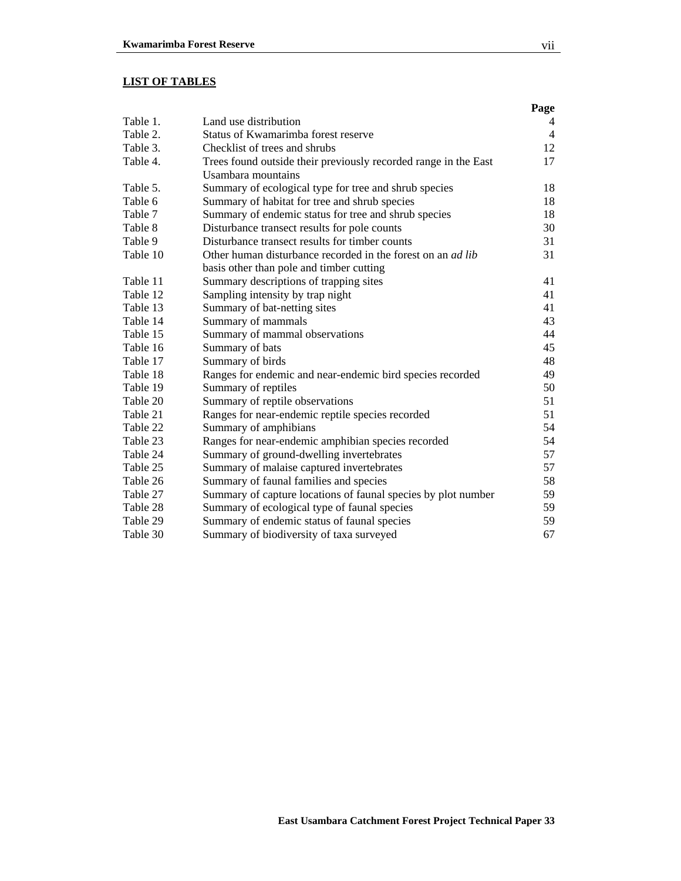## LIST OF TABLES

| | | Page |
|---|---|---|
| Table 1. | Land use distribution | 4 |
| Table 2. | Status of Kwamarimba forest reserve | 4 |
| Table 3. | Checklist of trees and shrubs | 12 |
| Table 4. | Trees found outside their previously recorded range in the East Usambara mountains | 17 |
| Table 5. | Summary of ecological type for tree and shrub species | 18 |
| Table 6 | Summary of habitat for tree and shrub species | 18 |
| Table 7 | Summary of endemic status for tree and shrub species | 18 |
| Table 8 | Disturbance transect results for pole counts | 30 |
| Table 9 | Disturbance transect results for timber counts | 31 |
| Table 10 | Other human disturbance recorded in the forest on an *ad lib* basis other than pole and timber cutting | 31 |
| Table 11 | Summary descriptions of trapping sites | 41 |
| Table 12 | Sampling intensity by trap night | 41 |
| Table 13 | Summary of bat-netting sites | 41 |
| Table 14 | Summary of mammals | 43 |
| Table 15 | Summary of mammal observations | 44 |
| Table 16 | Summary of bats | 45 |
| Table 17 | Summary of birds | 48 |
| Table 18 | Ranges for endemic and near-endemic bird species recorded | 49 |
| Table 19 | Summary of reptiles | 50 |
| Table 20 | Summary of reptile observations | 51 |
| Table 21 | Ranges for near-endemic reptile species recorded | 51 |
| Table 22 | Summary of amphibians | 54 |
| Table 23 | Ranges for near-endemic amphibian species recorded | 54 |
| Table 24 | Summary of ground-dwelling invertebrates | 57 |
| Table 25 | Summary of malaise captured invertebrates | 57 |
| Table 26 | Summary of faunal families and species | 58 |
| Table 27 | Summary of capture locations of faunal species by plot number | 59 |
| Table 28 | Summary of ecological type of faunal species | 59 |
| Table 29 | Summary of endemic status of faunal species | 59 |
| Table 30 | Summary of biodiversity of taxa surveyed | 67 |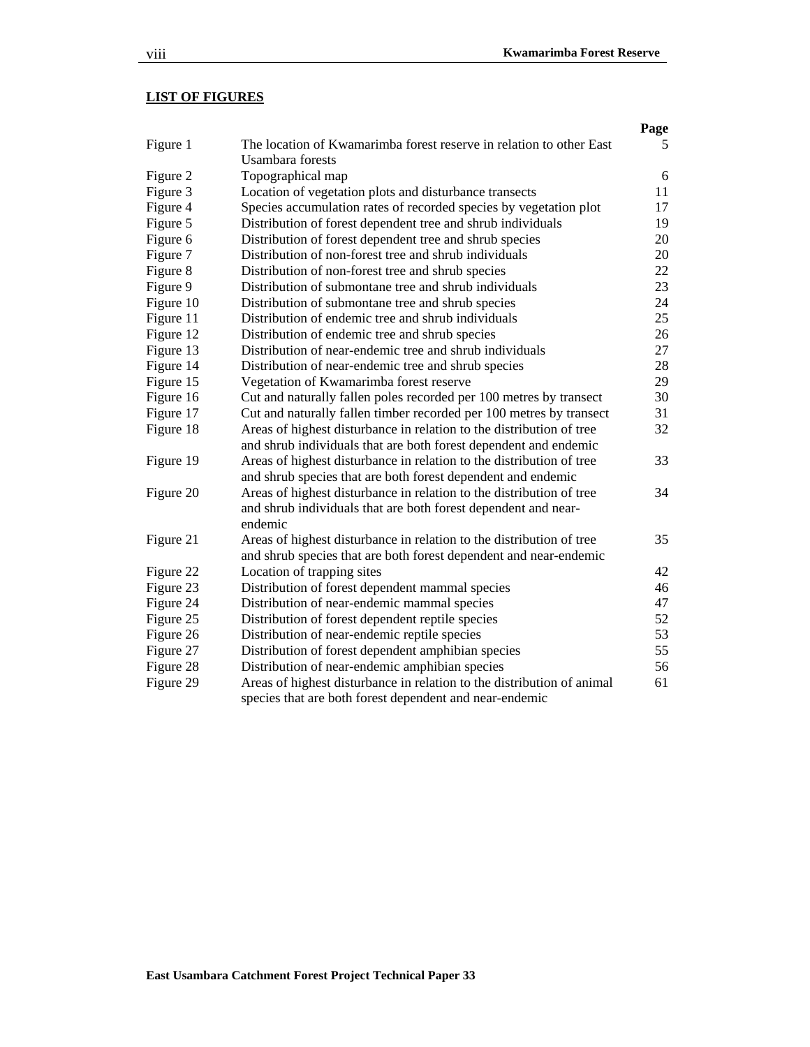## LIST OF FIGURES

| | | Page |
|---|---|---|
| Figure 1 | The location of Kwamarimba forest reserve in relation to other East Usambara forests | 5 |
| Figure 2 | Topographical map | 6 |
| Figure 3 | Location of vegetation plots and disturbance transects | 11 |
| Figure 4 | Species accumulation rates of recorded species by vegetation plot | 17 |
| Figure 5 | Distribution of forest dependent tree and shrub individuals | 19 |
| Figure 6 | Distribution of forest dependent tree and shrub species | 20 |
| Figure 7 | Distribution of non-forest tree and shrub individuals | 20 |
| Figure 8 | Distribution of non-forest tree and shrub species | 22 |
| Figure 9 | Distribution of submontane tree and shrub individuals | 23 |
| Figure 10 | Distribution of submontane tree and shrub species | 24 |
| Figure 11 | Distribution of endemic tree and shrub individuals | 25 |
| Figure 12 | Distribution of endemic tree and shrub species | 26 |
| Figure 13 | Distribution of near-endemic tree and shrub individuals | 27 |
| Figure 14 | Distribution of near-endemic tree and shrub species | 28 |
| Figure 15 | Vegetation of Kwamarimba forest reserve | 29 |
| Figure 16 | Cut and naturally fallen poles recorded per 100 metres by transect | 30 |
| Figure 17 | Cut and naturally fallen timber recorded per 100 metres by transect | 31 |
| Figure 18 | Areas of highest disturbance in relation to the distribution of tree and shrub individuals that are both forest dependent and endemic | 32 |
| Figure 19 | Areas of highest disturbance in relation to the distribution of tree and shrub species that are both forest dependent and endemic | 33 |
| Figure 20 | Areas of highest disturbance in relation to the distribution of tree and shrub individuals that are both forest dependent and near-endemic | 34 |
| Figure 21 | Areas of highest disturbance in relation to the distribution of tree and shrub species that are both forest dependent and near-endemic | 35 |
| Figure 22 | Location of trapping sites | 42 |
| Figure 23 | Distribution of forest dependent mammal species | 46 |
| Figure 24 | Distribution of near-endemic mammal species | 47 |
| Figure 25 | Distribution of forest dependent reptile species | 52 |
| Figure 26 | Distribution of near-endemic reptile species | 53 |
| Figure 27 | Distribution of forest dependent amphibian species | 55 |
| Figure 28 | Distribution of near-endemic amphibian species | 56 |
| Figure 29 | Areas of highest disturbance in relation to the distribution of animal species that are both forest dependent and near-endemic | 61 |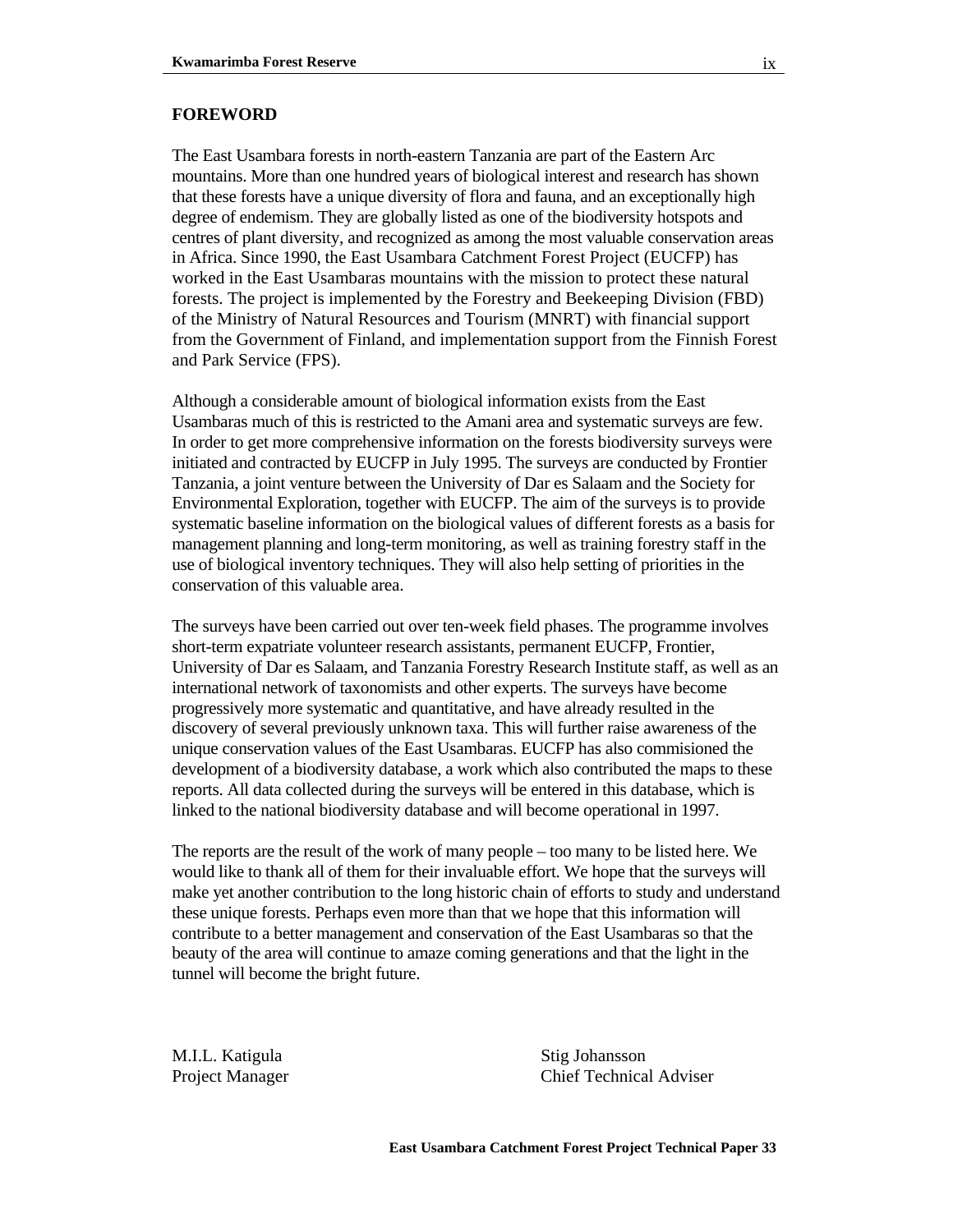## FOREWORD

The East Usambara forests in north-eastern Tanzania are part of the Eastern Arc mountains. More than one hundred years of biological interest and research has shown that these forests have a unique diversity of flora and fauna, and an exceptionally high degree of endemism. They are globally listed as one of the biodiversity hotspots and centres of plant diversity, and recognized as among the most valuable conservation areas in Africa. Since 1990, the East Usambara Catchment Forest Project (EUCFP) has worked in the East Usambaras mountains with the mission to protect these natural forests. The project is implemented by the Forestry and Beekeeping Division (FBD) of the Ministry of Natural Resources and Tourism (MNRT) with financial support from the Government of Finland, and implementation support from the Finnish Forest and Park Service (FPS).

Although a considerable amount of biological information exists from the East Usambaras much of this is restricted to the Amani area and systematic surveys are few. In order to get more comprehensive information on the forests biodiversity surveys were initiated and contracted by EUCFP in July 1995. The surveys are conducted by Frontier Tanzania, a joint venture between the University of Dar es Salaam and the Society for Environmental Exploration, together with EUCFP. The aim of the surveys is to provide systematic baseline information on the biological values of different forests as a basis for management planning and long-term monitoring, as well as training forestry staff in the use of biological inventory techniques. They will also help setting of priorities in the conservation of this valuable area.

The surveys have been carried out over ten-week field phases. The programme involves short-term expatriate volunteer research assistants, permanent EUCFP, Frontier, University of Dar es Salaam, and Tanzania Forestry Research Institute staff, as well as an international network of taxonomists and other experts. The surveys have become progressively more systematic and quantitative, and have already resulted in the discovery of several previously unknown taxa. This will further raise awareness of the unique conservation values of the East Usambaras. EUCFP has also commisioned the development of a biodiversity database, a work which also contributed the maps to these reports. All data collected during the surveys will be entered in this database, which is linked to the national biodiversity database and will become operational in 1997.

The reports are the result of the work of many people – too many to be listed here. We would like to thank all of them for their invaluable effort. We hope that the surveys will make yet another contribution to the long historic chain of efforts to study and understand these unique forests. Perhaps even more than that we hope that this information will contribute to a better management and conservation of the East Usambaras so that the beauty of the area will continue to amaze coming generations and that the light in the tunnel will become the bright future.

M.I.L. Katigula
Project Manager

Stig Johansson
Chief Technical Adviser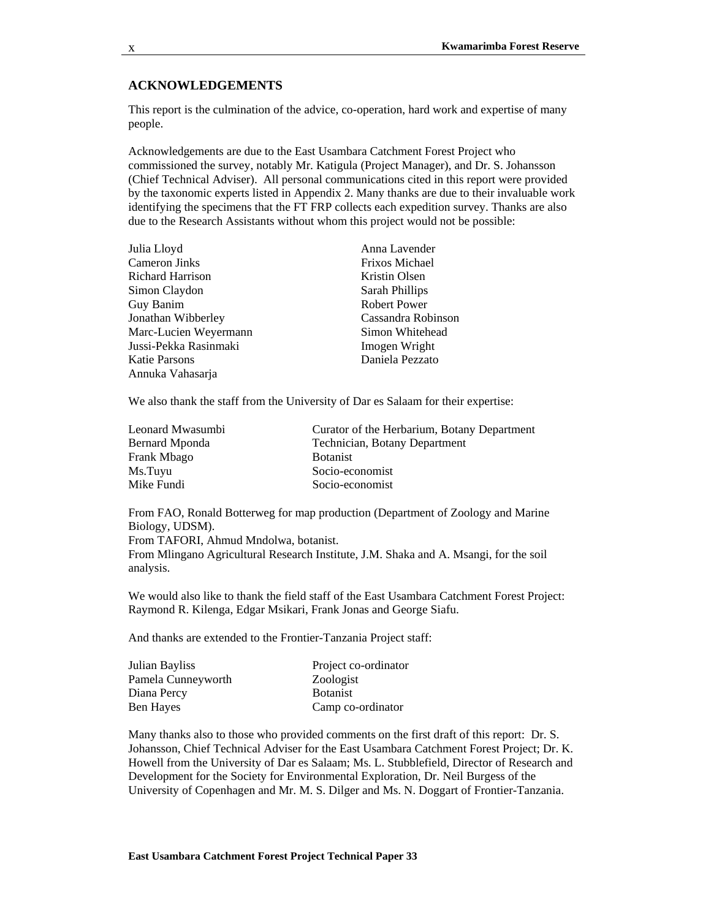## ACKNOWLEDGEMENTS

This report is the culmination of the advice, co-operation, hard work and expertise of many people.

Acknowledgements are due to the East Usambara Catchment Forest Project who commissioned the survey, notably Mr. Katigula (Project Manager), and Dr. S. Johansson (Chief Technical Adviser). All personal communications cited in this report were provided by the taxonomic experts listed in Appendix 2. Many thanks are due to their invaluable work identifying the specimens that the FT FRP collects each expedition survey. Thanks are also due to the Research Assistants without whom this project would not be possible:

| | |
|---|---|
| Julia Lloyd | Anna Lavender |
| Cameron Jinks | Frixos Michael |
| Richard Harrison | Kristin Olsen |
| Simon Claydon | Sarah Phillips |
| Guy Banim | Robert Power |
| Jonathan Wibberley | Cassandra Robinson |
| Marc-Lucien Weyermann | Simon Whitehead |
| Jussi-Pekka Rasinmaki | Imogen Wright |
| Katie Parsons | Daniela Pezzato |
| Annuka Vahasarja | |

We also thank the staff from the University of Dar es Salaam for their expertise:

| | |
|---|---|
| Leonard Mwasumbi | Curator of the Herbarium, Botany Department |
| Bernard Mponda | Technician, Botany Department |
| Frank Mbago | Botanist |
| Ms.Tuyu | Socio-economist |
| Mike Fundi | Socio-economist |

From FAO, Ronald Botterweg for map production (Department of Zoology and Marine Biology, UDSM).
From TAFORI, Ahmud Mndolwa, botanist.
From Mlingano Agricultural Research Institute, J.M. Shaka and A. Msangi, for the soil analysis.

We would also like to thank the field staff of the East Usambara Catchment Forest Project: Raymond R. Kilenga, Edgar Msikari, Frank Jonas and George Siafu.

And thanks are extended to the Frontier-Tanzania Project staff:

| | |
|---|---|
| Julian Bayliss | Project co-ordinator |
| Pamela Cunneyworth | Zoologist |
| Diana Percy | Botanist |
| Ben Hayes | Camp co-ordinator |

Many thanks also to those who provided comments on the first draft of this report: Dr. S. Johansson, Chief Technical Adviser for the East Usambara Catchment Forest Project; Dr. K. Howell from the University of Dar es Salaam; Ms. L. Stubblefield, Director of Research and Development for the Society for Environmental Exploration, Dr. Neil Burgess of the University of Copenhagen and Mr. M. S. Dilger and Ms. N. Doggart of Frontier-Tanzania.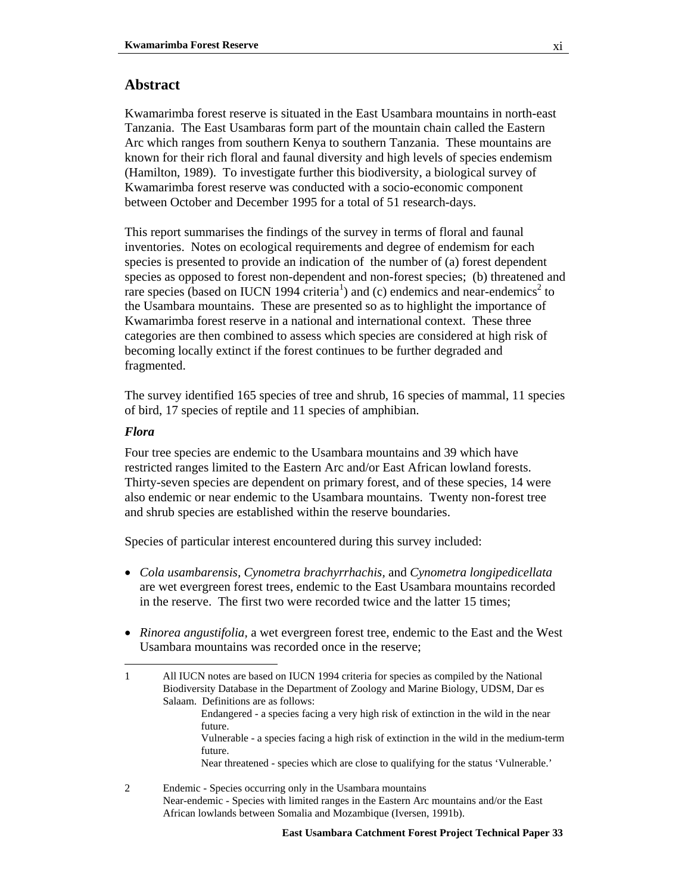## Abstract

Kwamarimba forest reserve is situated in the East Usambara mountains in north-east Tanzania. The East Usambaras form part of the mountain chain called the Eastern Arc which ranges from southern Kenya to southern Tanzania. These mountains are known for their rich floral and faunal diversity and high levels of species endemism (Hamilton, 1989). To investigate further this biodiversity, a biological survey of Kwamarimba forest reserve was conducted with a socio-economic component between October and December 1995 for a total of 51 research-days.

This report summarises the findings of the survey in terms of floral and faunal inventories. Notes on ecological requirements and degree of endemism for each species is presented to provide an indication of the number of (a) forest dependent species as opposed to forest non-dependent and non-forest species; (b) threatened and rare species (based on IUCN 1994 criteria[1]) and (c) endemics and near-endemics[2] to the Usambara mountains. These are presented so as to highlight the importance of Kwamarimba forest reserve in a national and international context. These three categories are then combined to assess which species are considered at high risk of becoming locally extinct if the forest continues to be further degraded and fragmented.

The survey identified 165 species of tree and shrub, 16 species of mammal, 11 species of bird, 17 species of reptile and 11 species of amphibian.

### *Flora*

Four tree species are endemic to the Usambara mountains and 39 which have restricted ranges limited to the Eastern Arc and/or East African lowland forests. Thirty-seven species are dependent on primary forest, and of these species, 14 were also endemic or near endemic to the Usambara mountains. Twenty non-forest tree and shrub species are established within the reserve boundaries.

Species of particular interest encountered during this survey included:

- *Cola usambarensis, Cynometra brachyrrhachis,* and *Cynometra longipedicellata* are wet evergreen forest trees, endemic to the East Usambara mountains recorded in the reserve. The first two were recorded twice and the latter 15 times;

- *Rinorea angustifolia,* a wet evergreen forest tree, endemic to the East and the West Usambara mountains was recorded once in the reserve;

---

1 All IUCN notes are based on IUCN 1994 criteria for species as compiled by the National Biodiversity Database in the Department of Zoology and Marine Biology, UDSM, Dar es Salaam. Definitions are as follows:
 Endangered - a species facing a very high risk of extinction in the wild in the near future.
 Vulnerable - a species facing a high risk of extinction in the wild in the medium-term future.
 Near threatened - species which are close to qualifying for the status 'Vulnerable.'

2 Endemic - Species occurring only in the Usambara mountains
 Near-endemic - Species with limited ranges in the Eastern Arc mountains and/or the East African lowlands between Somalia and Mozambique (Iversen, 1991b).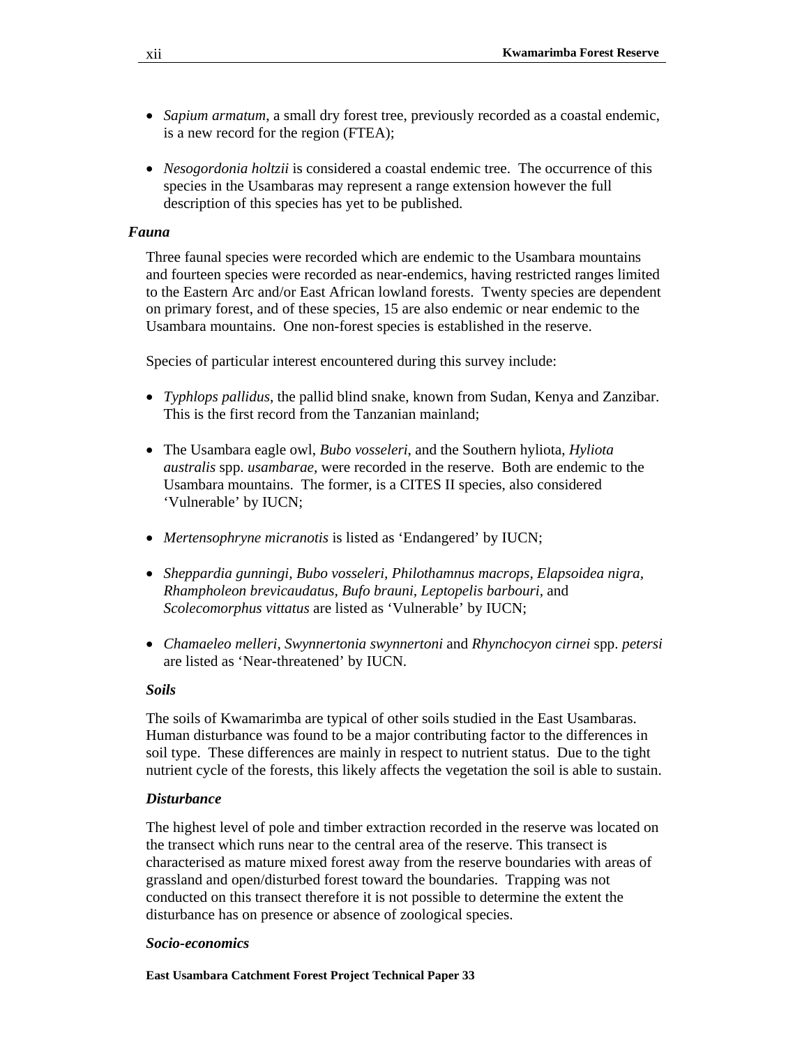- *Sapium armatum*, a small dry forest tree, previously recorded as a coastal endemic, is a new record for the region (FTEA);

- *Nesogordonia holtzii* is considered a coastal endemic tree. The occurrence of this species in the Usambaras may represent a range extension however the full description of this species has yet to be published.

### *Fauna*

Three faunal species were recorded which are endemic to the Usambara mountains and fourteen species were recorded as near-endemics, having restricted ranges limited to the Eastern Arc and/or East African lowland forests. Twenty species are dependent on primary forest, and of these species, 15 are also endemic or near endemic to the Usambara mountains. One non-forest species is established in the reserve.

Species of particular interest encountered during this survey include:

- *Typhlops pallidus*, the pallid blind snake, known from Sudan, Kenya and Zanzibar. This is the first record from the Tanzanian mainland;

- The Usambara eagle owl, *Bubo vosseleri*, and the Southern hyliota, *Hyliota australis* spp. *usambarae,* were recorded in the reserve. Both are endemic to the Usambara mountains. The former, is a CITES II species, also considered 'Vulnerable' by IUCN;

- *Mertensophryne micranotis* is listed as 'Endangered' by IUCN;

- *Sheppardia gunningi, Bubo vosseleri, Philothamnus macrops, Elapsoidea nigra, Rhampholeon brevicaudatus, Bufo brauni, Leptopelis barbouri,* and *Scolecomorphus vittatus* are listed as 'Vulnerable' by IUCN;

- *Chamaeleo melleri, Swynnertonia swynnertoni* and *Rhynchocyon cirnei* spp. *petersi* are listed as 'Near-threatened' by IUCN.

### *Soils*

The soils of Kwamarimba are typical of other soils studied in the East Usambaras. Human disturbance was found to be a major contributing factor to the differences in soil type. These differences are mainly in respect to nutrient status. Due to the tight nutrient cycle of the forests, this likely affects the vegetation the soil is able to sustain.

### *Disturbance*

The highest level of pole and timber extraction recorded in the reserve was located on the transect which runs near to the central area of the reserve. This transect is characterised as mature mixed forest away from the reserve boundaries with areas of grassland and open/disturbed forest toward the boundaries. Trapping was not conducted on this transect therefore it is not possible to determine the extent the disturbance has on presence or absence of zoological species.

### *Socio-economics*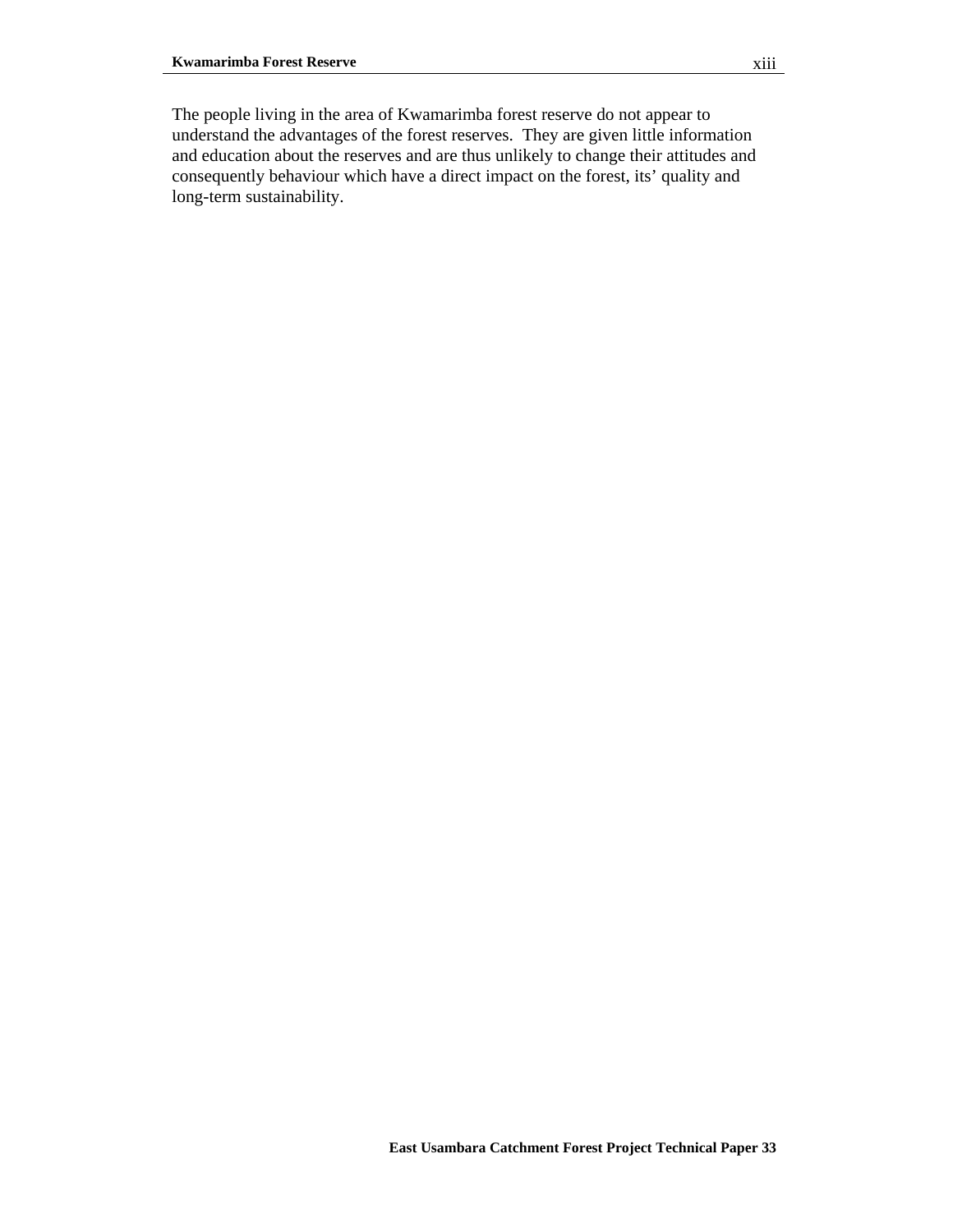The people living in the area of Kwamarimba forest reserve do not appear to understand the advantages of the forest reserves. They are given little information and education about the reserves and are thus unlikely to change their attitudes and consequently behaviour which have a direct impact on the forest, its' quality and long-term sustainability.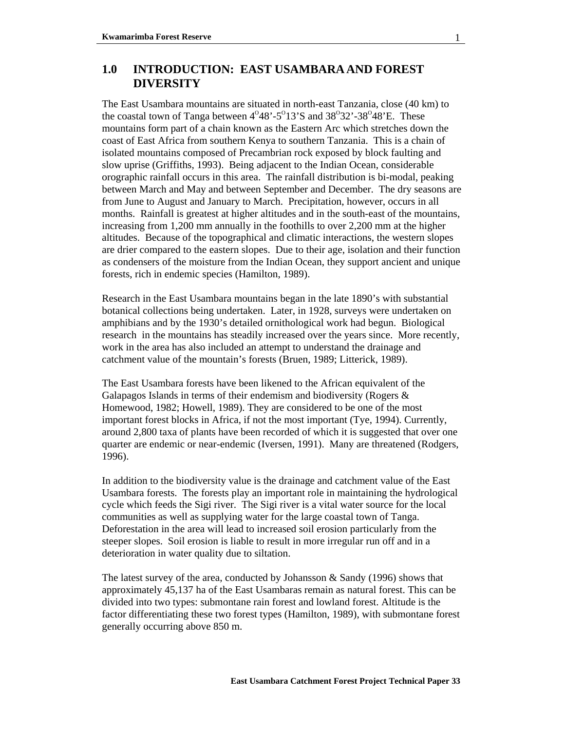# 1.0 INTRODUCTION: EAST USAMBARA AND FOREST DIVERSITY

The East Usambara mountains are situated in north-east Tanzania, close (40 km) to the coastal town of Tanga between $4^{O}48'$-$5^{O}13'$S and $38^{O}32'$-$38^{O}48'$E. These mountains form part of a chain known as the Eastern Arc which stretches down the coast of East Africa from southern Kenya to southern Tanzania. This is a chain of isolated mountains composed of Precambrian rock exposed by block faulting and slow uprise (Griffiths, 1993). Being adjacent to the Indian Ocean, considerable orographic rainfall occurs in this area. The rainfall distribution is bi-modal, peaking between March and May and between September and December. The dry seasons are from June to August and January to March. Precipitation, however, occurs in all months. Rainfall is greatest at higher altitudes and in the south-east of the mountains, increasing from 1,200 mm annually in the foothills to over 2,200 mm at the higher altitudes. Because of the topographical and climatic interactions, the western slopes are drier compared to the eastern slopes. Due to their age, isolation and their function as condensers of the moisture from the Indian Ocean, they support ancient and unique forests, rich in endemic species (Hamilton, 1989).

Research in the East Usambara mountains began in the late 1890's with substantial botanical collections being undertaken. Later, in 1928, surveys were undertaken on amphibians and by the 1930's detailed ornithological work had begun. Biological research in the mountains has steadily increased over the years since. More recently, work in the area has also included an attempt to understand the drainage and catchment value of the mountain's forests (Bruen, 1989; Litterick, 1989).

The East Usambara forests have been likened to the African equivalent of the Galapagos Islands in terms of their endemism and biodiversity (Rogers & Homewood, 1982; Howell, 1989). They are considered to be one of the most important forest blocks in Africa, if not the most important (Tye, 1994). Currently, around 2,800 taxa of plants have been recorded of which it is suggested that over one quarter are endemic or near-endemic (Iversen, 1991). Many are threatened (Rodgers, 1996).

In addition to the biodiversity value is the drainage and catchment value of the East Usambara forests. The forests play an important role in maintaining the hydrological cycle which feeds the Sigi river. The Sigi river is a vital water source for the local communities as well as supplying water for the large coastal town of Tanga. Deforestation in the area will lead to increased soil erosion particularly from the steeper slopes. Soil erosion is liable to result in more irregular run off and in a deterioration in water quality due to siltation.

The latest survey of the area, conducted by Johansson & Sandy (1996) shows that approximately 45,137 ha of the East Usambaras remain as natural forest. This can be divided into two types: submontane rain forest and lowland forest. Altitude is the factor differentiating these two forest types (Hamilton, 1989), with submontane forest generally occurring above 850 m.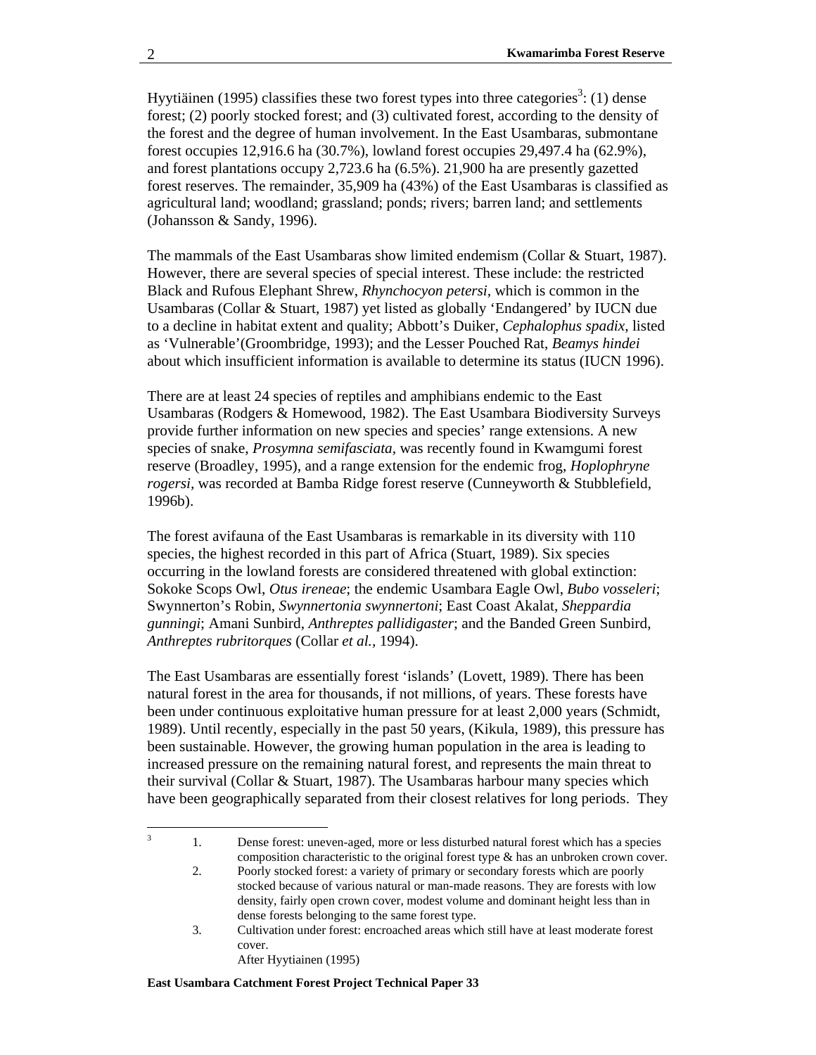Hyytiäinen (1995) classifies these two forest types into three categories[3]: (1) dense forest; (2) poorly stocked forest; and (3) cultivated forest, according to the density of the forest and the degree of human involvement. In the East Usambaras, submontane forest occupies 12,916.6 ha (30.7%), lowland forest occupies 29,497.4 ha (62.9%), and forest plantations occupy 2,723.6 ha (6.5%). 21,900 ha are presently gazetted forest reserves. The remainder, 35,909 ha (43%) of the East Usambaras is classified as agricultural land; woodland; grassland; ponds; rivers; barren land; and settlements (Johansson & Sandy, 1996).

The mammals of the East Usambaras show limited endemism (Collar & Stuart, 1987). However, there are several species of special interest. These include: the restricted Black and Rufous Elephant Shrew, *Rhynchocyon petersi,* which is common in the Usambaras (Collar & Stuart, 1987) yet listed as globally 'Endangered' by IUCN due to a decline in habitat extent and quality; Abbott's Duiker, *Cephalophus spadix*, listed as 'Vulnerable'(Groombridge, 1993); and the Lesser Pouched Rat, *Beamys hindei* about which insufficient information is available to determine its status (IUCN 1996).

There are at least 24 species of reptiles and amphibians endemic to the East Usambaras (Rodgers & Homewood, 1982). The East Usambara Biodiversity Surveys provide further information on new species and species' range extensions. A new species of snake, *Prosymna semifasciata*, was recently found in Kwamgumi forest reserve (Broadley, 1995), and a range extension for the endemic frog, *Hoplophryne rogersi*, was recorded at Bamba Ridge forest reserve (Cunneyworth & Stubblefield, 1996b).

The forest avifauna of the East Usambaras is remarkable in its diversity with 110 species, the highest recorded in this part of Africa (Stuart, 1989). Six species occurring in the lowland forests are considered threatened with global extinction: Sokoke Scops Owl, *Otus ireneae*; the endemic Usambara Eagle Owl, *Bubo vosseleri*; Swynnerton's Robin, *Swynnertonia swynnertoni*; East Coast Akalat, *Sheppardia gunningi*; Amani Sunbird, *Anthreptes pallidigaster*; and the Banded Green Sunbird, *Anthreptes rubritorques* (Collar *et al.*, 1994).

The East Usambaras are essentially forest 'islands' (Lovett, 1989). There has been natural forest in the area for thousands, if not millions, of years. These forests have been under continuous exploitative human pressure for at least 2,000 years (Schmidt, 1989). Until recently, especially in the past 50 years, (Kikula, 1989), this pressure has been sustainable. However, the growing human population in the area is leading to increased pressure on the remaining natural forest, and represents the main threat to their survival (Collar & Stuart, 1987). The Usambaras harbour many species which have been geographically separated from their closest relatives for long periods. They

---

[3]
1. Dense forest: uneven-aged, more or less disturbed natural forest which has a species composition characteristic to the original forest type & has an unbroken crown cover.
2. Poorly stocked forest: a variety of primary or secondary forests which are poorly stocked because of various natural or man-made reasons. They are forests with low density, fairly open crown cover, modest volume and dominant height less than in dense forests belonging to the same forest type.
3. Cultivation under forest: encroached areas which still have at least moderate forest cover.

After Hyytiainen (1995)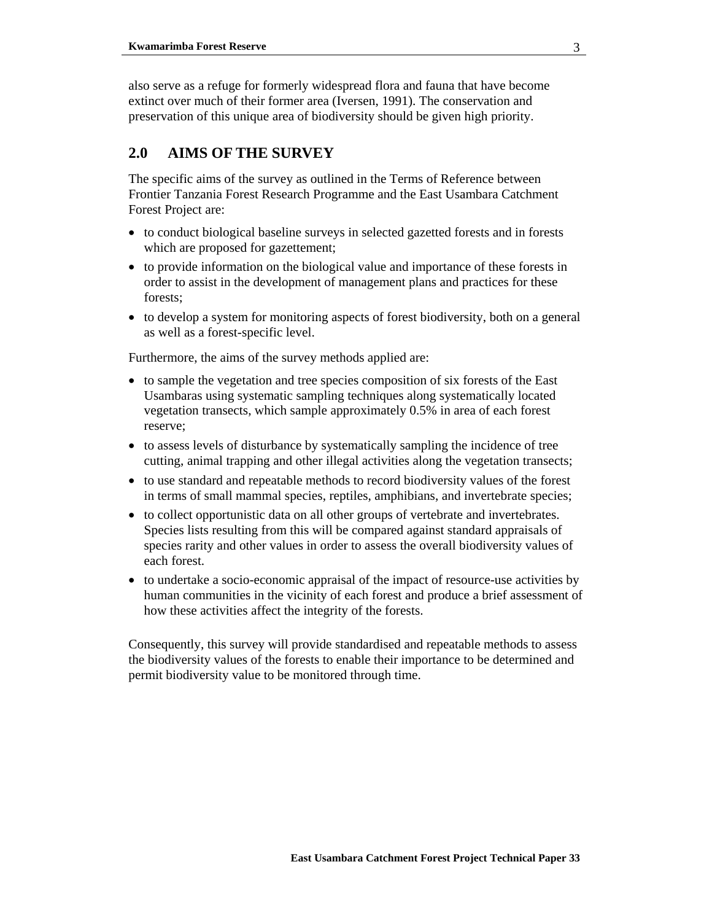also serve as a refuge for formerly widespread flora and fauna that have become extinct over much of their former area (Iversen, 1991). The conservation and preservation of this unique area of biodiversity should be given high priority.

## 2.0 AIMS OF THE SURVEY

The specific aims of the survey as outlined in the Terms of Reference between Frontier Tanzania Forest Research Programme and the East Usambara Catchment Forest Project are:

- to conduct biological baseline surveys in selected gazetted forests and in forests which are proposed for gazettement;
- to provide information on the biological value and importance of these forests in order to assist in the development of management plans and practices for these forests;
- to develop a system for monitoring aspects of forest biodiversity, both on a general as well as a forest-specific level.

Furthermore, the aims of the survey methods applied are:

- to sample the vegetation and tree species composition of six forests of the East Usambaras using systematic sampling techniques along systematically located vegetation transects, which sample approximately 0.5% in area of each forest reserve;
- to assess levels of disturbance by systematically sampling the incidence of tree cutting, animal trapping and other illegal activities along the vegetation transects;
- to use standard and repeatable methods to record biodiversity values of the forest in terms of small mammal species, reptiles, amphibians, and invertebrate species;
- to collect opportunistic data on all other groups of vertebrate and invertebrates. Species lists resulting from this will be compared against standard appraisals of species rarity and other values in order to assess the overall biodiversity values of each forest.
- to undertake a socio-economic appraisal of the impact of resource-use activities by human communities in the vicinity of each forest and produce a brief assessment of how these activities affect the integrity of the forests.

Consequently, this survey will provide standardised and repeatable methods to assess the biodiversity values of the forests to enable their importance to be determined and permit biodiversity value to be monitored through time.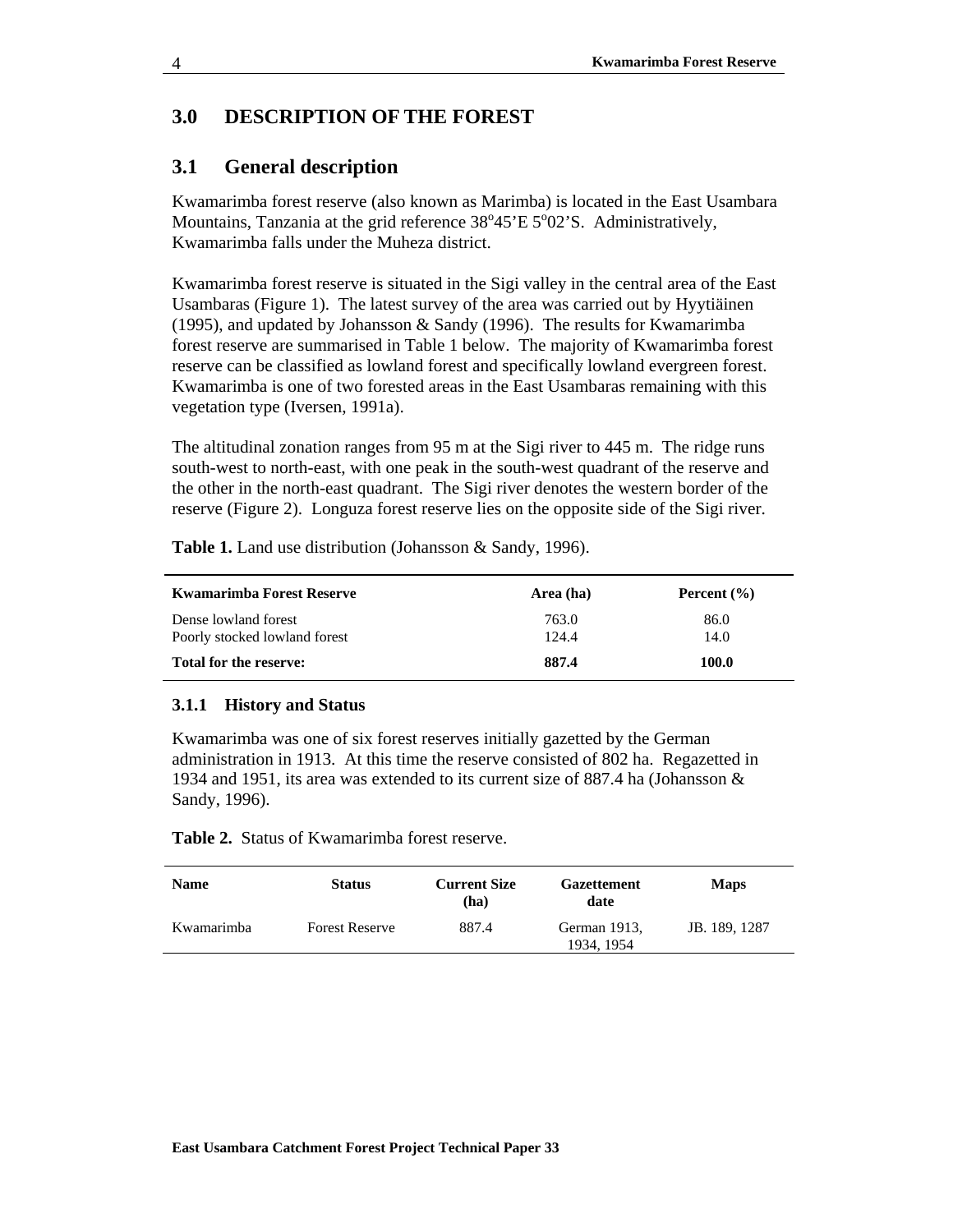# 3.0 DESCRIPTION OF THE FOREST

## 3.1 General description

Kwamarimba forest reserve (also known as Marimba) is located in the East Usambara Mountains, Tanzania at the grid reference 38$^{o}$45'E 5$^{o}$02'S. Administratively, Kwamarimba falls under the Muheza district.

Kwamarimba forest reserve is situated in the Sigi valley in the central area of the East Usambaras (Figure 1). The latest survey of the area was carried out by Hyytiäinen (1995), and updated by Johansson & Sandy (1996). The results for Kwamarimba forest reserve are summarised in Table 1 below. The majority of Kwamarimba forest reserve can be classified as lowland forest and specifically lowland evergreen forest. Kwamarimba is one of two forested areas in the East Usambaras remaining with this vegetation type (Iversen, 1991a).

The altitudinal zonation ranges from 95 m at the Sigi river to 445 m. The ridge runs south-west to north-east, with one peak in the south-west quadrant of the reserve and the other in the north-east quadrant. The Sigi river denotes the western border of the reserve (Figure 2). Longuza forest reserve lies on the opposite side of the Sigi river.

**Table 1.** Land use distribution (Johansson & Sandy, 1996).

| Kwamarimba Forest Reserve | Area (ha) | Percent (%) |
|---|---|---|
| Dense lowland forest | 763.0 | 86.0 |
| Poorly stocked lowland forest | 124.4 | 14.0 |
| **Total for the reserve:** | **887.4** | **100.0** |

### 3.1.1 History and Status

Kwamarimba was one of six forest reserves initially gazetted by the German administration in 1913. At this time the reserve consisted of 802 ha. Regazetted in 1934 and 1951, its area was extended to its current size of 887.4 ha (Johansson & Sandy, 1996).

**Table 2.** Status of Kwamarimba forest reserve.

| Name | Status | Current Size (ha) | Gazettement date | Maps |
|---|---|---|---|---|
| Kwamarimba | Forest Reserve | 887.4 | German 1913, 1934, 1954 | JB. 189, 1287 |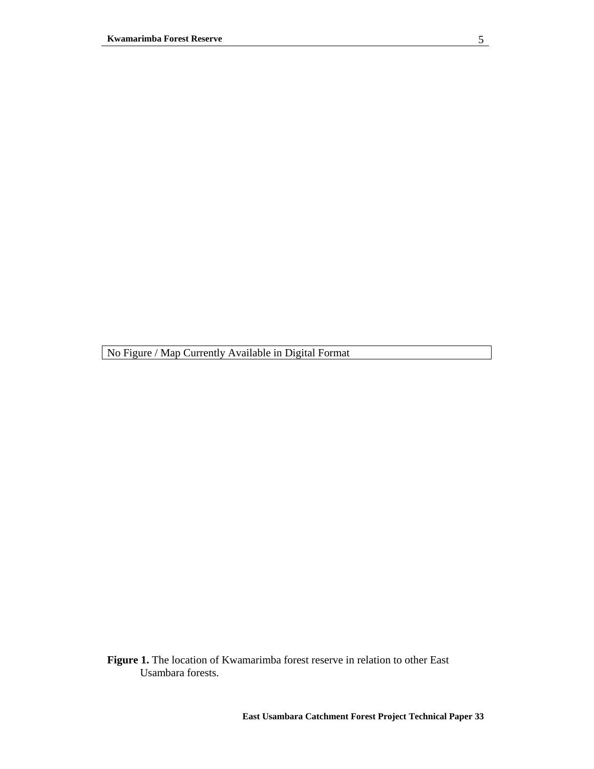No Figure / Map Currently Available in Digital Format

**Figure 1.** The location of Kwamarimba forest reserve in relation to other East Usambara forests.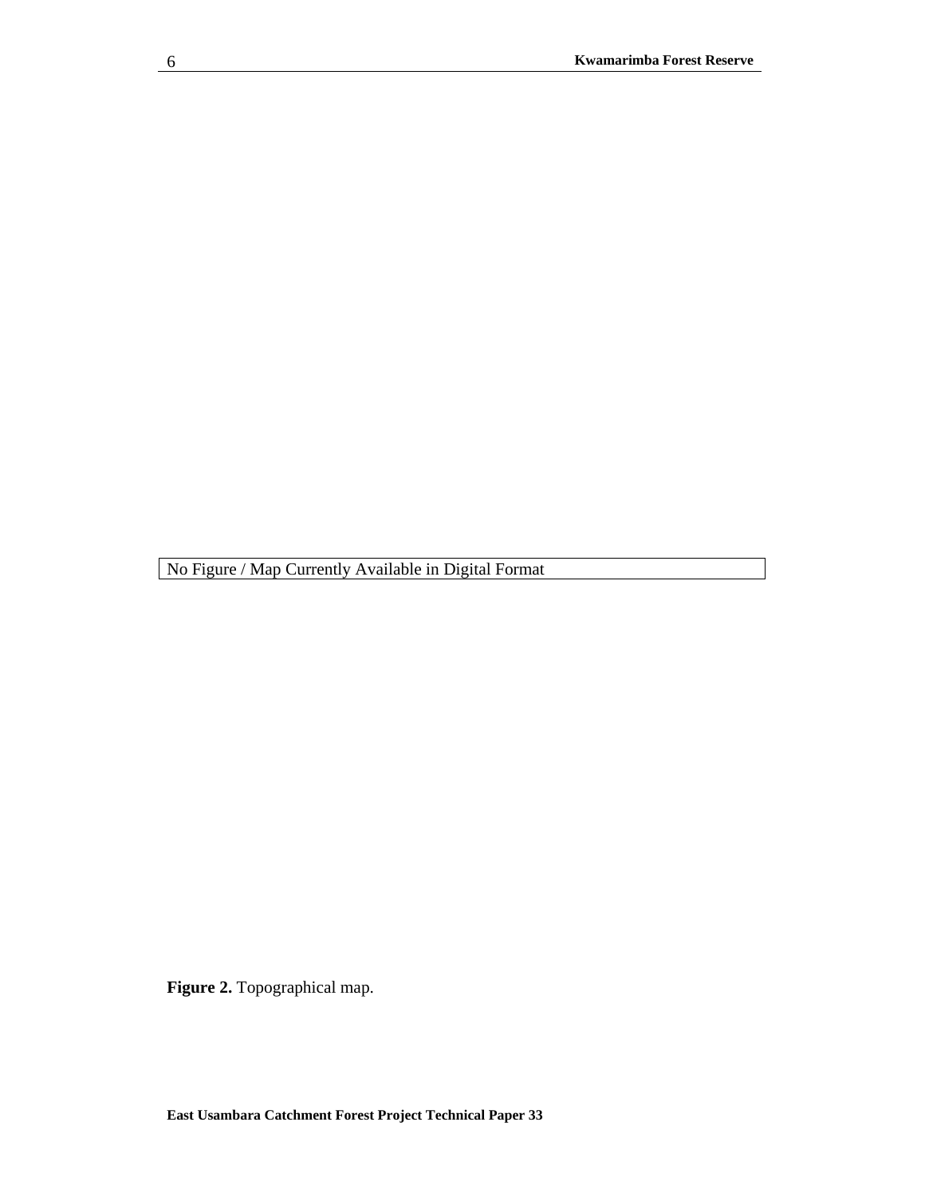No Figure / Map Currently Available in Digital Format

**Figure 2.** Topographical map.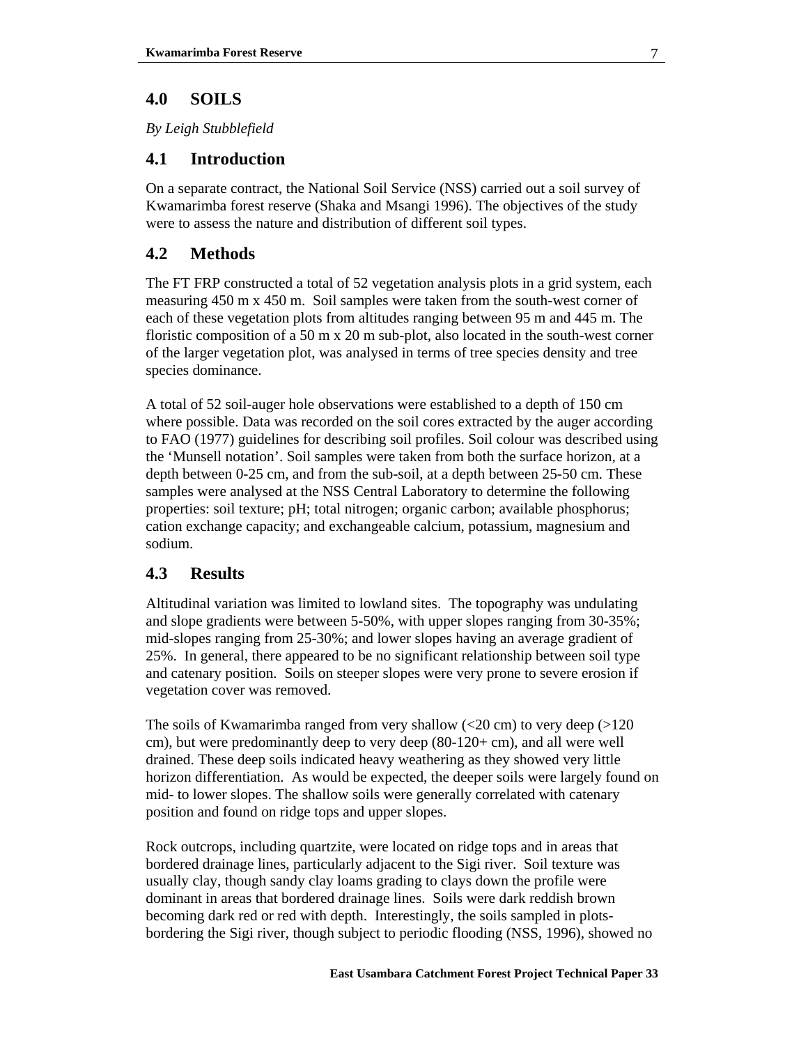## 4.0 SOILS

*By Leigh Stubblefield*

### 4.1 Introduction

On a separate contract, the National Soil Service (NSS) carried out a soil survey of Kwamarimba forest reserve (Shaka and Msangi 1996). The objectives of the study were to assess the nature and distribution of different soil types.

### 4.2 Methods

The FT FRP constructed a total of 52 vegetation analysis plots in a grid system, each measuring 450 m x 450 m. Soil samples were taken from the south-west corner of each of these vegetation plots from altitudes ranging between 95 m and 445 m. The floristic composition of a 50 m x 20 m sub-plot, also located in the south-west corner of the larger vegetation plot, was analysed in terms of tree species density and tree species dominance.

A total of 52 soil-auger hole observations were established to a depth of 150 cm where possible. Data was recorded on the soil cores extracted by the auger according to FAO (1977) guidelines for describing soil profiles. Soil colour was described using the 'Munsell notation'. Soil samples were taken from both the surface horizon, at a depth between 0-25 cm, and from the sub-soil, at a depth between 25-50 cm. These samples were analysed at the NSS Central Laboratory to determine the following properties: soil texture; pH; total nitrogen; organic carbon; available phosphorus; cation exchange capacity; and exchangeable calcium, potassium, magnesium and sodium.

### 4.3 Results

Altitudinal variation was limited to lowland sites. The topography was undulating and slope gradients were between 5-50%, with upper slopes ranging from 30-35%; mid-slopes ranging from 25-30%; and lower slopes having an average gradient of 25%. In general, there appeared to be no significant relationship between soil type and catenary position. Soils on steeper slopes were very prone to severe erosion if vegetation cover was removed.

The soils of Kwamarimba ranged from very shallow (<20 cm) to very deep (>120 cm), but were predominantly deep to very deep (80-120+ cm), and all were well drained. These deep soils indicated heavy weathering as they showed very little horizon differentiation. As would be expected, the deeper soils were largely found on mid- to lower slopes. The shallow soils were generally correlated with catenary position and found on ridge tops and upper slopes.

Rock outcrops, including quartzite, were located on ridge tops and in areas that bordered drainage lines, particularly adjacent to the Sigi river. Soil texture was usually clay, though sandy clay loams grading to clays down the profile were dominant in areas that bordered drainage lines. Soils were dark reddish brown becoming dark red or red with depth. Interestingly, the soils sampled in plots-bordering the Sigi river, though subject to periodic flooding (NSS, 1996), showed no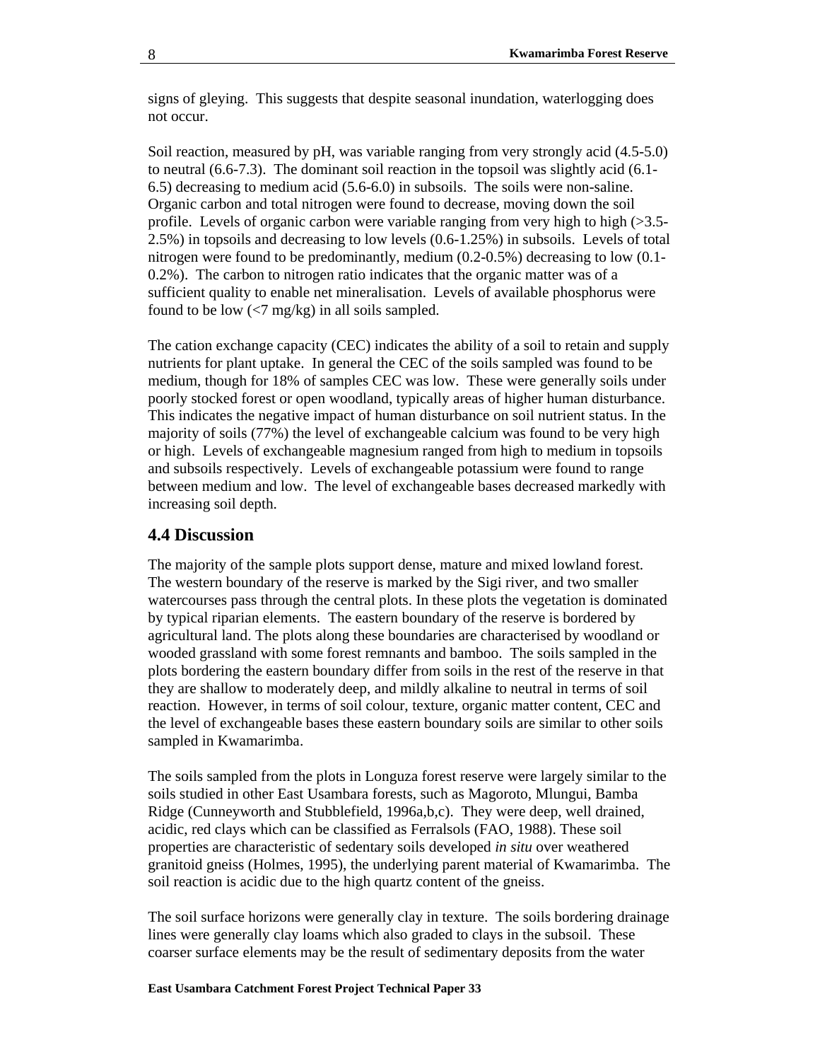signs of gleying. This suggests that despite seasonal inundation, waterlogging does not occur.

Soil reaction, measured by pH, was variable ranging from very strongly acid (4.5-5.0) to neutral (6.6-7.3). The dominant soil reaction in the topsoil was slightly acid (6.1-6.5) decreasing to medium acid (5.6-6.0) in subsoils. The soils were non-saline. Organic carbon and total nitrogen were found to decrease, moving down the soil profile. Levels of organic carbon were variable ranging from very high to high (>3.5-2.5%) in topsoils and decreasing to low levels (0.6-1.25%) in subsoils. Levels of total nitrogen were found to be predominantly, medium (0.2-0.5%) decreasing to low (0.1-0.2%). The carbon to nitrogen ratio indicates that the organic matter was of a sufficient quality to enable net mineralisation. Levels of available phosphorus were found to be low (<7 mg/kg) in all soils sampled.

The cation exchange capacity (CEC) indicates the ability of a soil to retain and supply nutrients for plant uptake. In general the CEC of the soils sampled was found to be medium, though for 18% of samples CEC was low. These were generally soils under poorly stocked forest or open woodland, typically areas of higher human disturbance. This indicates the negative impact of human disturbance on soil nutrient status. In the majority of soils (77%) the level of exchangeable calcium was found to be very high or high. Levels of exchangeable magnesium ranged from high to medium in topsoils and subsoils respectively. Levels of exchangeable potassium were found to range between medium and low. The level of exchangeable bases decreased markedly with increasing soil depth.

## 4.4 Discussion

The majority of the sample plots support dense, mature and mixed lowland forest. The western boundary of the reserve is marked by the Sigi river, and two smaller watercourses pass through the central plots. In these plots the vegetation is dominated by typical riparian elements. The eastern boundary of the reserve is bordered by agricultural land. The plots along these boundaries are characterised by woodland or wooded grassland with some forest remnants and bamboo. The soils sampled in the plots bordering the eastern boundary differ from soils in the rest of the reserve in that they are shallow to moderately deep, and mildly alkaline to neutral in terms of soil reaction. However, in terms of soil colour, texture, organic matter content, CEC and the level of exchangeable bases these eastern boundary soils are similar to other soils sampled in Kwamarimba.

The soils sampled from the plots in Longuza forest reserve were largely similar to the soils studied in other East Usambara forests, such as Magoroto, Mlungui, Bamba Ridge (Cunneyworth and Stubblefield, 1996a,b,c). They were deep, well drained, acidic, red clays which can be classified as Ferralsols (FAO, 1988). These soil properties are characteristic of sedentary soils developed *in situ* over weathered granitoid gneiss (Holmes, 1995), the underlying parent material of Kwamarimba. The soil reaction is acidic due to the high quartz content of the gneiss.

The soil surface horizons were generally clay in texture. The soils bordering drainage lines were generally clay loams which also graded to clays in the subsoil. These coarser surface elements may be the result of sedimentary deposits from the water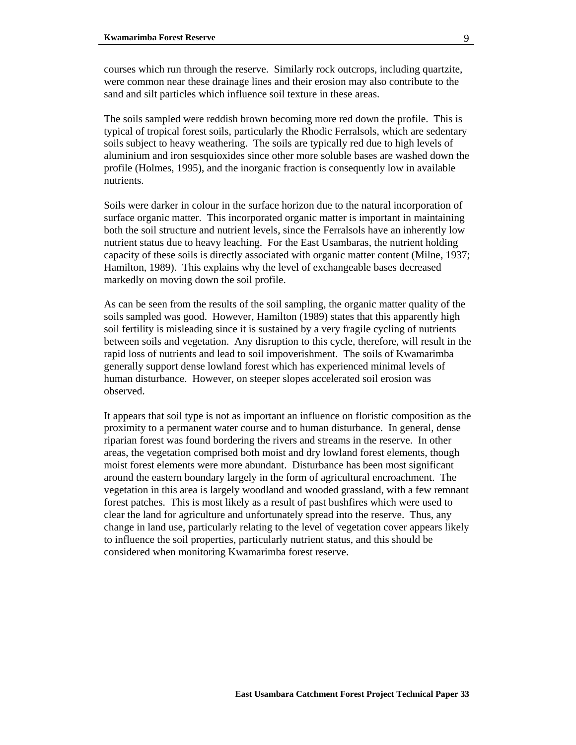courses which run through the reserve. Similarly rock outcrops, including quartzite, were common near these drainage lines and their erosion may also contribute to the sand and silt particles which influence soil texture in these areas.

The soils sampled were reddish brown becoming more red down the profile. This is typical of tropical forest soils, particularly the Rhodic Ferralsols, which are sedentary soils subject to heavy weathering. The soils are typically red due to high levels of aluminium and iron sesquioxides since other more soluble bases are washed down the profile (Holmes, 1995), and the inorganic fraction is consequently low in available nutrients.

Soils were darker in colour in the surface horizon due to the natural incorporation of surface organic matter. This incorporated organic matter is important in maintaining both the soil structure and nutrient levels, since the Ferralsols have an inherently low nutrient status due to heavy leaching. For the East Usambaras, the nutrient holding capacity of these soils is directly associated with organic matter content (Milne, 1937; Hamilton, 1989). This explains why the level of exchangeable bases decreased markedly on moving down the soil profile.

As can be seen from the results of the soil sampling, the organic matter quality of the soils sampled was good. However, Hamilton (1989) states that this apparently high soil fertility is misleading since it is sustained by a very fragile cycling of nutrients between soils and vegetation. Any disruption to this cycle, therefore, will result in the rapid loss of nutrients and lead to soil impoverishment. The soils of Kwamarimba generally support dense lowland forest which has experienced minimal levels of human disturbance. However, on steeper slopes accelerated soil erosion was observed.

It appears that soil type is not as important an influence on floristic composition as the proximity to a permanent water course and to human disturbance. In general, dense riparian forest was found bordering the rivers and streams in the reserve. In other areas, the vegetation comprised both moist and dry lowland forest elements, though moist forest elements were more abundant. Disturbance has been most significant around the eastern boundary largely in the form of agricultural encroachment. The vegetation in this area is largely woodland and wooded grassland, with a few remnant forest patches. This is most likely as a result of past bushfires which were used to clear the land for agriculture and unfortunately spread into the reserve. Thus, any change in land use, particularly relating to the level of vegetation cover appears likely to influence the soil properties, particularly nutrient status, and this should be considered when monitoring Kwamarimba forest reserve.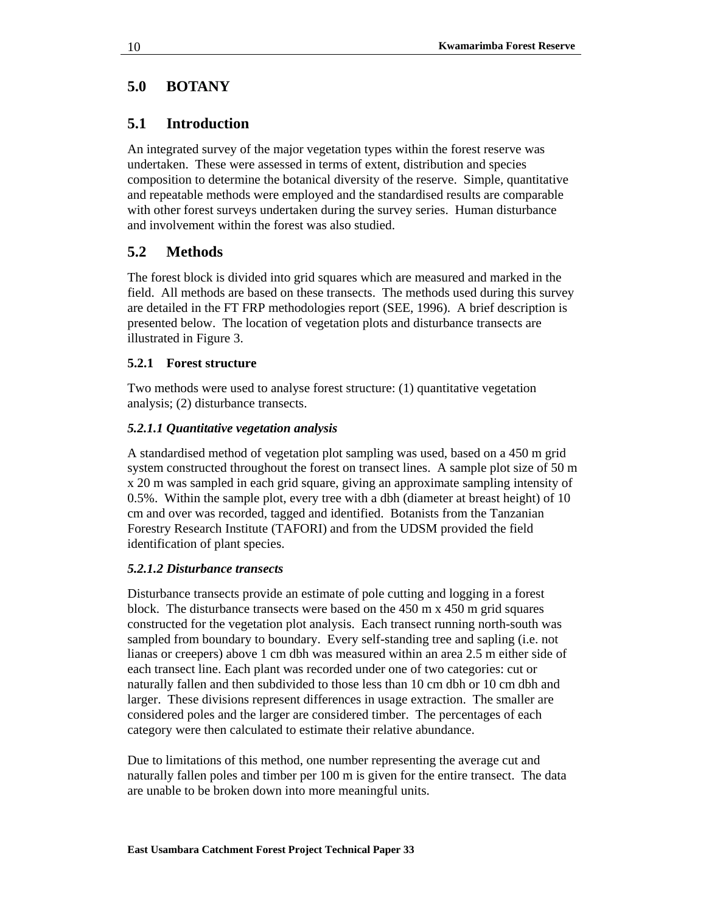# 5.0 BOTANY

## 5.1 Introduction

An integrated survey of the major vegetation types within the forest reserve was undertaken. These were assessed in terms of extent, distribution and species composition to determine the botanical diversity of the reserve. Simple, quantitative and repeatable methods were employed and the standardised results are comparable with other forest surveys undertaken during the survey series. Human disturbance and involvement within the forest was also studied.

## 5.2 Methods

The forest block is divided into grid squares which are measured and marked in the field. All methods are based on these transects. The methods used during this survey are detailed in the FT FRP methodologies report (SEE, 1996). A brief description is presented below. The location of vegetation plots and disturbance transects are illustrated in Figure 3.

### 5.2.1 Forest structure

Two methods were used to analyse forest structure: (1) quantitative vegetation analysis; (2) disturbance transects.

#### *5.2.1.1 Quantitative vegetation analysis*

A standardised method of vegetation plot sampling was used, based on a 450 m grid system constructed throughout the forest on transect lines. A sample plot size of 50 m x 20 m was sampled in each grid square, giving an approximate sampling intensity of 0.5%. Within the sample plot, every tree with a dbh (diameter at breast height) of 10 cm and over was recorded, tagged and identified. Botanists from the Tanzanian Forestry Research Institute (TAFORI) and from the UDSM provided the field identification of plant species.

#### *5.2.1.2 Disturbance transects*

Disturbance transects provide an estimate of pole cutting and logging in a forest block. The disturbance transects were based on the 450 m x 450 m grid squares constructed for the vegetation plot analysis. Each transect running north-south was sampled from boundary to boundary. Every self-standing tree and sapling (i.e. not lianas or creepers) above 1 cm dbh was measured within an area 2.5 m either side of each transect line. Each plant was recorded under one of two categories: cut or naturally fallen and then subdivided to those less than 10 cm dbh or 10 cm dbh and larger. These divisions represent differences in usage extraction. The smaller are considered poles and the larger are considered timber. The percentages of each category were then calculated to estimate their relative abundance.

Due to limitations of this method, one number representing the average cut and naturally fallen poles and timber per 100 m is given for the entire transect. The data are unable to be broken down into more meaningful units.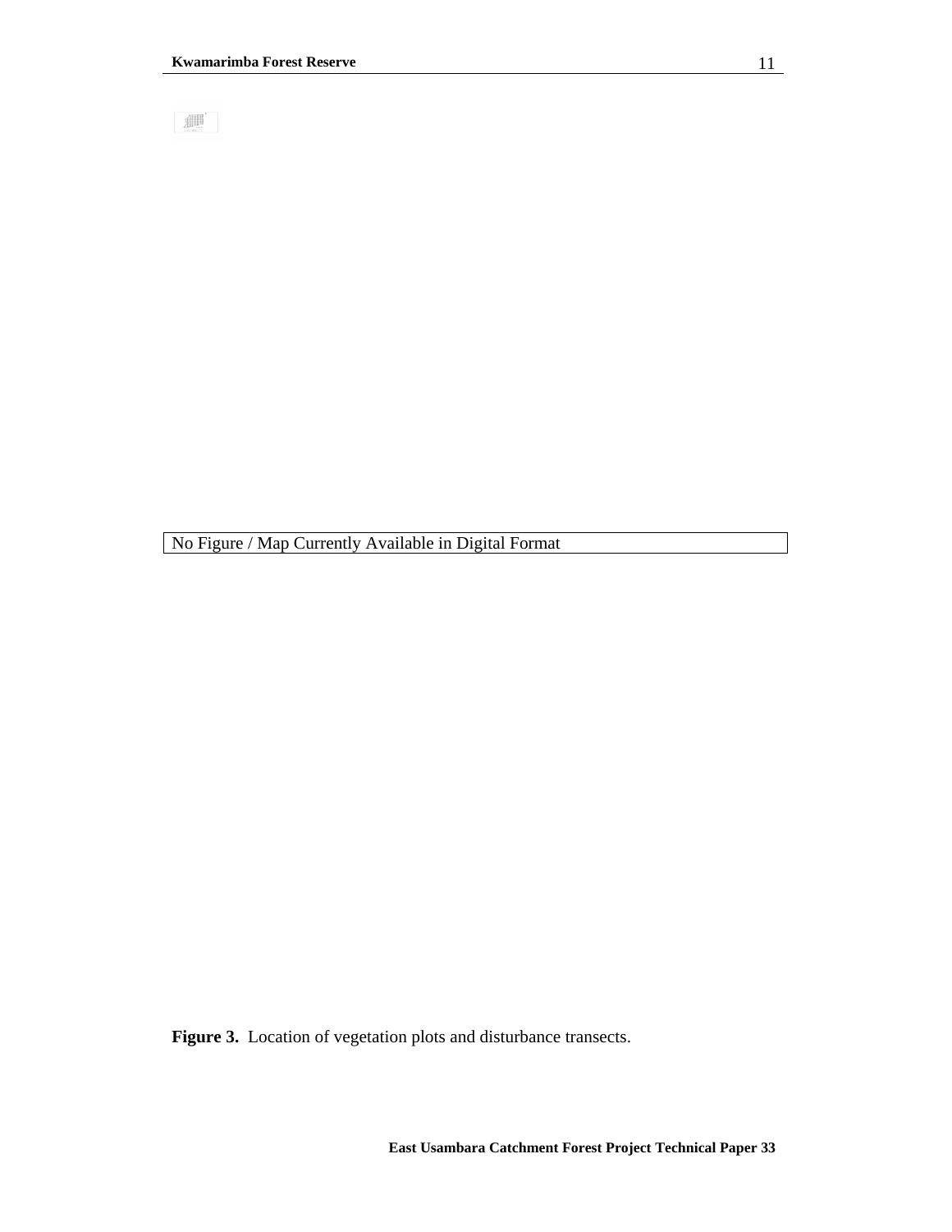No Figure / Map Currently Available in Digital Format

**Figure 3.** Location of vegetation plots and disturbance transects.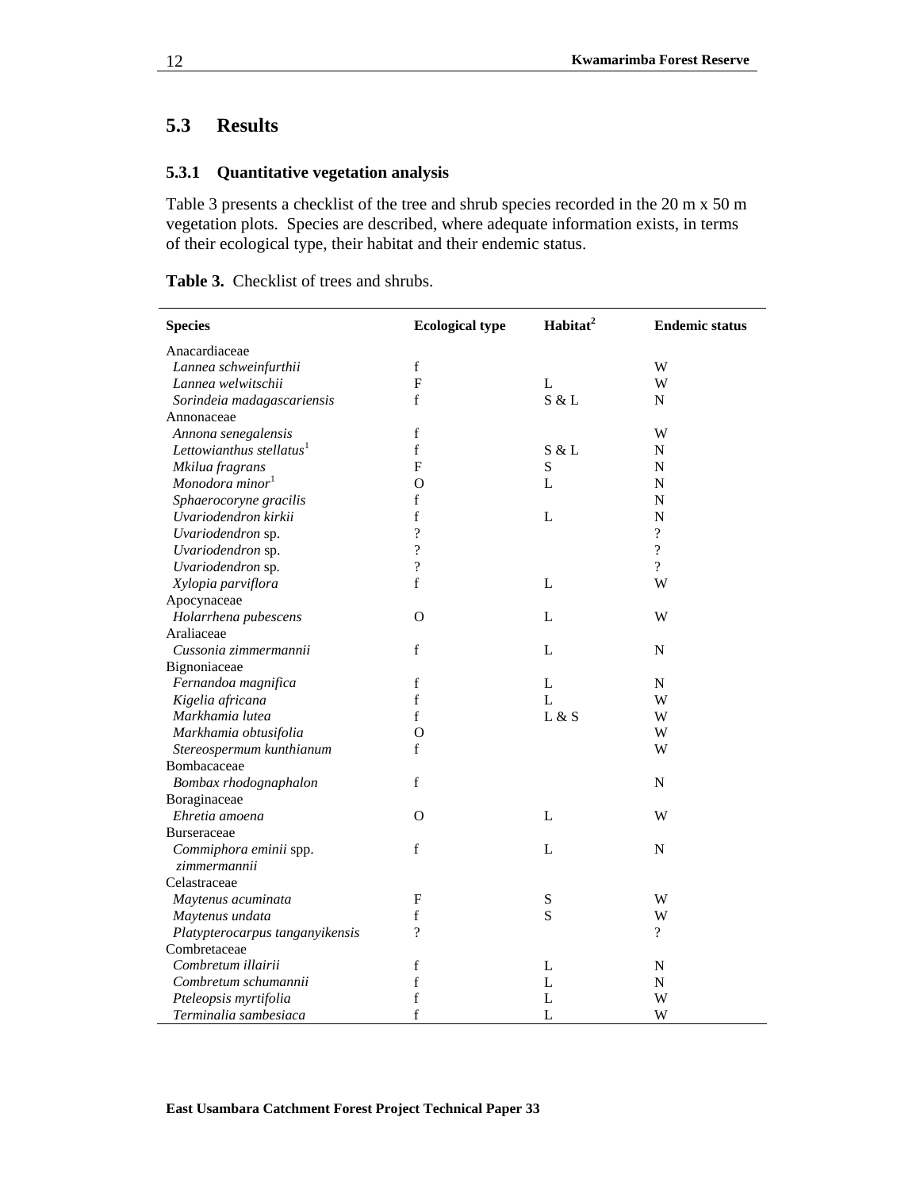## 5.3 Results

### 5.3.1 Quantitative vegetation analysis

Table 3 presents a checklist of the tree and shrub species recorded in the 20 m x 50 m vegetation plots. Species are described, where adequate information exists, in terms of their ecological type, their habitat and their endemic status.

**Table 3.** Checklist of trees and shrubs.

| Species | Ecological type | Habitat[2] | Endemic status |
|---|---|---|---|
| Anacardiaceae | | | |
| *Lannea schweinfurthii* | f | | W |
| *Lannea welwitschii* | F | L | W |
| *Sorindeia madagascariensis* | f | S & L | N |
| Annonaceae | | | |
| *Annona senegalensis* | f | | W |
| *Lettowianthus stellatus*[1] | f | S & L | N |
| *Mkilua fragrans* | F | S | N |
| *Monodora minor*[1] | O | L | N |
| *Sphaerocoryne gracilis* | f | | N |
| *Uvariodendron kirkii* | f | L | N |
| *Uvariodendron* sp. | ? | | ? |
| *Uvariodendron* sp. | ? | | ? |
| *Uvariodendron* sp. | ? | | ? |
| *Xylopia parviflora* | f | L | W |
| Apocynaceae | | | |
| *Holarrhena pubescens* | O | L | W |
| Araliaceae | | | |
| *Cussonia zimmermannii* | f | L | N |
| Bignoniaceae | | | |
| *Fernandoa magnifica* | f | L | N |
| *Kigelia africana* | f | L | W |
| *Markhamia lutea* | f | L & S | W |
| *Markhamia obtusifolia* | O | | W |
| *Stereospermum kunthianum* | f | | W |
| Bombacaceae | | | |
| *Bombax rhodognaphalon* | f | | N |
| Boraginaceae | | | |
| *Ehretia amoena* | O | L | W |
| Burseraceae | | | |
| *Commiphora eminii* spp. *zimmermannii* | f | L | N |
| Celastraceae | | | |
| *Maytenus acuminata* | F | S | W |
| *Maytenus undata* | f | S | W |
| *Platypterocarpus tanganyikensis* | ? | | ? |
| Combretaceae | | | |
| *Combretum illairii* | f | L | N |
| *Combretum schumannii* | f | L | N |
| *Pteleopsis myrtifolia* | f | L | W |
| *Terminalia sambesiaca* | f | L | W |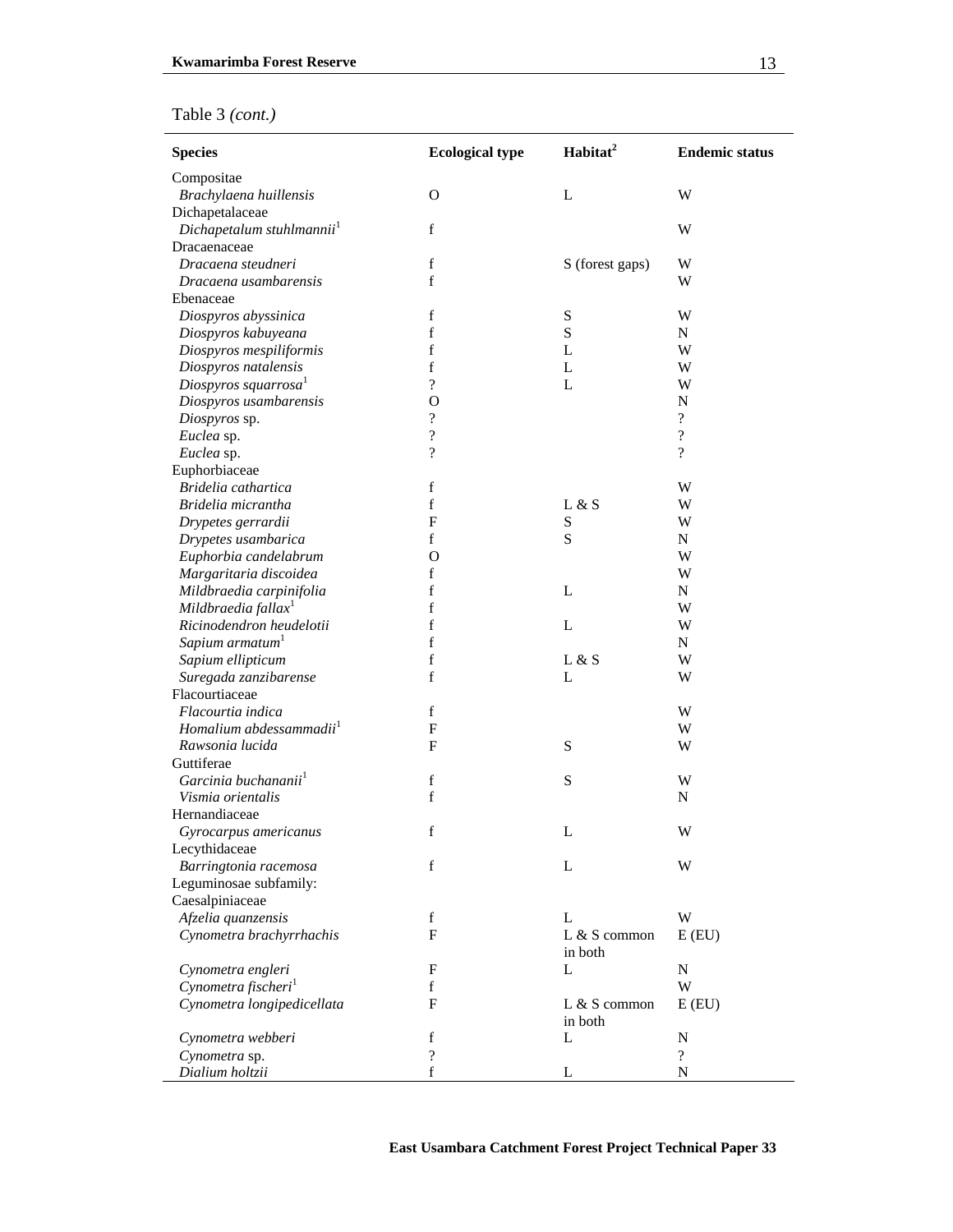Table 3 *(cont.)*

| Species | Ecological type | Habitat[2] | Endemic status |
|---|---|---|---|
| Compositae | | | |
| *Brachylaena huillensis* | O | L | W |
| Dichapetalaceae | | | |
| *Dichapetalum stuhlmannii*[1] | f | | W |
| Dracaenaceae | | | |
| *Dracaena steudneri* | f | S (forest gaps) | W |
| *Dracaena usambarensis* | f | | W |
| Ebenaceae | | | |
| *Diospyros abyssinica* | f | S | W |
| *Diospyros kabuyeana* | f | S | N |
| *Diospyros mespiliformis* | f | L | W |
| *Diospyros natalensis* | f | L | W |
| *Diospyros squarrosa*[1] | ? | L | W |
| *Diospyros usambarensis* | O | | N |
| *Diospyros* sp. | ? | | ? |
| *Euclea* sp. | ? | | ? |
| *Euclea* sp. | ? | | ? |
| Euphorbiaceae | | | |
| *Bridelia cathartica* | f | | W |
| *Bridelia micrantha* | f | L & S | W |
| *Drypetes gerrardii* | F | S | W |
| *Drypetes usambarica* | f | S | N |
| *Euphorbia candelabrum* | O | | W |
| *Margaritaria discoidea* | f | | W |
| *Mildbraedia carpinifolia* | f | L | N |
| *Mildbraedia fallax*[1] | f | | W |
| *Ricinodendron heudelotii* | f | L | W |
| *Sapium armatum*[1] | f | | N |
| *Sapium ellipticum* | f | L & S | W |
| *Suregada zanzibarense* | f | L | W |
| Flacourtiaceae | | | |
| *Flacourtia indica* | f | | W |
| *Homalium abdessammadii*[1] | F | | W |
| *Rawsonia lucida* | F | S | W |
| Guttiferae | | | |
| *Garcinia buchananii*[1] | f | S | W |
| *Vismia orientalis* | f | | N |
| Hernandiaceae | | | |
| *Gyrocarpus americanus* | f | L | W |
| Lecythidaceae | | | |
| *Barringtonia racemosa* | f | L | W |
| Leguminosae subfamily: Caesalpiniaceae | | | |
| *Afzelia quanzensis* | f | L | W |
| *Cynometra brachyrrhachis* | F | L & S common in both | E (EU) |
| *Cynometra engleri* | F | L | N |
| *Cynometra fischeri*[1] | f | | W |
| *Cynometra longipedicellata* | F | L & S common in both | E (EU) |
| *Cynometra webberi* | f | L | N |
| *Cynometra* sp. | ? | | ? |
| *Dialium holtzii* | f | L | N |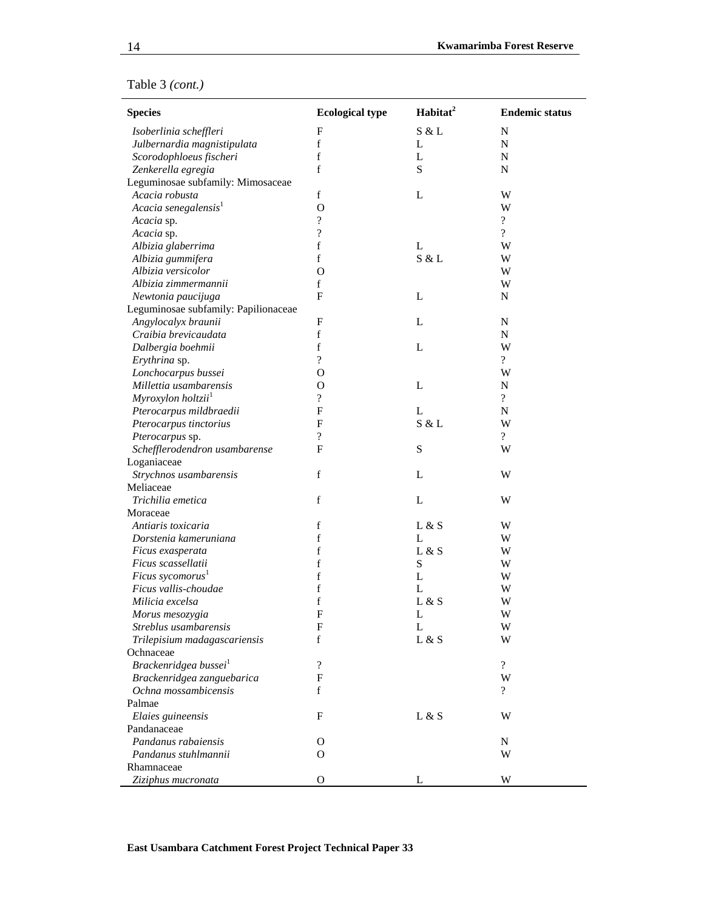Table 3 *(cont.)*

| Species | Ecological type | Habitat[2] | Endemic status |
|---|---|---|---|
| *Isoberlinia scheffleri* | F | S & L | N |
| *Julbernardia magnistipulata* | f | L | N |
| *Scorodophloeus fischeri* | f | L | N |
| *Zenkerella egregia* | f | S | N |
| Leguminosae subfamily: Mimosaceae | | | |
| *Acacia robusta* | f | L | W |
| *Acacia senegalensis*[1] | O | | W |
| *Acacia* sp. | ? | | ? |
| *Acacia* sp. | ? | | ? |
| *Albizia glaberrima* | f | L | W |
| *Albizia gummifera* | f | S & L | W |
| *Albizia versicolor* | O | | W |
| *Albizia zimmermannii* | f | | W |
| *Newtonia paucijuga* | F | L | N |
| Leguminosae subfamily: Papilionaceae | | | |
| *Angylocalyx braunii* | F | L | N |
| *Craibia brevicaudata* | f | | N |
| *Dalbergia boehmii* | f | L | W |
| *Erythrina* sp. | ? | | ? |
| *Lonchocarpus bussei* | O | | W |
| *Millettia usambarensis* | O | L | N |
| *Myroxylon holtzii*[1] | ? | | ? |
| *Pterocarpus mildbraedii* | F | L | N |
| *Pterocarpus tinctorius* | F | S & L | W |
| *Pterocarpus* sp. | ? | | ? |
| *Schefflerodendron usambarense* | F | S | W |
| Loganiaceae | | | |
| *Strychnos usambarensis* | f | L | W |
| Meliaceae | | | |
| *Trichilia emetica* | f | L | W |
| Moraceae | | | |
| *Antiaris toxicaria* | f | L & S | W |
| *Dorstenia kameruniana* | f | L | W |
| *Ficus exasperata* | f | L & S | W |
| *Ficus scassellatii* | f | S | W |
| *Ficus sycomorus*[1] | f | L | W |
| *Ficus vallis-choudae* | f | L | W |
| *Milicia excelsa* | f | L & S | W |
| *Morus mesozygia* | F | L | W |
| *Streblus usambarensis* | F | L | W |
| *Trilepisium madagascariensis* | f | L & S | W |
| Ochnaceae | | | |
| *Brackenridgea bussei*[1] | ? | | ? |
| *Brackenridgea zanguebarica* | F | | W |
| *Ochna mossambicensis* | f | | ? |
| Palmae | | | |
| *Elaies guineensis* | F | L & S | W |
| Pandanaceae | | | |
| *Pandanus rabaiensis* | O | | N |
| *Pandanus stuhlmannii* | O | | W |
| Rhamnaceae | | | |
| *Ziziphus mucronata* | O | L | W |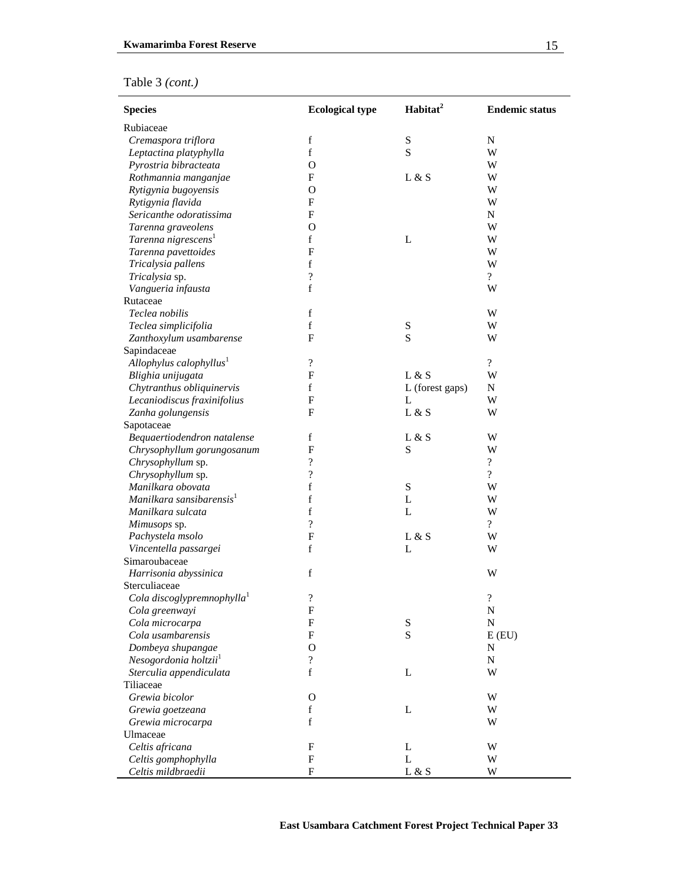Table 3 *(cont.)*

| Species | Ecological type | Habitat[2] | Endemic status |
|---|---|---|---|
| Rubiaceae | | | |
| *Cremaspora triflora* | f | S | N |
| *Leptactina platyphylla* | f | S | W |
| *Pyrostria bibracteata* | O | | W |
| *Rothmannia manganjae* | F | L & S | W |
| *Rytigynia bugoyensis* | O | | W |
| *Rytigynia flavida* | F | | W |
| *Sericanthe odoratissima* | F | | N |
| *Tarenna graveolens* | O | | W |
| *Tarenna nigrescens*[1] | f | L | W |
| *Tarenna pavettoides* | F | | W |
| *Tricalysia pallens* | f | | W |
| *Tricalysia* sp. | ? | | ? |
| *Vangueria infausta* | f | | W |
| Rutaceae | | | |
| *Teclea nobilis* | f | | W |
| *Teclea simplicifolia* | f | S | W |
| *Zanthoxylum usambarense* | F | S | W |
| Sapindaceae | | | |
| *Allophylus calophyllus*[1] | ? | | ? |
| *Blighia unijugata* | F | L & S | W |
| *Chytranthus obliquinervis* | f | L (forest gaps) | N |
| *Lecaniodiscus fraxinifolius* | F | L | W |
| *Zanha golungensis* | F | L & S | W |
| Sapotaceae | | | |
| *Bequaertiodendron natalense* | f | L & S | W |
| *Chrysophyllum gorungosanum* | F | S | W |
| *Chrysophyllum* sp. | ? | | ? |
| *Chrysophyllum* sp. | ? | | ? |
| *Manilkara obovata* | f | S | W |
| *Manilkara sansibarensis*[1] | f | L | W |
| *Manilkara sulcata* | f | L | W |
| *Mimusops* sp. | ? | | ? |
| *Pachystela msolo* | F | L & S | W |
| *Vincentella passargei* | f | L | W |
| Simaroubaceae | | | |
| *Harrisonia abyssinica* | f | | W |
| Sterculiaceae | | | |
| *Cola discoglypremnophylla*[1] | ? | | ? |
| *Cola greenwayi* | F | | N |
| *Cola microcarpa* | F | S | N |
| *Cola usambarensis* | F | S | E (EU) |
| *Dombeya shupangae* | O | | N |
| *Nesogordonia holtzii*[1] | ? | | N |
| *Sterculia appendiculata* | f | L | W |
| Tiliaceae | | | |
| *Grewia bicolor* | O | | W |
| *Grewia goetzeana* | f | L | W |
| *Grewia microcarpa* | f | | W |
| Ulmaceae | | | |
| *Celtis africana* | F | L | W |
| *Celtis gomphophylla* | F | L | W |
| *Celtis mildbraedii* | F | L & S | W |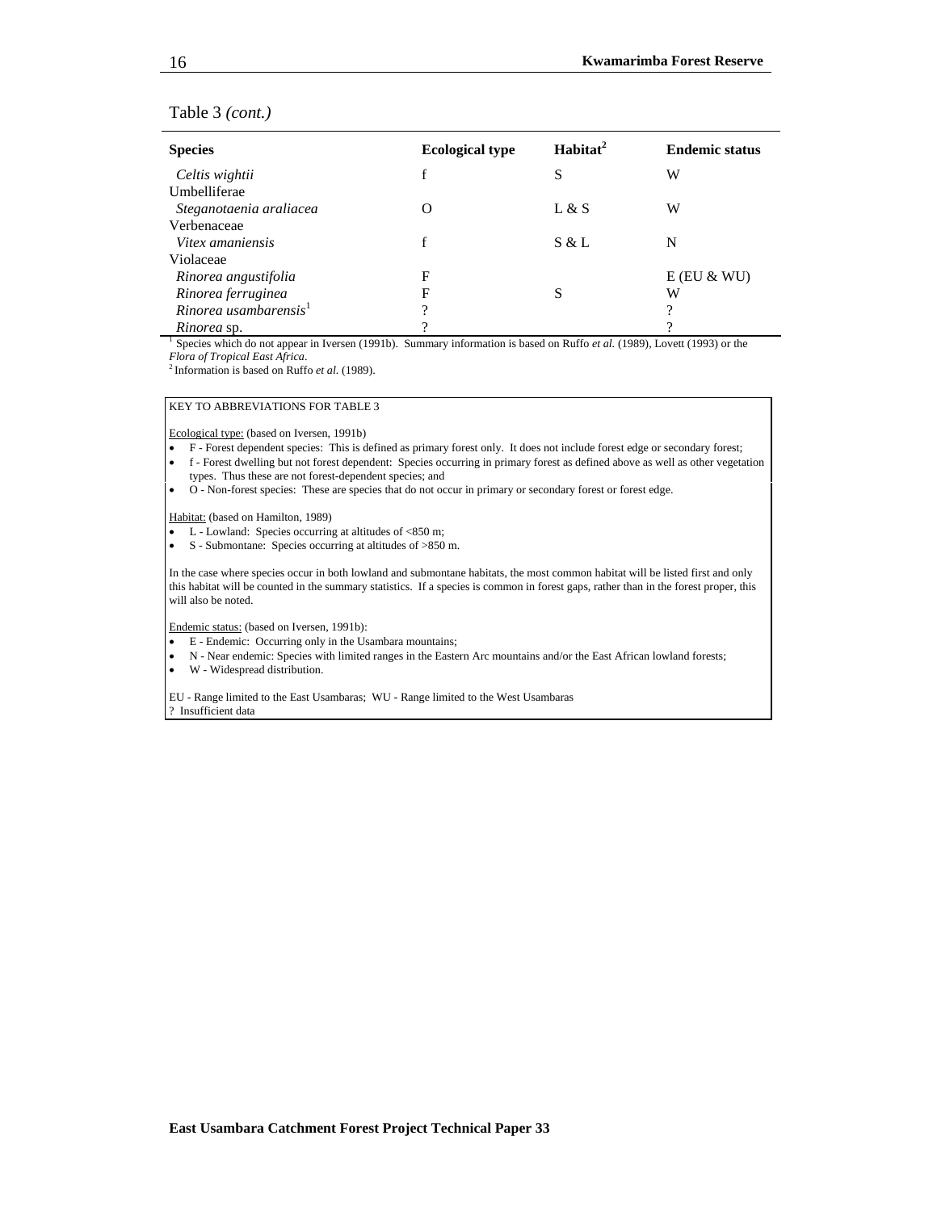Table 3 *(cont.)*

| Species | Ecological type | Habitat[2] | Endemic status |
|---|---|---|---|
| *Celtis wightii* | f | S | W |
| Umbelliferae | | | |
| *Steganotaenia araliacea* | O | L & S | W |
| Verbenaceae | | | |
| *Vitex amaniensis* | f | S & L | N |
| Violaceae | | | |
| *Rinorea angustifolia* | F | | E (EU & WU) |
| *Rinorea ferruginea* | F | S | W |
| *Rinorea usambarensis*[1] | ? | | ? |
| *Rinorea* sp. | ? | | ? |

[1] Species which do not appear in Iversen (1991b). Summary information is based on Ruffo *et al.* (1989), Lovett (1993) or the *Flora of Tropical East Africa*.
[2] Information is based on Ruffo *et al.* (1989).

KEY TO ABBREVIATIONS FOR TABLE 3

Ecological type: (based on Iversen, 1991b)

- F - Forest dependent species: This is defined as primary forest only. It does not include forest edge or secondary forest;
- f - Forest dwelling but not forest dependent: Species occurring in primary forest as defined above as well as other vegetation types. Thus these are not forest-dependent species; and
- O - Non-forest species: These are species that do not occur in primary or secondary forest or forest edge.

Habitat: (based on Hamilton, 1989)

- L - Lowland: Species occurring at altitudes of <850 m;
- S - Submontane: Species occurring at altitudes of >850 m.

In the case where species occur in both lowland and submontane habitats, the most common habitat will be listed first and only this habitat will be counted in the summary statistics. If a species is common in forest gaps, rather than in the forest proper, this will also be noted.

Endemic status: (based on Iversen, 1991b):

- E - Endemic: Occurring only in the Usambara mountains;
- N - Near endemic: Species with limited ranges in the Eastern Arc mountains and/or the East African lowland forests;
- W - Widespread distribution.

EU - Range limited to the East Usambaras; WU - Range limited to the West Usambaras
? Insufficient data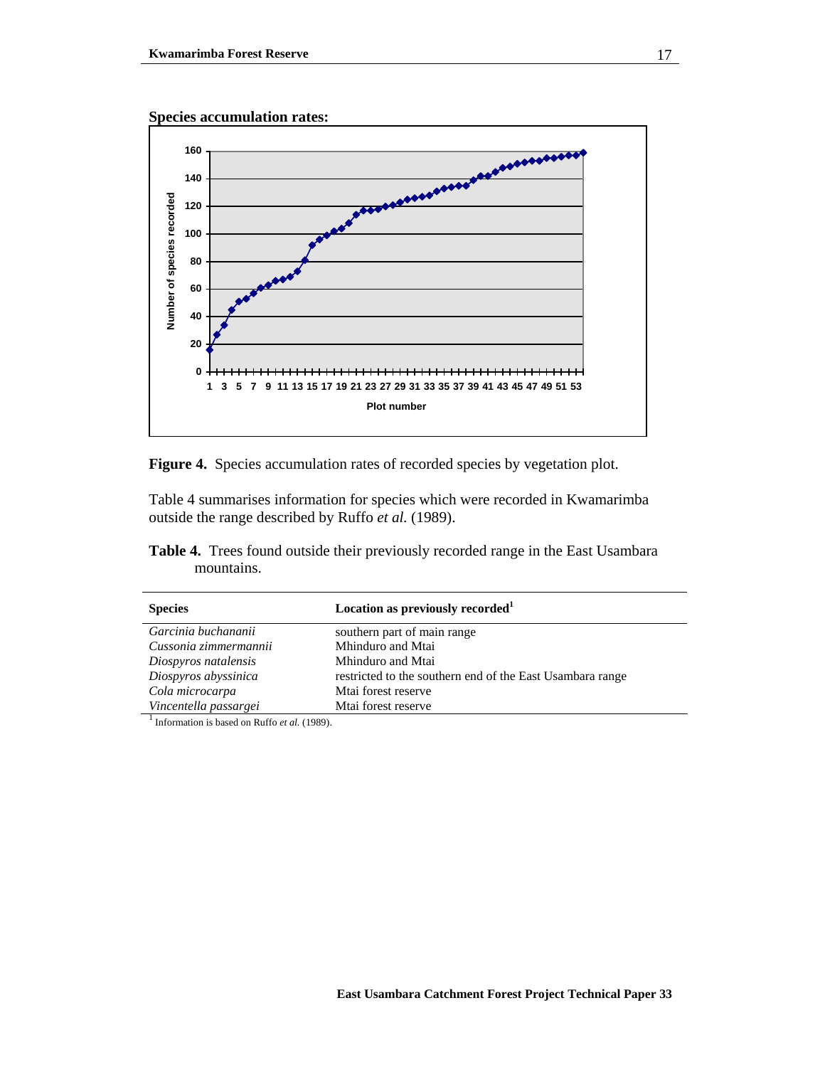**Species accumulation rates:**

Figure 4. Species accumulation rates of recorded species by vegetation plot.

Table 4 summarises information for species which were recorded in Kwamarimba outside the range described by Ruffo *et al.* (1989).

**Table 4.** Trees found outside their previously recorded range in the East Usambara mountains.

| Species | Location as previously recorded[1] |
|---|---|
| *Garcinia buchananii* | southern part of main range |
| *Cussonia zimmermannii* | Mhinduro and Mtai |
| *Diospyros natalensis* | Mhinduro and Mtai |
| *Diospyros abyssinica* | restricted to the southern end of the East Usambara range |
| *Cola microcarpa* | Mtai forest reserve |
| *Vincentella passargei* | Mtai forest reserve |

[1] Information is based on Ruffo *et al.* (1989).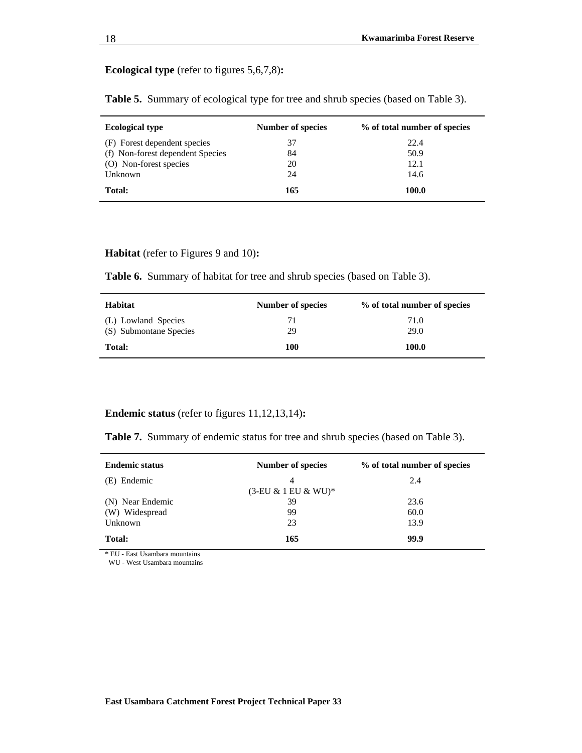**Ecological type** (refer to figures 5,6,7,8)**:**

**Table 5.** Summary of ecological type for tree and shrub species (based on Table 3).

| Ecological type | Number of species | % of total number of species |
|---|---|---|
| (F) Forest dependent species | 37 | 22.4 |
| (f) Non-forest dependent Species | 84 | 50.9 |
| (O) Non-forest species | 20 | 12.1 |
| Unknown | 24 | 14.6 |
| **Total:** | **165** | **100.0** |

**Habitat** (refer to Figures 9 and 10)**:**

**Table 6.** Summary of habitat for tree and shrub species (based on Table 3).

| Habitat | Number of species | % of total number of species |
|---|---|---|
| (L) Lowland Species | 71 | 71.0 |
| (S) Submontane Species | 29 | 29.0 |
| **Total:** | **100** | **100.0** |

**Endemic status** (refer to figures 11,12,13,14)**:**

**Table 7.** Summary of endemic status for tree and shrub species (based on Table 3).

| Endemic status | Number of species | % of total number of species |
|---|---|---|
| (E) Endemic | 4 (3-EU & 1 EU & WU)* | 2.4 |
| (N) Near Endemic | 39 | 23.6 |
| (W) Widespread | 99 | 60.0 |
| Unknown | 23 | 13.9 |
| **Total:** | **165** | **99.9** |

\* EU - East Usambara mountains
WU - West Usambara mountains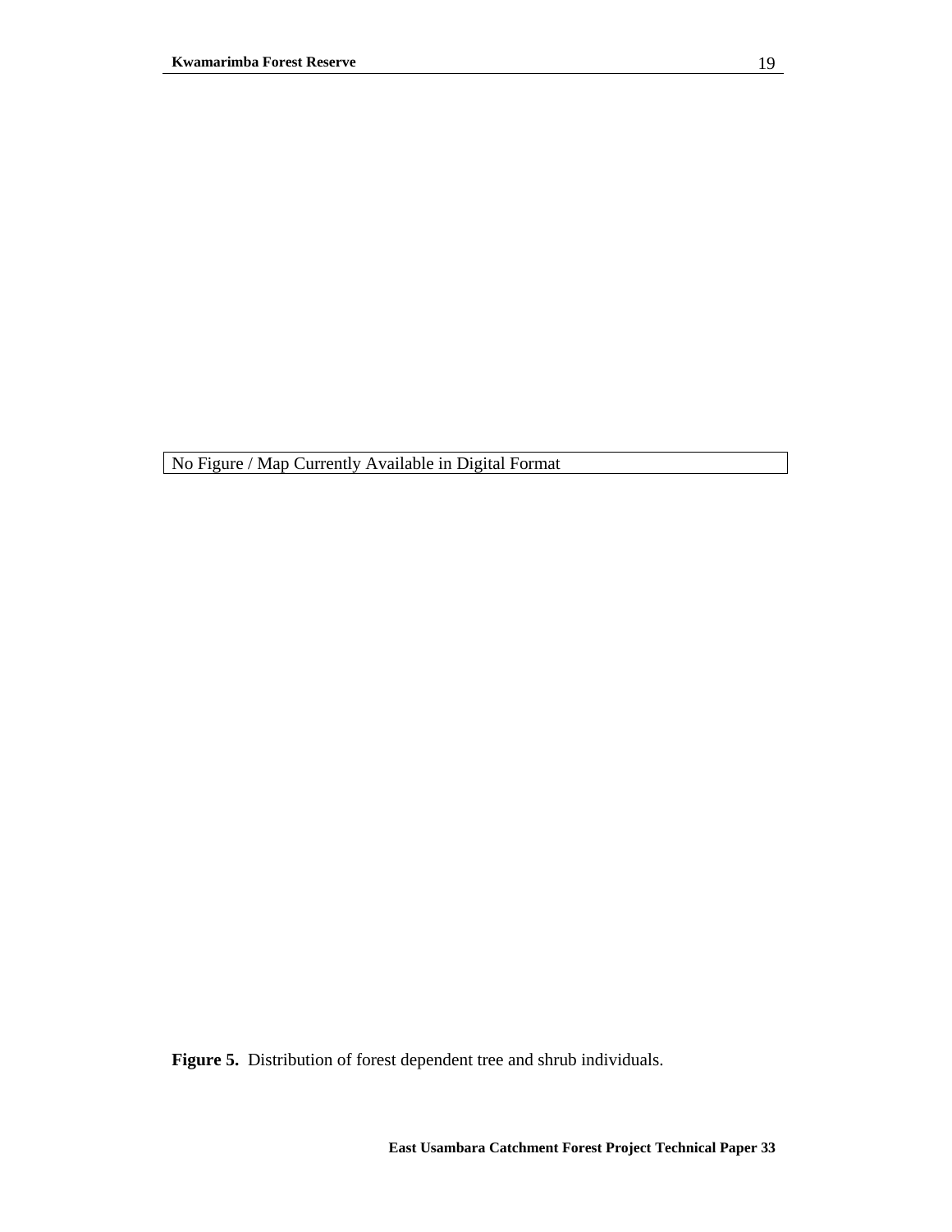No Figure / Map Currently Available in Digital Format

**Figure 5.** Distribution of forest dependent tree and shrub individuals.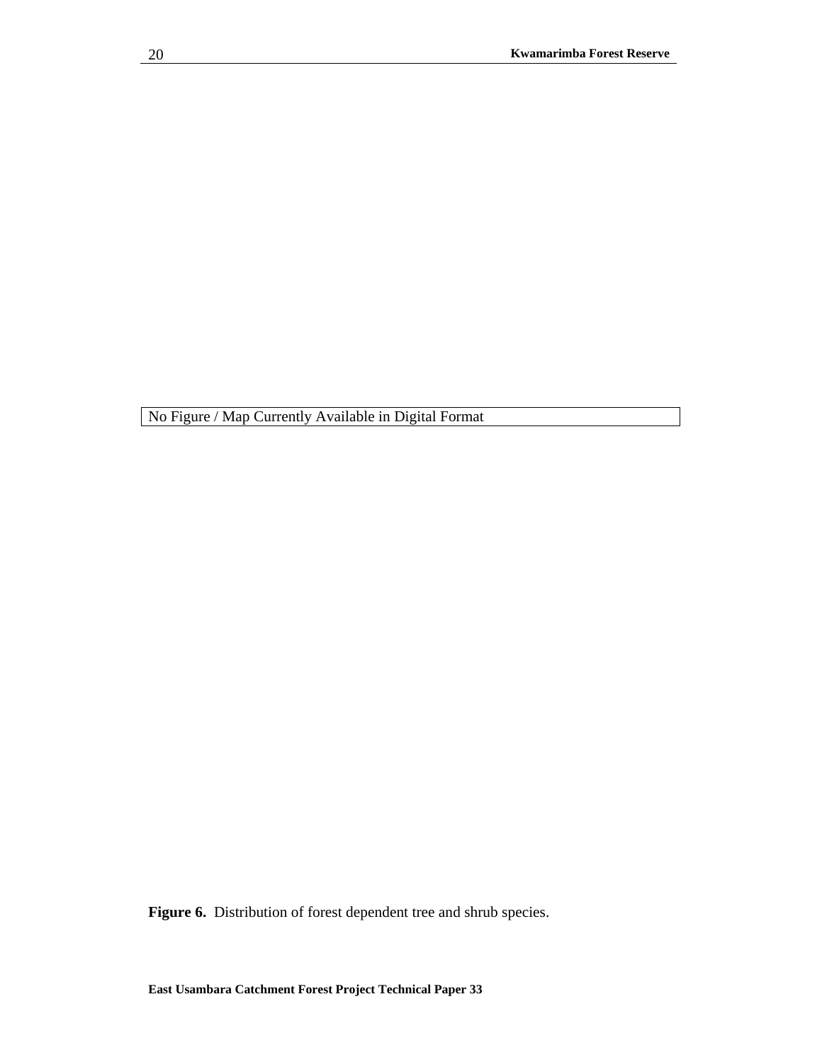No Figure / Map Currently Available in Digital Format

**Figure 6.** Distribution of forest dependent tree and shrub species.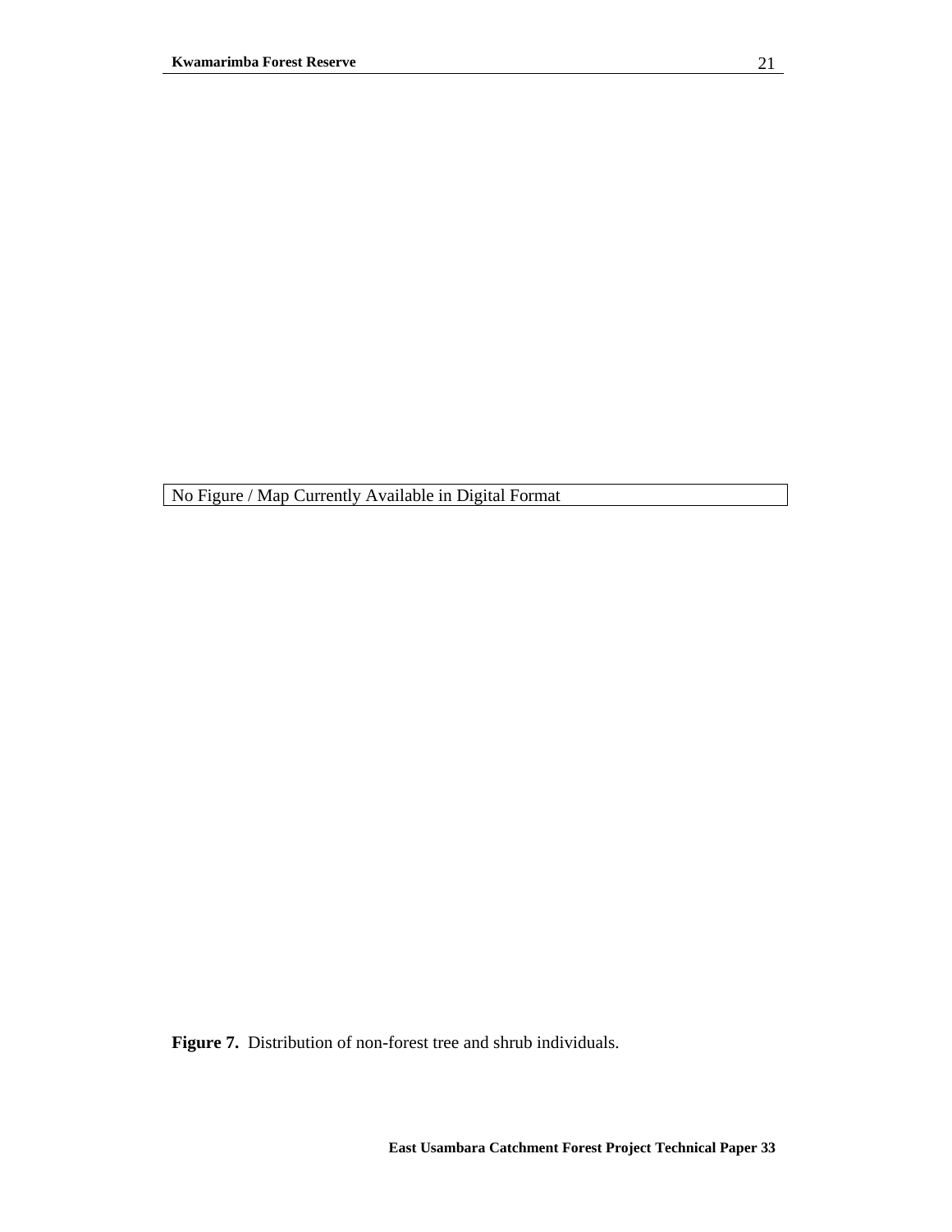No Figure / Map Currently Available in Digital Format

**Figure 7.** Distribution of non-forest tree and shrub individuals.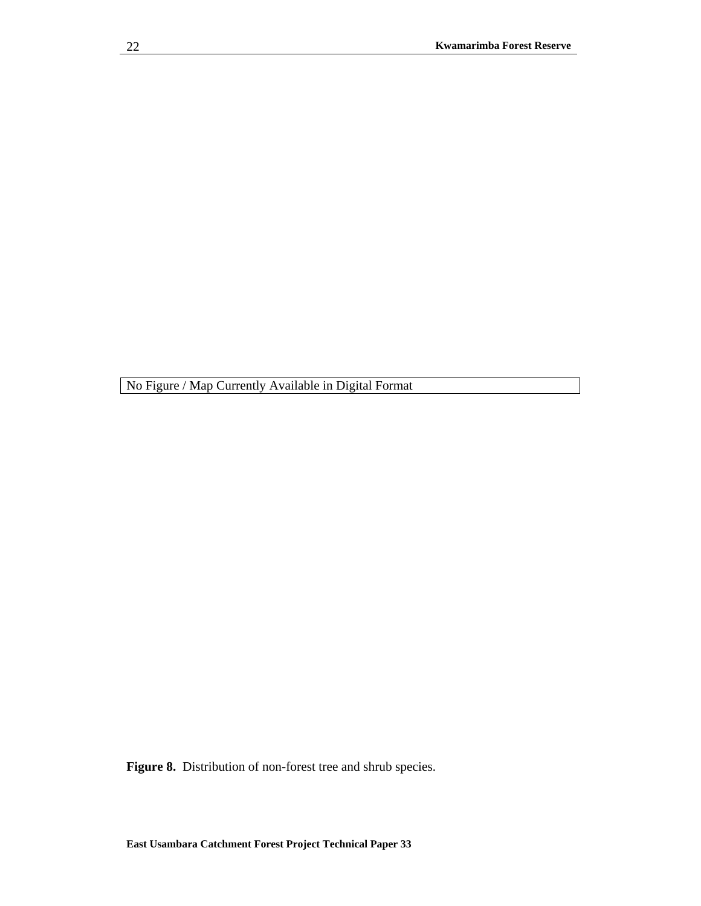No Figure / Map Currently Available in Digital Format

**Figure 8.** Distribution of non-forest tree and shrub species.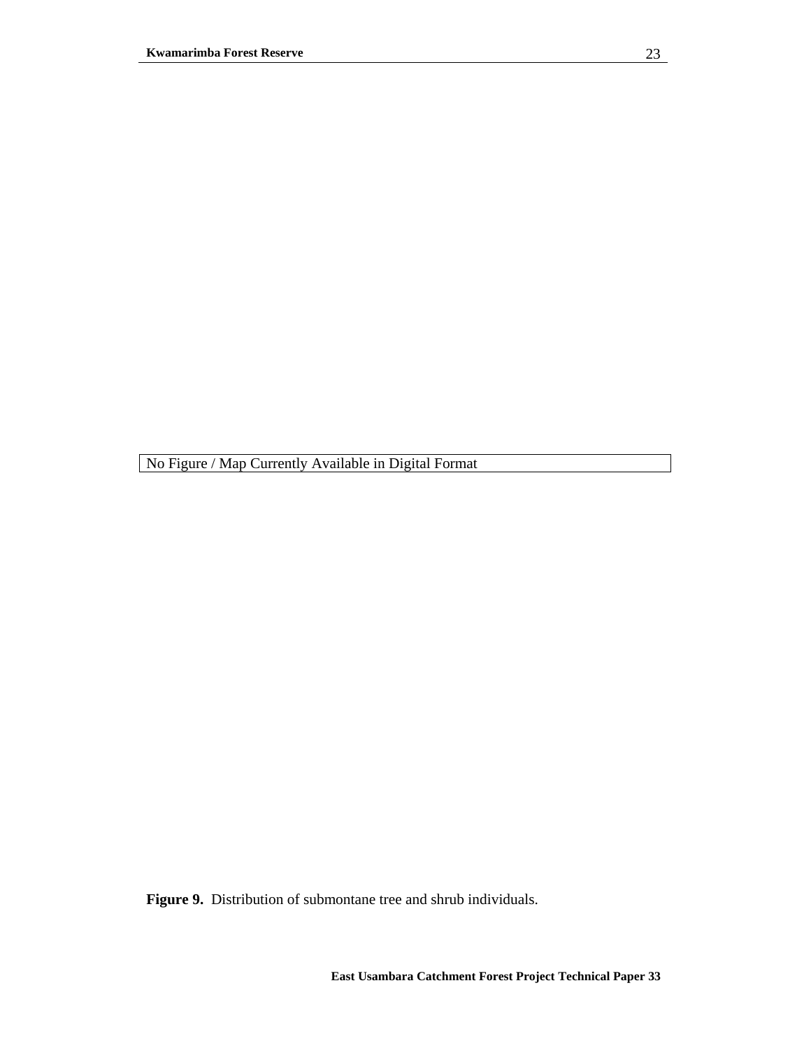No Figure / Map Currently Available in Digital Format

**Figure 9.** Distribution of submontane tree and shrub individuals.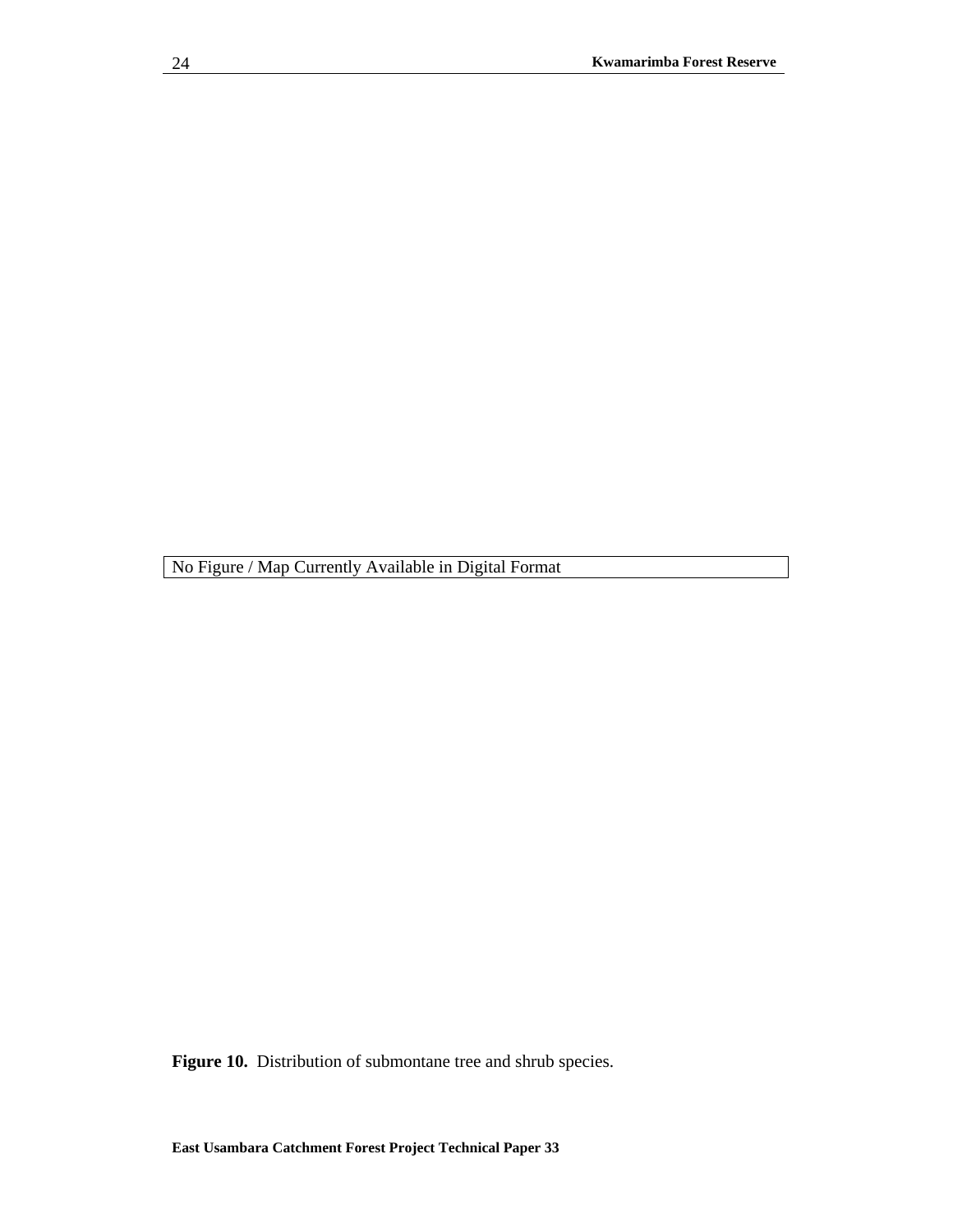No Figure / Map Currently Available in Digital Format

**Figure 10.** Distribution of submontane tree and shrub species.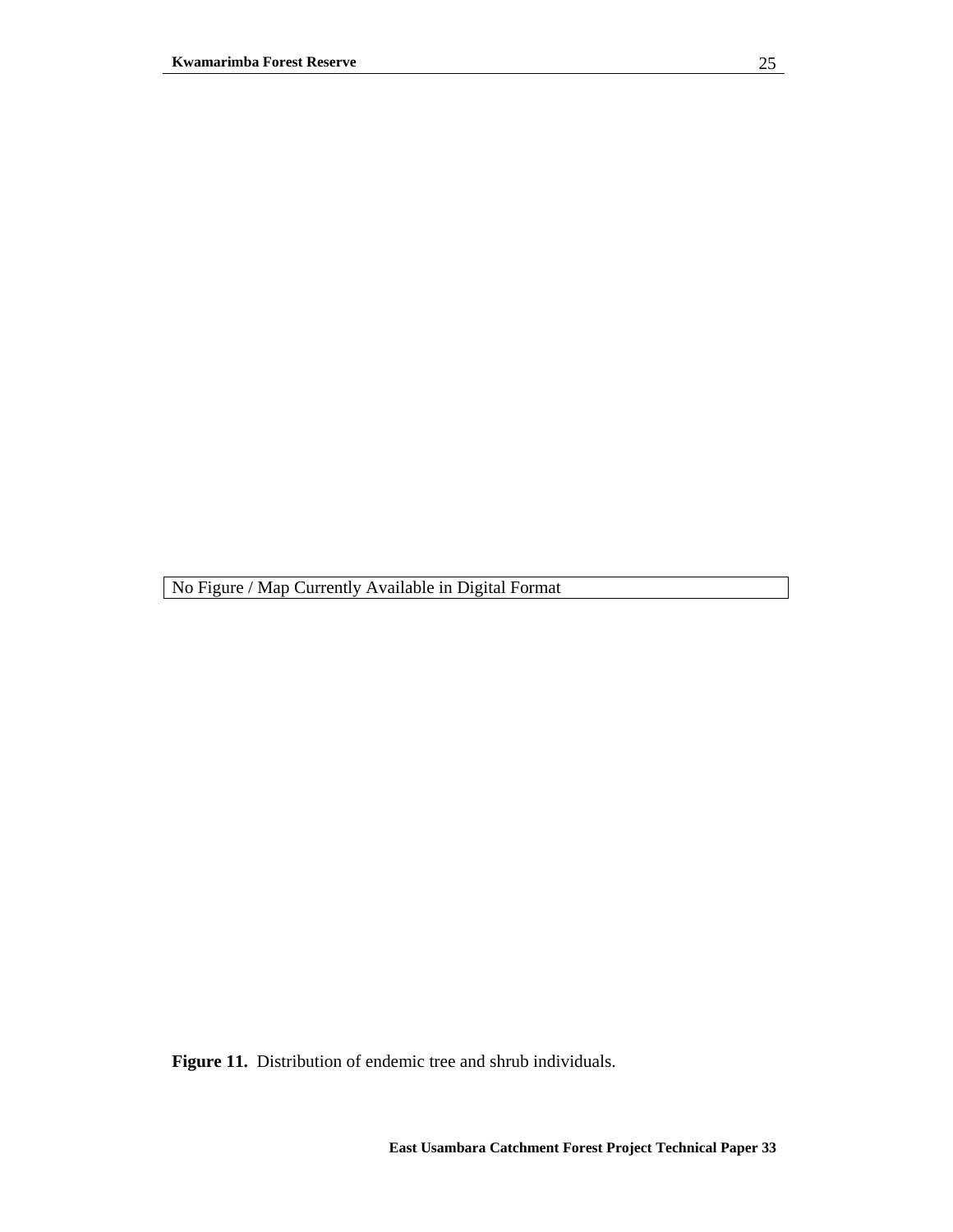No Figure / Map Currently Available in Digital Format

**Figure 11.** Distribution of endemic tree and shrub individuals.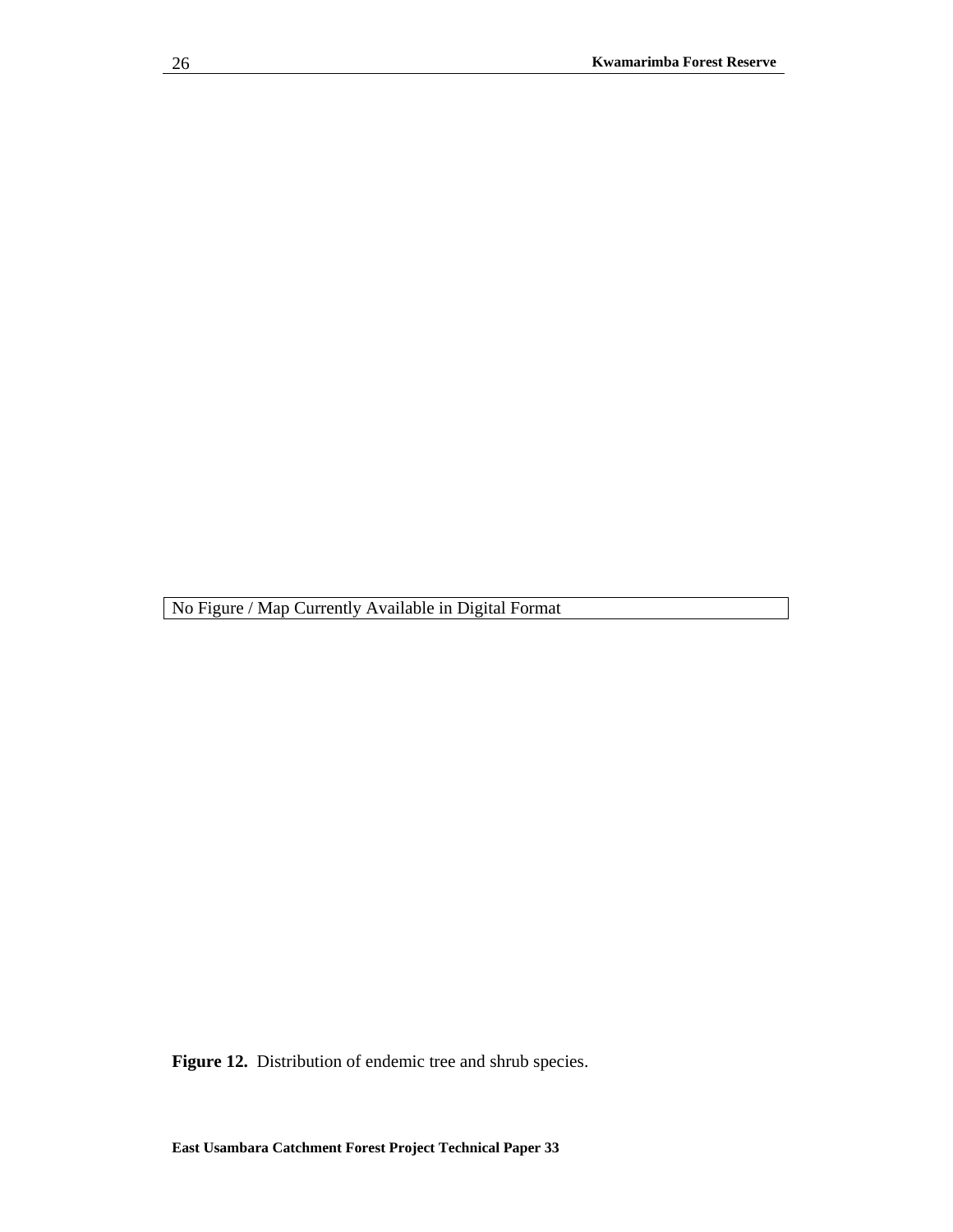No Figure / Map Currently Available in Digital Format

**Figure 12.** Distribution of endemic tree and shrub species.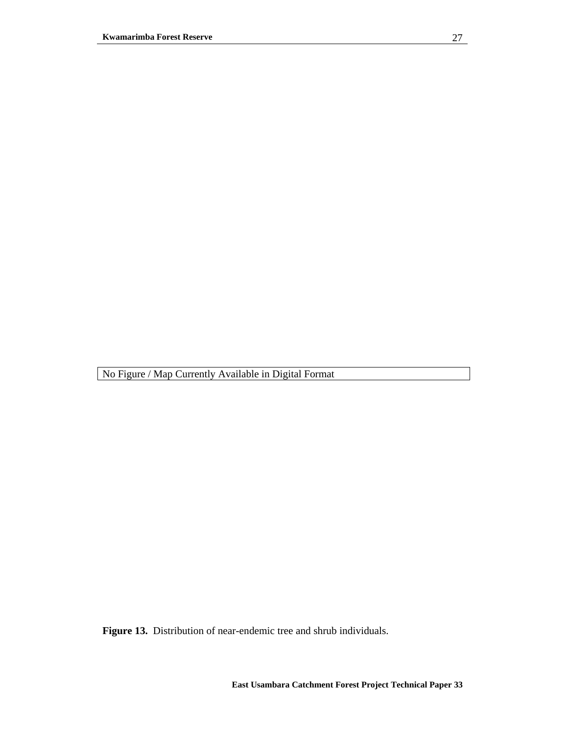No Figure / Map Currently Available in Digital Format

**Figure 13.** Distribution of near-endemic tree and shrub individuals.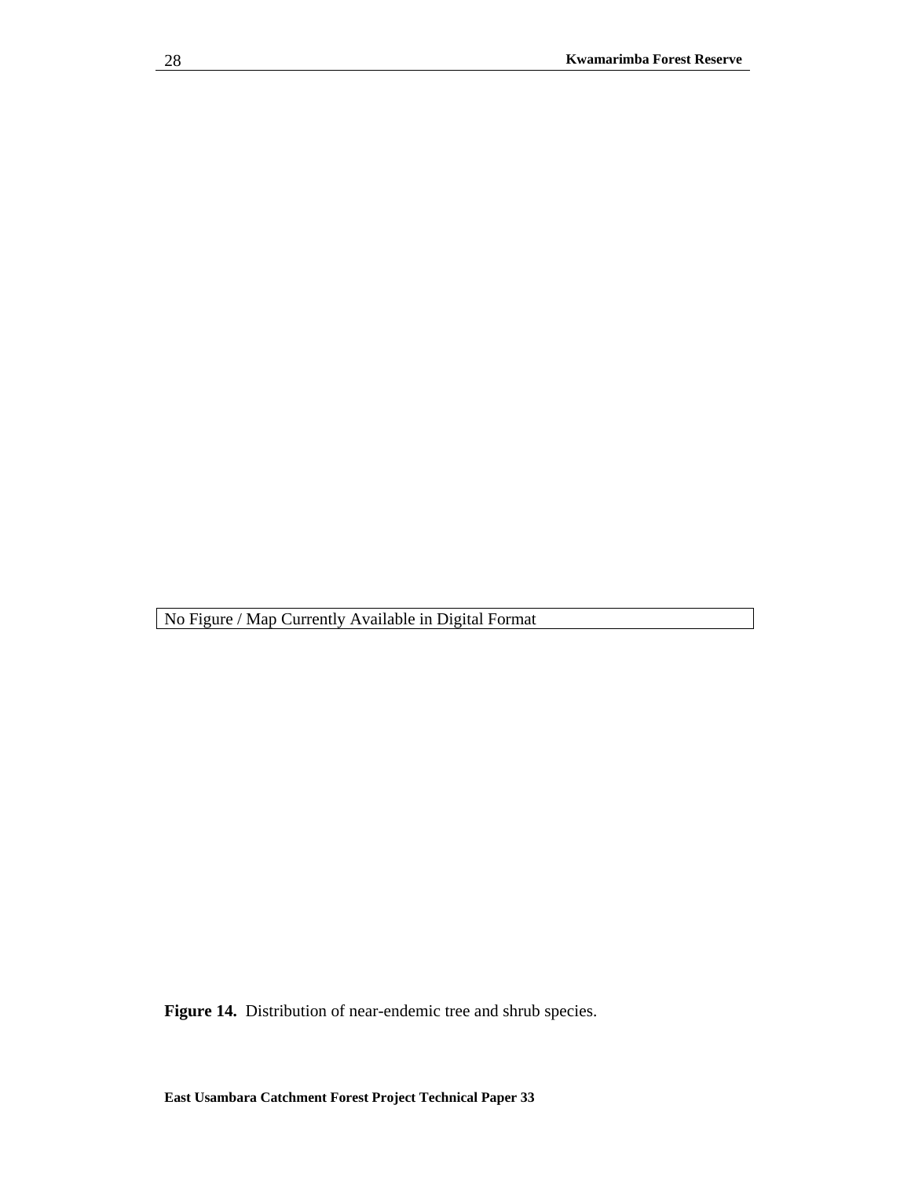No Figure / Map Currently Available in Digital Format

**Figure 14.** Distribution of near-endemic tree and shrub species.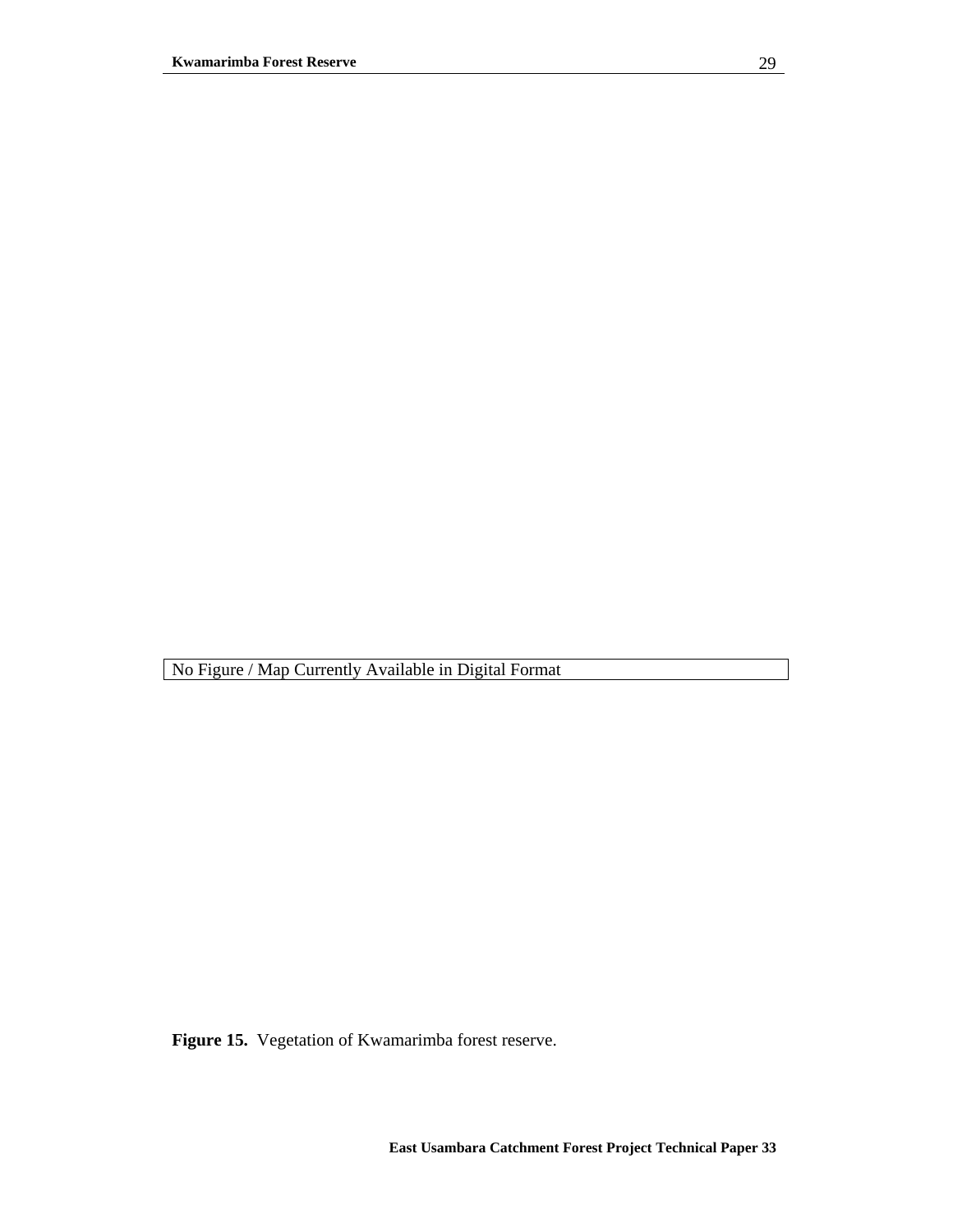No Figure / Map Currently Available in Digital Format

**Figure 15.** Vegetation of Kwamarimba forest reserve.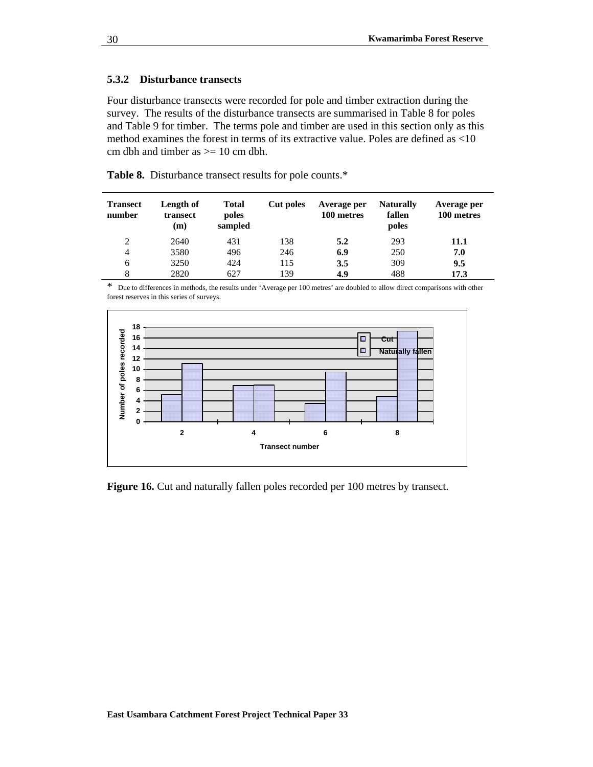### 5.3.2 Disturbance transects

Four disturbance transects were recorded for pole and timber extraction during the survey. The results of the disturbance transects are summarised in Table 8 for poles and Table 9 for timber. The terms pole and timber are used in this section only as this method examines the forest in terms of its extractive value. Poles are defined as <10 cm dbh and timber as >= 10 cm dbh.

**Table 8.** Disturbance transect results for pole counts.*

| Transect number | Length of transect (m) | Total poles sampled | Cut poles | Average per 100 metres | Naturally fallen poles | Average per 100 metres |
|---|---|---|---|---|---|---|
| 2 | 2640 | 431 | 138 | **5.2** | 293 | **11.1** |
| 4 | 3580 | 496 | 246 | **6.9** | 250 | **7.0** |
| 6 | 3250 | 424 | 115 | **3.5** | 309 | **9.5** |
| 8 | 2820 | 627 | 139 | **4.9** | 488 | **17.3** |

* Due to differences in methods, the results under 'Average per 100 metres' are doubled to allow direct comparisons with other forest reserves in this series of surveys.

**Figure 16.** Cut and naturally fallen poles recorded per 100 metres by transect.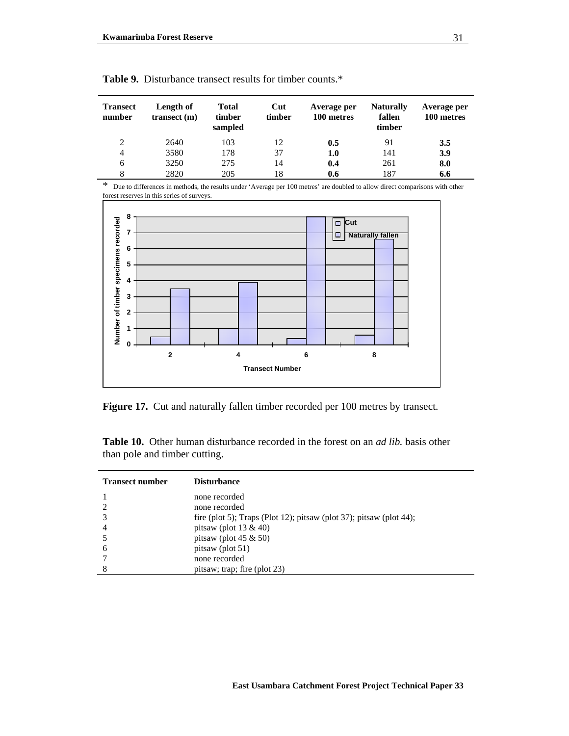**Table 9.** Disturbance transect results for timber counts.*

| Transect number | Length of transect (m) | Total timber sampled | Cut timber | Average per 100 metres | Naturally fallen timber | Average per 100 metres |
|---|---|---|---|---|---|---|
| 2 | 2640 | 103 | 12 | **0.5** | 91 | **3.5** |
| 4 | 3580 | 178 | 37 | **1.0** | 141 | **3.9** |
| 6 | 3250 | 275 | 14 | **0.4** | 261 | **8.0** |
| 8 | 2820 | 205 | 18 | **0.6** | 187 | **6.6** |

* Due to differences in methods, the results under 'Average per 100 metres' are doubled to allow direct comparisons with other forest reserves in this series of surveys.

**Figure 17.** Cut and naturally fallen timber recorded per 100 metres by transect.

**Table 10.** Other human disturbance recorded in the forest on an *ad lib.* basis other than pole and timber cutting.

| Transect number | Disturbance |
|---|---|
| 1 | none recorded |
| 2 | none recorded |
| 3 | fire (plot 5); Traps (Plot 12); pitsaw (plot 37); pitsaw (plot 44); |
| 4 | pitsaw (plot 13 & 40) |
| 5 | pitsaw (plot 45 & 50) |
| 6 | pitsaw (plot 51) |
| 7 | none recorded |
| 8 | pitsaw; trap; fire (plot 23) |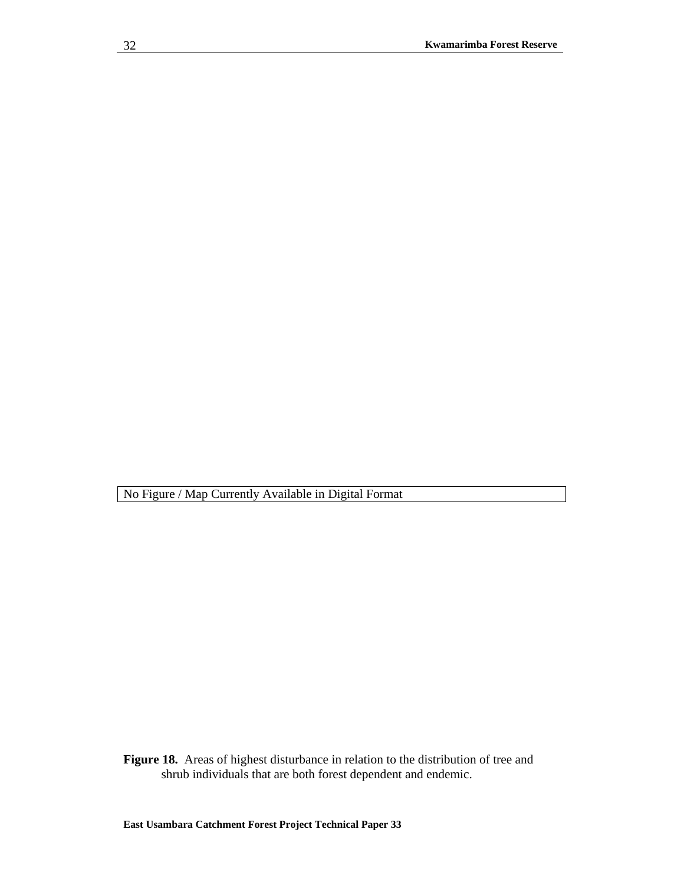No Figure / Map Currently Available in Digital Format

**Figure 18.** Areas of highest disturbance in relation to the distribution of tree and shrub individuals that are both forest dependent and endemic.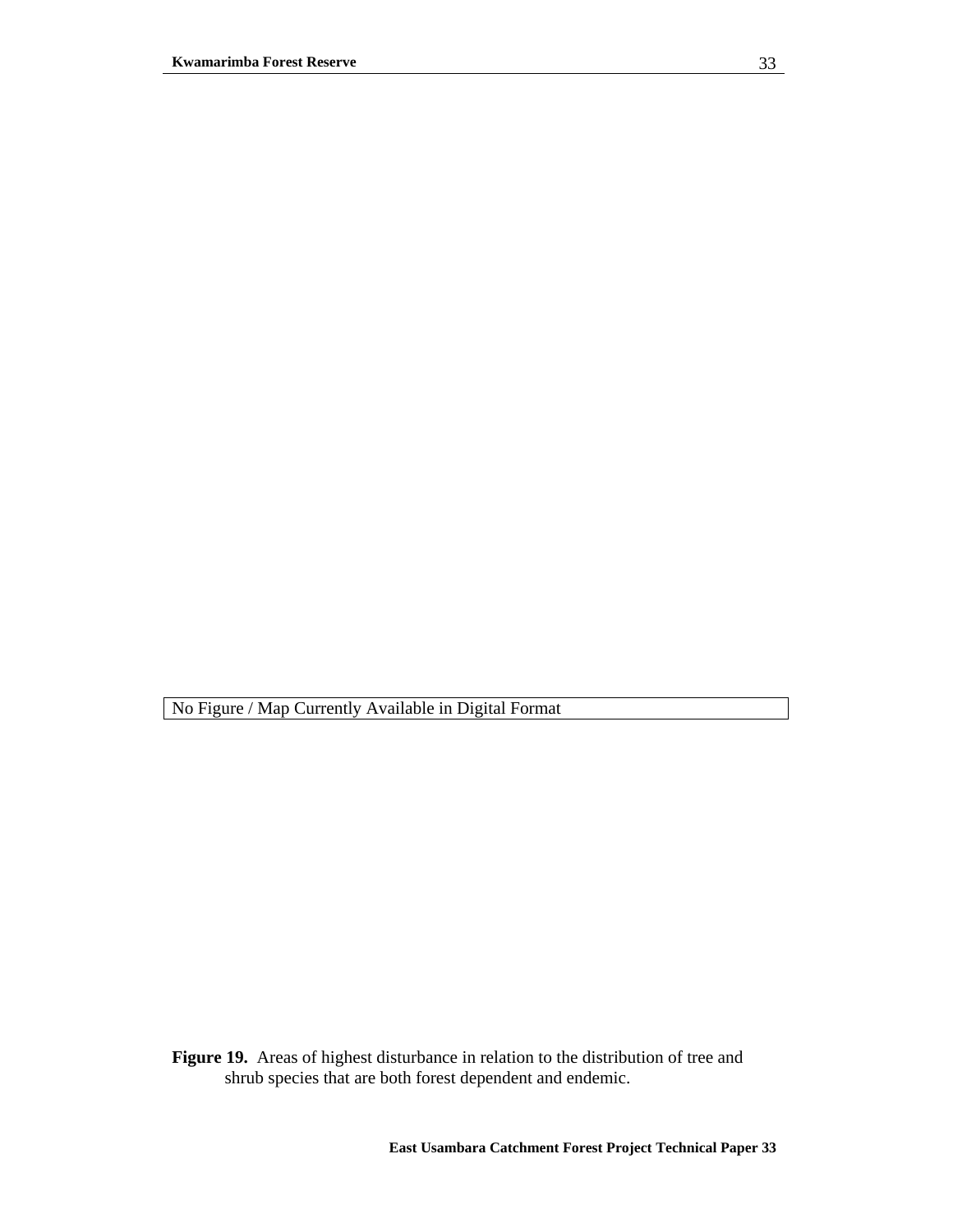No Figure / Map Currently Available in Digital Format

**Figure 19.** Areas of highest disturbance in relation to the distribution of tree and shrub species that are both forest dependent and endemic.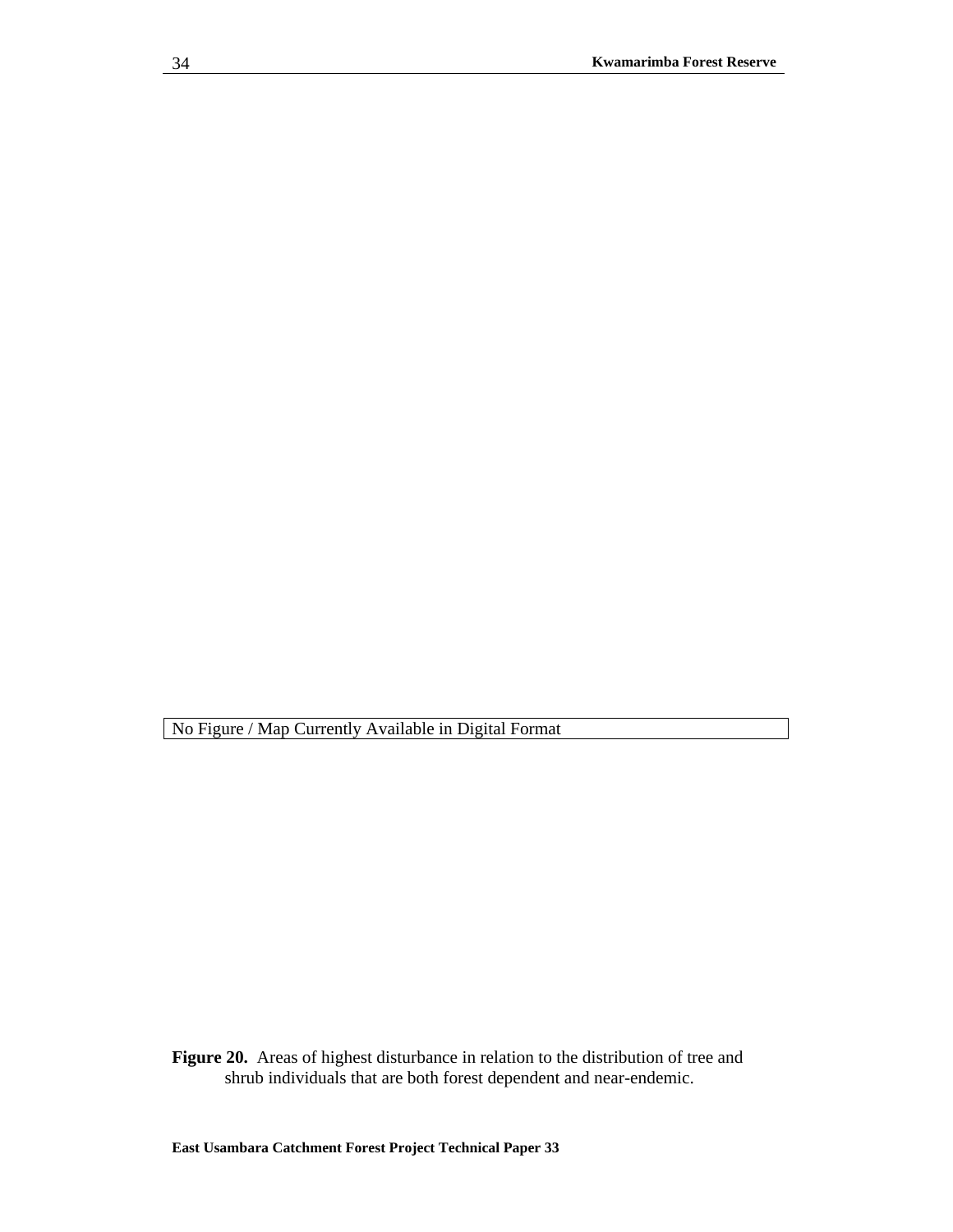No Figure / Map Currently Available in Digital Format

**Figure 20.** Areas of highest disturbance in relation to the distribution of tree and shrub individuals that are both forest dependent and near-endemic.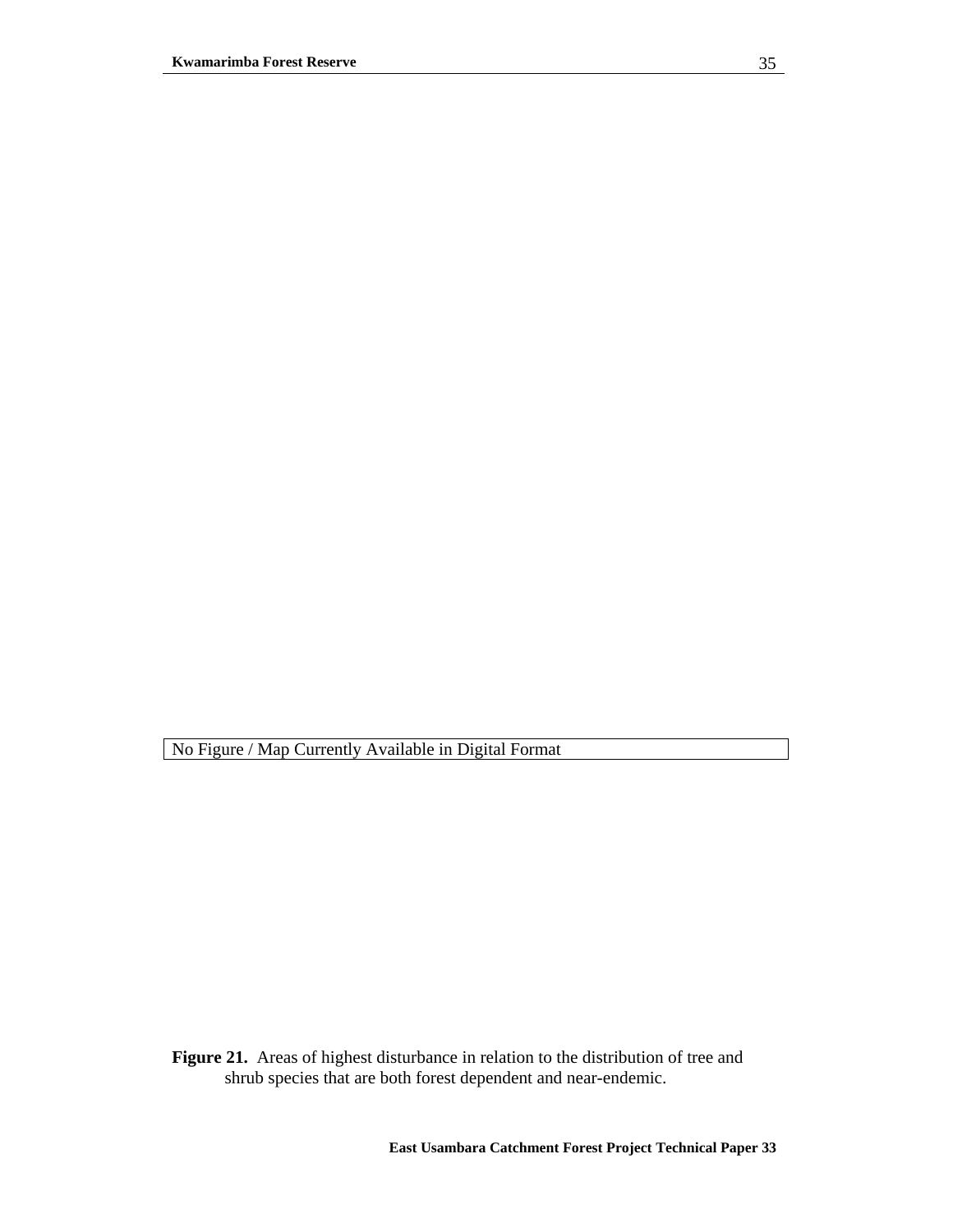No Figure / Map Currently Available in Digital Format

**Figure 21.** Areas of highest disturbance in relation to the distribution of tree and shrub species that are both forest dependent and near-endemic.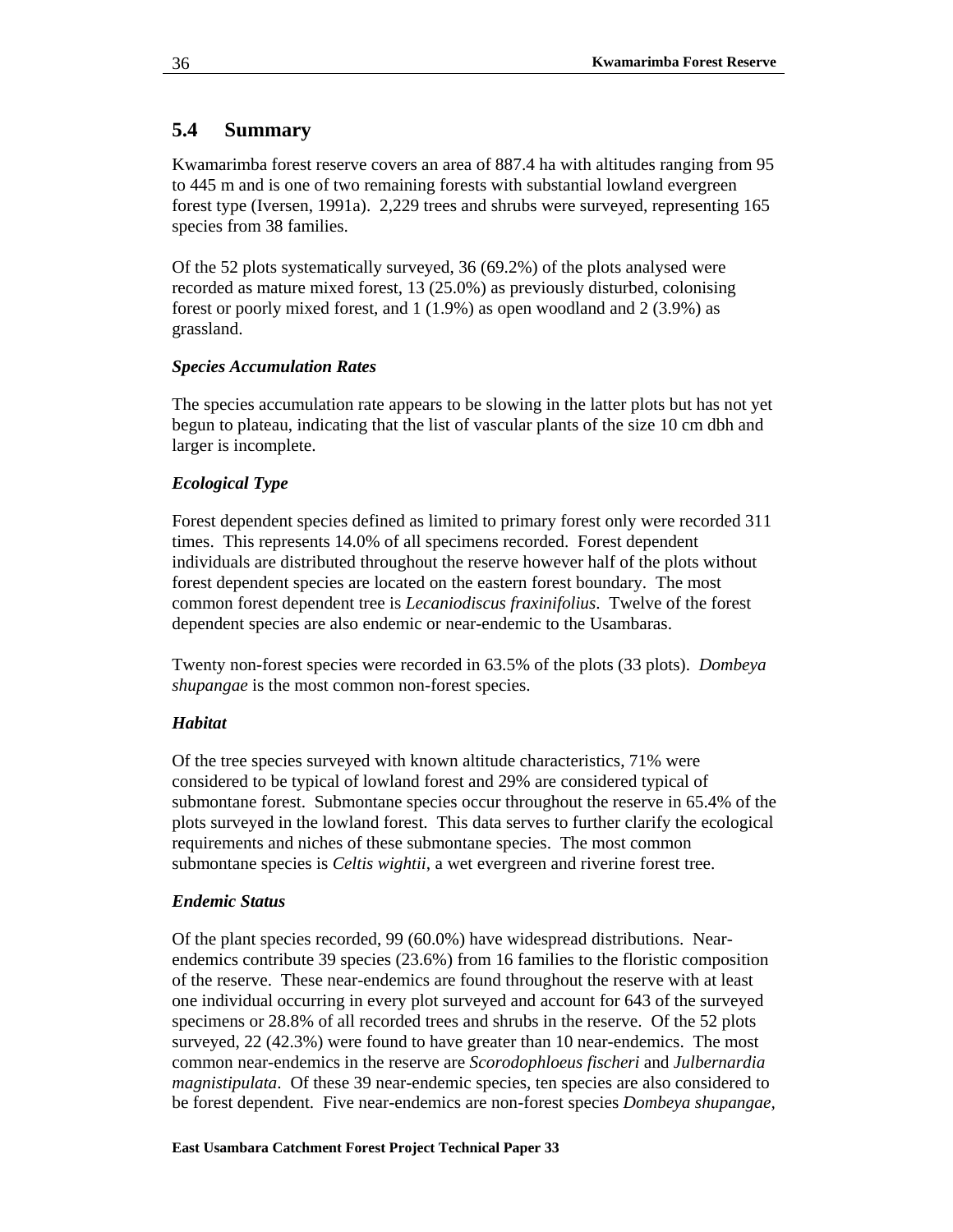## 5.4 Summary

Kwamarimba forest reserve covers an area of 887.4 ha with altitudes ranging from 95 to 445 m and is one of two remaining forests with substantial lowland evergreen forest type (Iversen, 1991a). 2,229 trees and shrubs were surveyed, representing 165 species from 38 families.

Of the 52 plots systematically surveyed, 36 (69.2%) of the plots analysed were recorded as mature mixed forest, 13 (25.0%) as previously disturbed, colonising forest or poorly mixed forest, and 1 (1.9%) as open woodland and 2 (3.9%) as grassland.

***Species Accumulation Rates***

The species accumulation rate appears to be slowing in the latter plots but has not yet begun to plateau, indicating that the list of vascular plants of the size 10 cm dbh and larger is incomplete.

***Ecological Type***

Forest dependent species defined as limited to primary forest only were recorded 311 times. This represents 14.0% of all specimens recorded. Forest dependent individuals are distributed throughout the reserve however half of the plots without forest dependent species are located on the eastern forest boundary. The most common forest dependent tree is *Lecaniodiscus fraxinifolius*. Twelve of the forest dependent species are also endemic or near-endemic to the Usambaras.

Twenty non-forest species were recorded in 63.5% of the plots (33 plots). *Dombeya shupangae* is the most common non-forest species.

***Habitat***

Of the tree species surveyed with known altitude characteristics, 71% were considered to be typical of lowland forest and 29% are considered typical of submontane forest. Submontane species occur throughout the reserve in 65.4% of the plots surveyed in the lowland forest. This data serves to further clarify the ecological requirements and niches of these submontane species. The most common submontane species is *Celtis wightii*, a wet evergreen and riverine forest tree.

***Endemic Status***

Of the plant species recorded, 99 (60.0%) have widespread distributions. Near-endemics contribute 39 species (23.6%) from 16 families to the floristic composition of the reserve. These near-endemics are found throughout the reserve with at least one individual occurring in every plot surveyed and account for 643 of the surveyed specimens or 28.8% of all recorded trees and shrubs in the reserve. Of the 52 plots surveyed, 22 (42.3%) were found to have greater than 10 near-endemics. The most common near-endemics in the reserve are *Scorodophloeus fischeri* and *Julbernardia magnistipulata*. Of these 39 near-endemic species, ten species are also considered to be forest dependent. Five near-endemics are non-forest species *Dombeya shupangae*,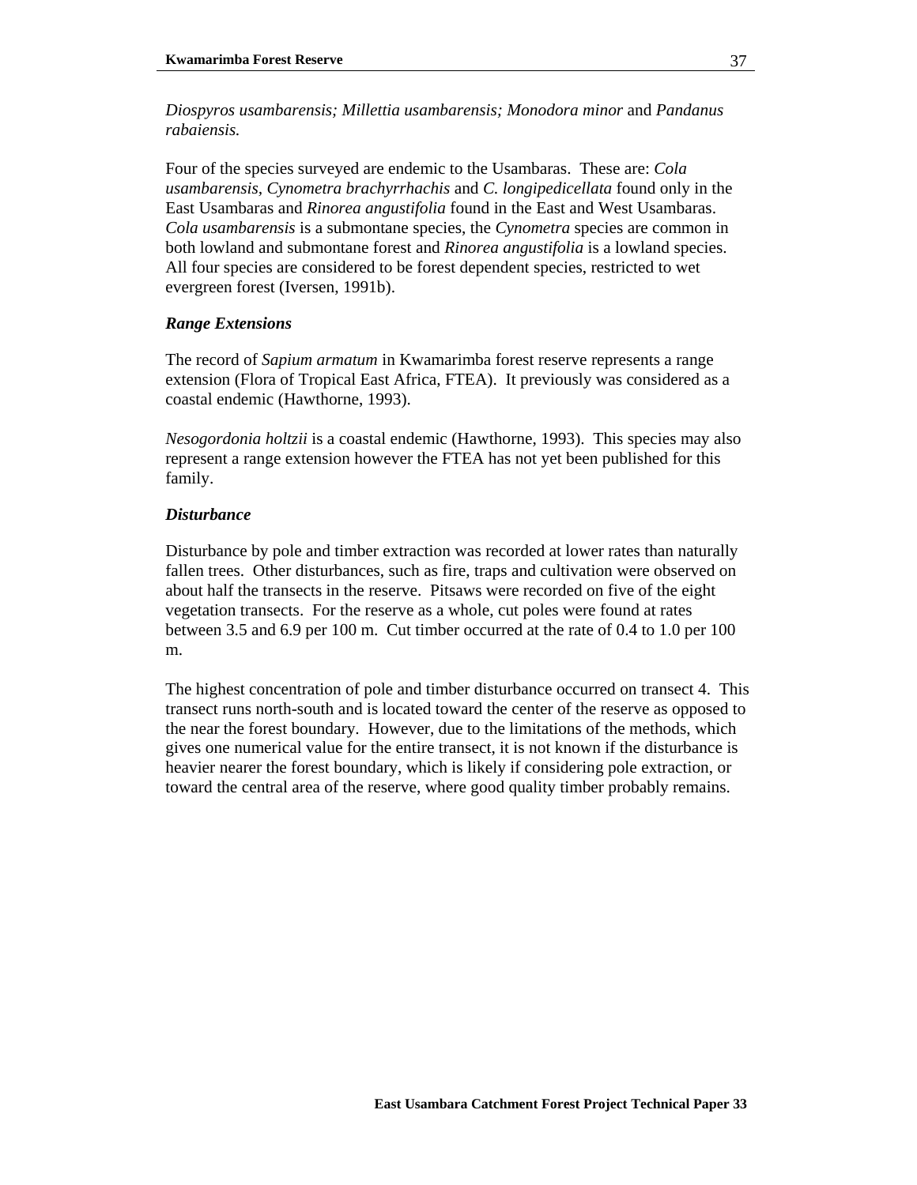*Diospyros usambarensis; Millettia usambarensis; Monodora minor* and *Pandanus rabaiensis.*

Four of the species surveyed are endemic to the Usambaras. These are: *Cola usambarensis*, *Cynometra brachyrrhachis* and *C. longipedicellata* found only in the East Usambaras and *Rinorea angustifolia* found in the East and West Usambaras. *Cola usambarensis* is a submontane species, the *Cynometra* species are common in both lowland and submontane forest and *Rinorea angustifolia* is a lowland species. All four species are considered to be forest dependent species, restricted to wet evergreen forest (Iversen, 1991b).

***Range Extensions***

The record of *Sapium armatum* in Kwamarimba forest reserve represents a range extension (Flora of Tropical East Africa, FTEA). It previously was considered as a coastal endemic (Hawthorne, 1993).

*Nesogordonia holtzii* is a coastal endemic (Hawthorne, 1993). This species may also represent a range extension however the FTEA has not yet been published for this family.

***Disturbance***

Disturbance by pole and timber extraction was recorded at lower rates than naturally fallen trees. Other disturbances, such as fire, traps and cultivation were observed on about half the transects in the reserve. Pitsaws were recorded on five of the eight vegetation transects. For the reserve as a whole, cut poles were found at rates between 3.5 and 6.9 per 100 m. Cut timber occurred at the rate of 0.4 to 1.0 per 100 m.

The highest concentration of pole and timber disturbance occurred on transect 4. This transect runs north-south and is located toward the center of the reserve as opposed to the near the forest boundary. However, due to the limitations of the methods, which gives one numerical value for the entire transect, it is not known if the disturbance is heavier nearer the forest boundary, which is likely if considering pole extraction, or toward the central area of the reserve, where good quality timber probably remains.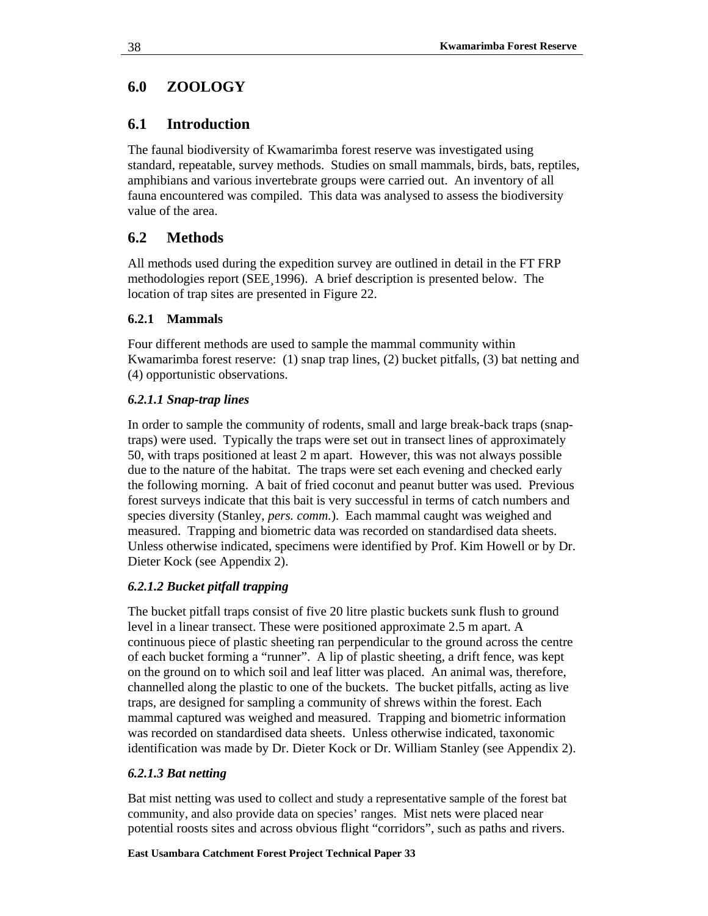# 6.0 ZOOLOGY

## 6.1 Introduction

The faunal biodiversity of Kwamarimba forest reserve was investigated using standard, repeatable, survey methods. Studies on small mammals, birds, bats, reptiles, amphibians and various invertebrate groups were carried out. An inventory of all fauna encountered was compiled. This data was analysed to assess the biodiversity value of the area.

## 6.2 Methods

All methods used during the expedition survey are outlined in detail in the FT FRP methodologies report (SEE¸1996). A brief description is presented below. The location of trap sites are presented in Figure 22.

### 6.2.1 Mammals

Four different methods are used to sample the mammal community within Kwamarimba forest reserve: (1) snap trap lines, (2) bucket pitfalls, (3) bat netting and (4) opportunistic observations.

#### *6.2.1.1 Snap-trap lines*

In order to sample the community of rodents, small and large break-back traps (snap-traps) were used. Typically the traps were set out in transect lines of approximately 50, with traps positioned at least 2 m apart. However, this was not always possible due to the nature of the habitat. The traps were set each evening and checked early the following morning. A bait of fried coconut and peanut butter was used. Previous forest surveys indicate that this bait is very successful in terms of catch numbers and species diversity (Stanley, *pers. comm.*). Each mammal caught was weighed and measured. Trapping and biometric data was recorded on standardised data sheets. Unless otherwise indicated, specimens were identified by Prof. Kim Howell or by Dr. Dieter Kock (see Appendix 2).

#### *6.2.1.2 Bucket pitfall trapping*

The bucket pitfall traps consist of five 20 litre plastic buckets sunk flush to ground level in a linear transect. These were positioned approximate 2.5 m apart. A continuous piece of plastic sheeting ran perpendicular to the ground across the centre of each bucket forming a "runner". A lip of plastic sheeting, a drift fence, was kept on the ground on to which soil and leaf litter was placed. An animal was, therefore, channelled along the plastic to one of the buckets. The bucket pitfalls, acting as live traps, are designed for sampling a community of shrews within the forest. Each mammal captured was weighed and measured. Trapping and biometric information was recorded on standardised data sheets. Unless otherwise indicated, taxonomic identification was made by Dr. Dieter Kock or Dr. William Stanley (see Appendix 2).

#### *6.2.1.3 Bat netting*

Bat mist netting was used to collect and study a representative sample of the forest bat community, and also provide data on species' ranges. Mist nets were placed near potential roosts sites and across obvious flight "corridors", such as paths and rivers.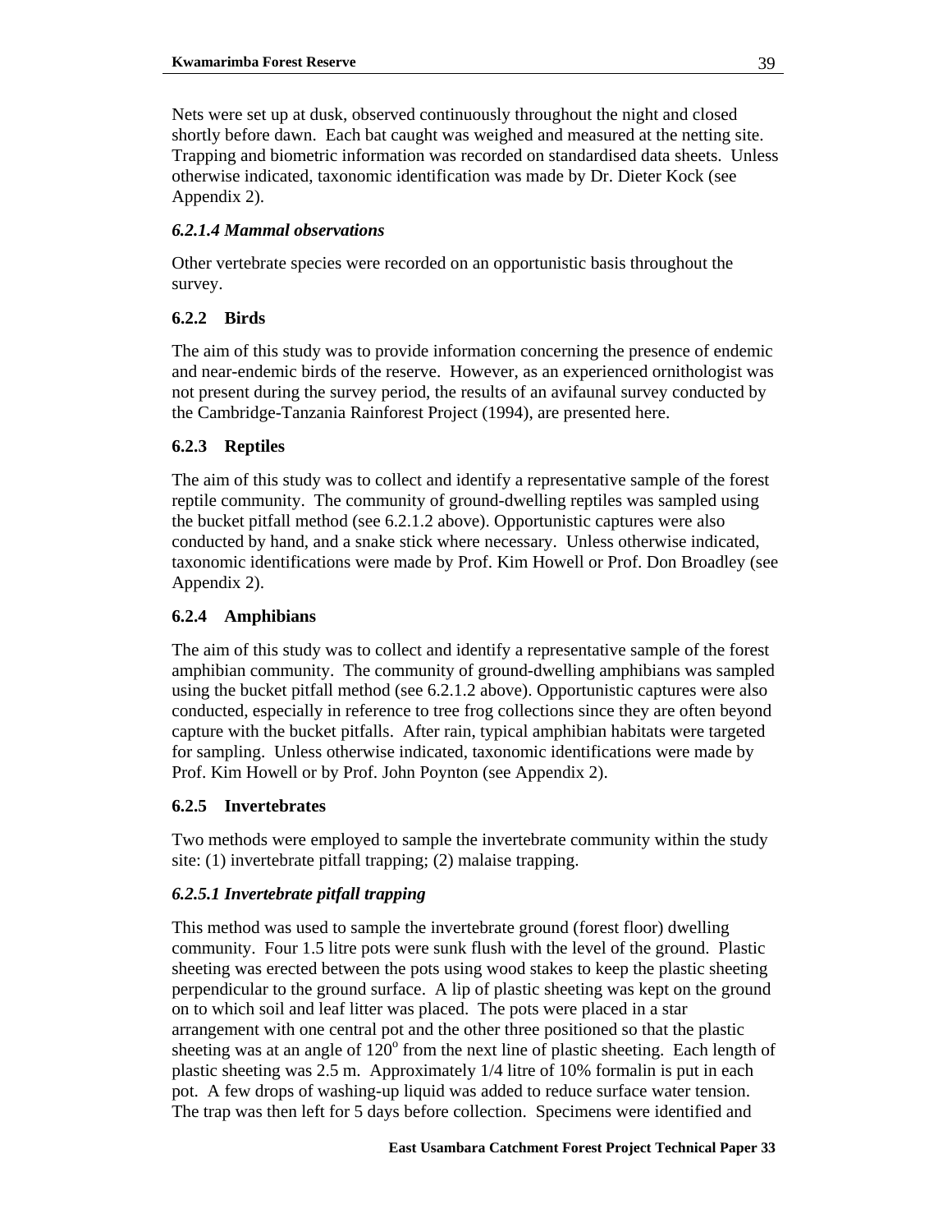Nets were set up at dusk, observed continuously throughout the night and closed shortly before dawn. Each bat caught was weighed and measured at the netting site. Trapping and biometric information was recorded on standardised data sheets. Unless otherwise indicated, taxonomic identification was made by Dr. Dieter Kock (see Appendix 2).

#### *6.2.1.4 Mammal observations*

Other vertebrate species were recorded on an opportunistic basis throughout the survey.

### 6.2.2 Birds

The aim of this study was to provide information concerning the presence of endemic and near-endemic birds of the reserve. However, as an experienced ornithologist was not present during the survey period, the results of an avifaunal survey conducted by the Cambridge-Tanzania Rainforest Project (1994), are presented here.

### 6.2.3 Reptiles

The aim of this study was to collect and identify a representative sample of the forest reptile community. The community of ground-dwelling reptiles was sampled using the bucket pitfall method (see 6.2.1.2 above). Opportunistic captures were also conducted by hand, and a snake stick where necessary. Unless otherwise indicated, taxonomic identifications were made by Prof. Kim Howell or Prof. Don Broadley (see Appendix 2).

### 6.2.4 Amphibians

The aim of this study was to collect and identify a representative sample of the forest amphibian community. The community of ground-dwelling amphibians was sampled using the bucket pitfall method (see 6.2.1.2 above). Opportunistic captures were also conducted, especially in reference to tree frog collections since they are often beyond capture with the bucket pitfalls. After rain, typical amphibian habitats were targeted for sampling. Unless otherwise indicated, taxonomic identifications were made by Prof. Kim Howell or by Prof. John Poynton (see Appendix 2).

### 6.2.5 Invertebrates

Two methods were employed to sample the invertebrate community within the study site: (1) invertebrate pitfall trapping; (2) malaise trapping.

#### *6.2.5.1 Invertebrate pitfall trapping*

This method was used to sample the invertebrate ground (forest floor) dwelling community. Four 1.5 litre pots were sunk flush with the level of the ground. Plastic sheeting was erected between the pots using wood stakes to keep the plastic sheeting perpendicular to the ground surface. A lip of plastic sheeting was kept on the ground on to which soil and leaf litter was placed. The pots were placed in a star arrangement with one central pot and the other three positioned so that the plastic sheeting was at an angle of $120^{o}$ from the next line of plastic sheeting. Each length of plastic sheeting was 2.5 m. Approximately 1/4 litre of 10% formalin is put in each pot. A few drops of washing-up liquid was added to reduce surface water tension. The trap was then left for 5 days before collection. Specimens were identified and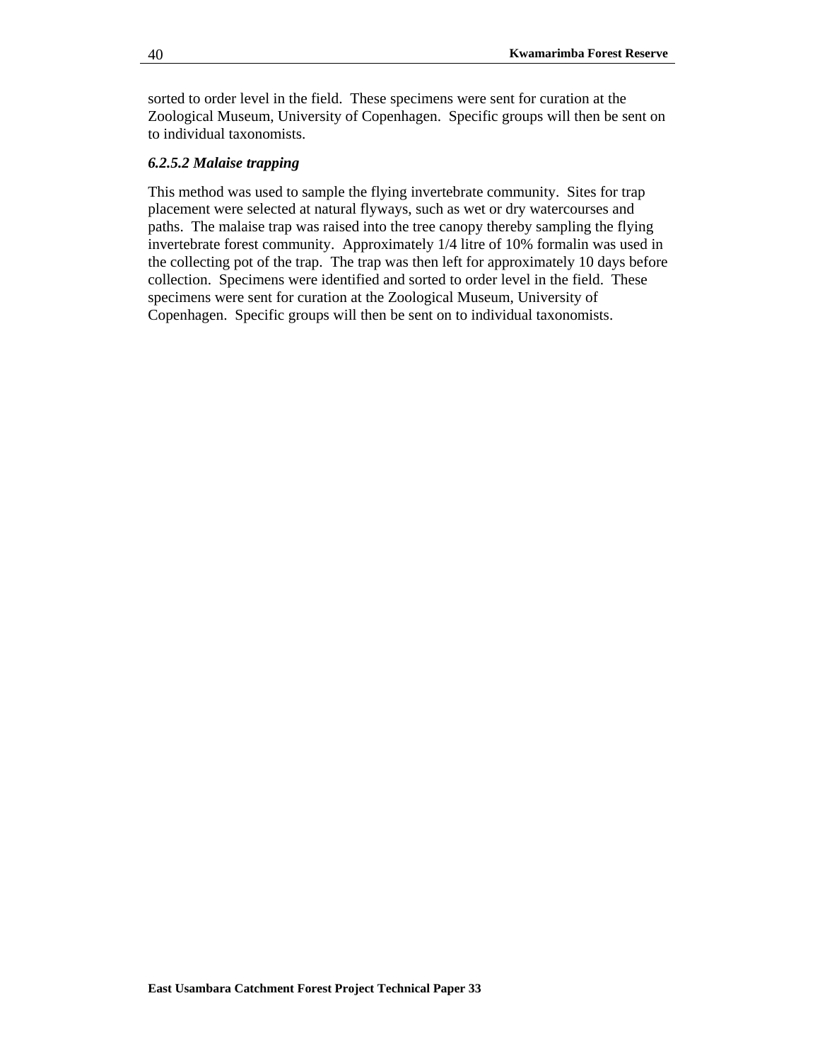sorted to order level in the field. These specimens were sent for curation at the Zoological Museum, University of Copenhagen. Specific groups will then be sent on to individual taxonomists.

#### *6.2.5.2 Malaise trapping*

This method was used to sample the flying invertebrate community. Sites for trap placement were selected at natural flyways, such as wet or dry watercourses and paths. The malaise trap was raised into the tree canopy thereby sampling the flying invertebrate forest community. Approximately 1/4 litre of 10% formalin was used in the collecting pot of the trap. The trap was then left for approximately 10 days before collection. Specimens were identified and sorted to order level in the field. These specimens were sent for curation at the Zoological Museum, University of Copenhagen. Specific groups will then be sent on to individual taxonomists.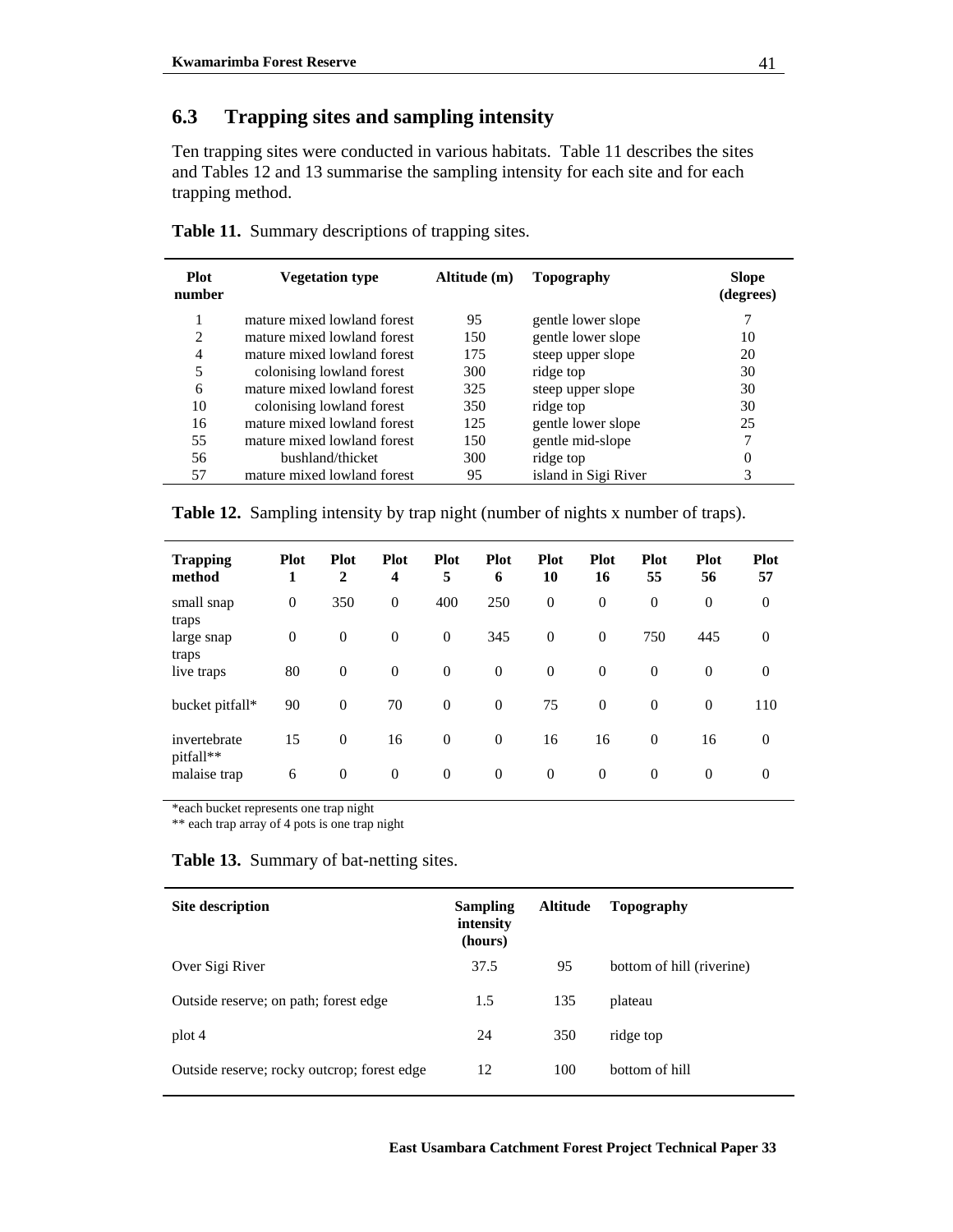## 6.3 Trapping sites and sampling intensity

Ten trapping sites were conducted in various habitats. Table 11 describes the sites and Tables 12 and 13 summarise the sampling intensity for each site and for each trapping method.

**Table 11.** Summary descriptions of trapping sites.

| Plot number | Vegetation type | Altitude (m) | Topography | Slope (degrees) |
|---|---|---|---|---|
| 1 | mature mixed lowland forest | 95 | gentle lower slope | 7 |
| 2 | mature mixed lowland forest | 150 | gentle lower slope | 10 |
| 4 | mature mixed lowland forest | 175 | steep upper slope | 20 |
| 5 | colonising lowland forest | 300 | ridge top | 30 |
| 6 | mature mixed lowland forest | 325 | steep upper slope | 30 |
| 10 | colonising lowland forest | 350 | ridge top | 30 |
| 16 | mature mixed lowland forest | 125 | gentle lower slope | 25 |
| 55 | mature mixed lowland forest | 150 | gentle mid-slope | 7 |
| 56 | bushland/thicket | 300 | ridge top | 0 |
| 57 | mature mixed lowland forest | 95 | island in Sigi River | 3 |

**Table 12.** Sampling intensity by trap night (number of nights x number of traps).

| Trapping method | Plot 1 | Plot 2 | Plot 4 | Plot 5 | Plot 6 | Plot 10 | Plot 16 | Plot 55 | Plot 56 | Plot 57 |
|---|---|---|---|---|---|---|---|---|---|---|
| small snap traps | 0 | 350 | 0 | 400 | 250 | 0 | 0 | 0 | 0 | 0 |
| large snap traps | 0 | 0 | 0 | 0 | 345 | 0 | 0 | 750 | 445 | 0 |
| live traps | 80 | 0 | 0 | 0 | 0 | 0 | 0 | 0 | 0 | 0 |
| bucket pitfall* | 90 | 0 | 70 | 0 | 0 | 75 | 0 | 0 | 0 | 110 |
| invertebrate pitfall** | 15 | 0 | 16 | 0 | 0 | 16 | 16 | 0 | 16 | 0 |
| malaise trap | 6 | 0 | 0 | 0 | 0 | 0 | 0 | 0 | 0 | 0 |

*each bucket represents one trap night

** each trap array of 4 pots is one trap night

**Table 13.** Summary of bat-netting sites.

| Site description | Sampling intensity (hours) | Altitude | Topography |
|---|---|---|---|
| Over Sigi River | 37.5 | 95 | bottom of hill (riverine) |
| Outside reserve; on path; forest edge | 1.5 | 135 | plateau |
| plot 4 | 24 | 350 | ridge top |
| Outside reserve; rocky outcrop; forest edge | 12 | 100 | bottom of hill |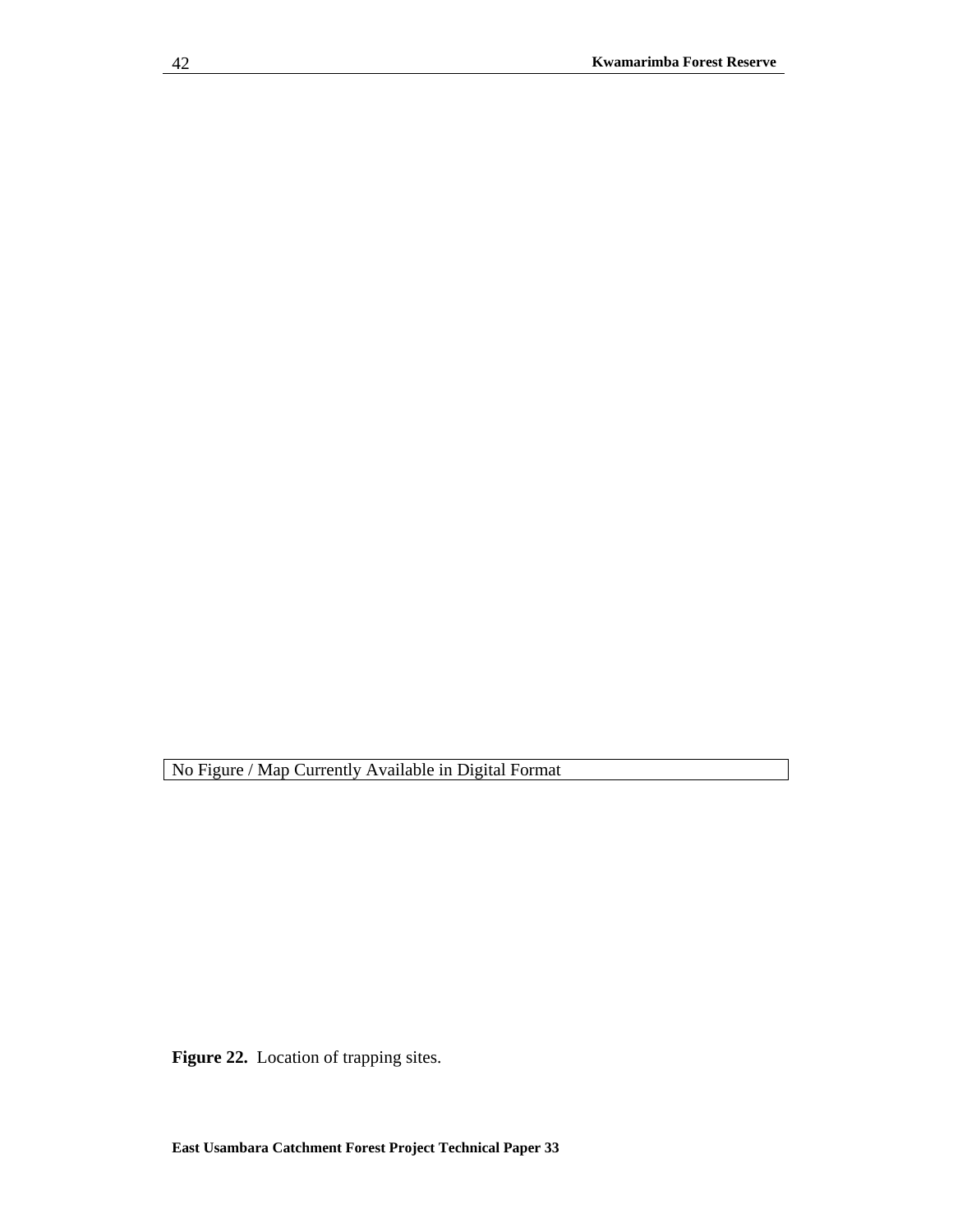No Figure / Map Currently Available in Digital Format

**Figure 22.** Location of trapping sites.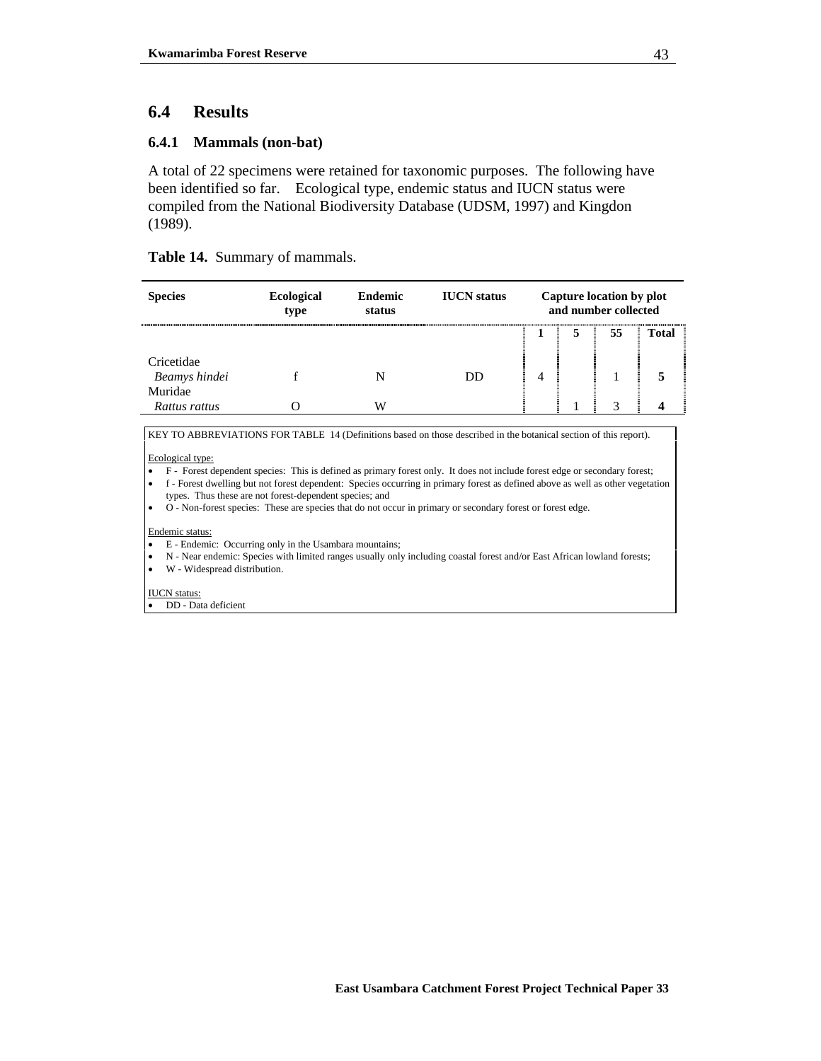## 6.4 Results

### 6.4.1 Mammals (non-bat)

A total of 22 specimens were retained for taxonomic purposes. The following have been identified so far. Ecological type, endemic status and IUCN status were compiled from the National Biodiversity Database (UDSM, 1997) and Kingdon (1989).

**Table 14.** Summary of mammals.

| Species | Ecological type | Endemic status | IUCN status | Capture location by plot and number collected | | | |
|---|---|---|---|---|---|---|---|
| | | | | **1** | **5** | **55** | **Total** |
| Cricetidae | | | | | | | |
| *Beamys hindei* | f | N | DD | 4 | | 1 | **5** |
| Muridae | | | | | | | |
| *Rattus rattus* | O | W | | | 1 | 3 | **4** |

KEY TO ABBREVIATIONS FOR TABLE 14 (Definitions based on those described in the botanical section of this report).

Ecological type:
- F - Forest dependent species: This is defined as primary forest only. It does not include forest edge or secondary forest;
- f - Forest dwelling but not forest dependent: Species occurring in primary forest as defined above as well as other vegetation types. Thus these are not forest-dependent species; and
- O - Non-forest species: These are species that do not occur in primary or secondary forest or forest edge.

Endemic status:
- E - Endemic: Occurring only in the Usambara mountains;
- N - Near endemic: Species with limited ranges usually only including coastal forest and/or East African lowland forests;
- W - Widespread distribution.

IUCN status:
- DD - Data deficient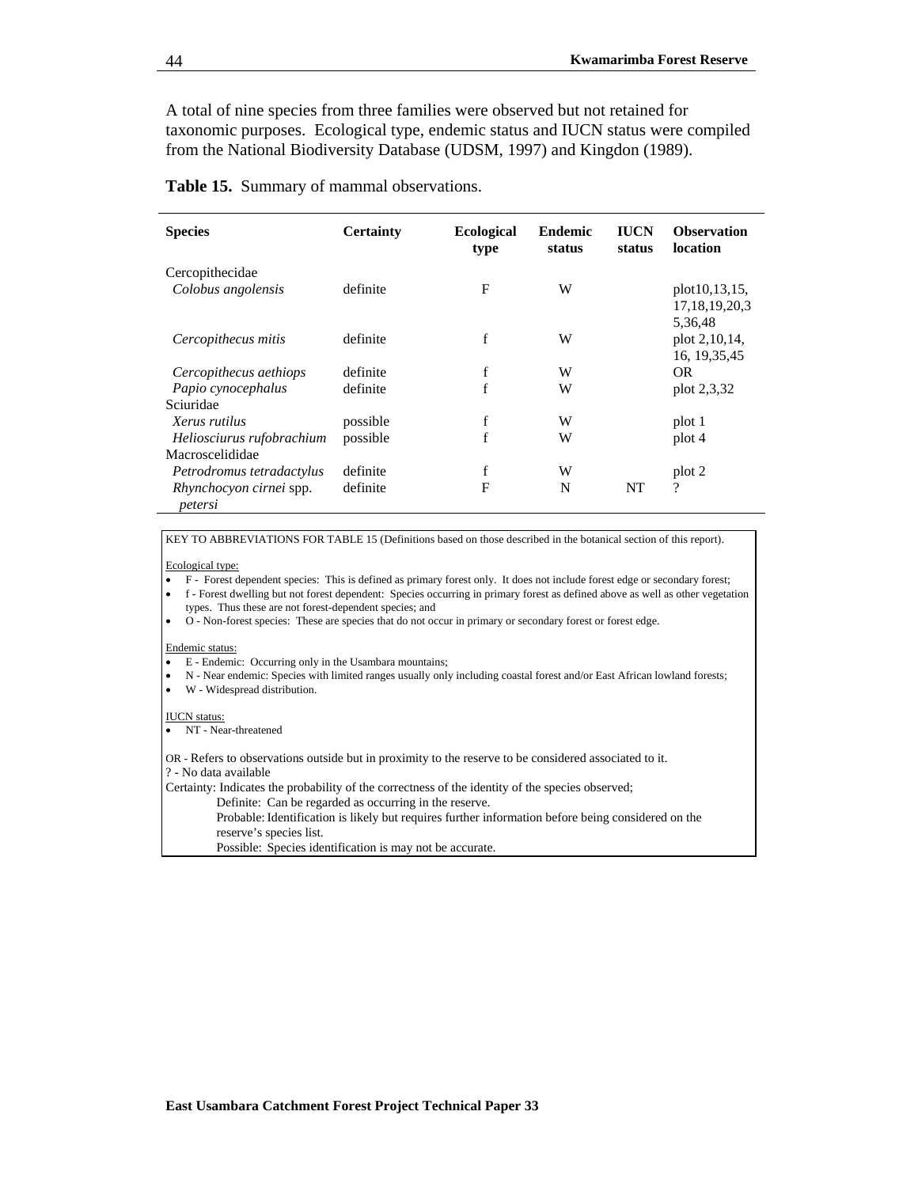A total of nine species from three families were observed but not retained for taxonomic purposes. Ecological type, endemic status and IUCN status were compiled from the National Biodiversity Database (UDSM, 1997) and Kingdon (1989).

**Table 15.** Summary of mammal observations.

| Species | Certainty | Ecological type | Endemic status | IUCN status | Observation location |
|---|---|---|---|---|---|
| Cercopithecidae | | | | | |
| *Colobus angolensis* | definite | F | W | | plot10,13,15, 17,18,19,20,35,36,48 |
| *Cercopithecus mitis* | definite | f | W | | plot 2,10,14, 16, 19,35,45 |
| *Cercopithecus aethiops* | definite | f | W | | OR |
| *Papio cynocephalus* | definite | f | W | | plot 2,3,32 |
| Sciuridae | | | | | |
| *Xerus rutilus* | possible | f | W | | plot 1 |
| *Heliosciurus rufobrachium* | possible | f | W | | plot 4 |
| Macroscelididae | | | | | |
| *Petrodromus tetradactylus* | definite | f | W | | plot 2 |
| *Rhynchocyon cirnei* spp. *petersi* | definite | F | N | NT | ? |

KEY TO ABBREVIATIONS FOR TABLE 15 (Definitions based on those described in the botanical section of this report).

Ecological type:

- F - Forest dependent species: This is defined as primary forest only. It does not include forest edge or secondary forest;
- f - Forest dwelling but not forest dependent: Species occurring in primary forest as defined above as well as other vegetation types. Thus these are not forest-dependent species; and
- O - Non-forest species: These are species that do not occur in primary or secondary forest or forest edge.

Endemic status:

- E - Endemic: Occurring only in the Usambara mountains;
- N - Near endemic: Species with limited ranges usually only including coastal forest and/or East African lowland forests;
- W - Widespread distribution.

IUCN status:

- NT - Near-threatened

OR - Refers to observations outside but in proximity to the reserve to be considered associated to it.
? - No data available
Certainty: Indicates the probability of the correctness of the identity of the species observed;
Definite: Can be regarded as occurring in the reserve.
Probable: Identification is likely but requires further information before being considered on the reserve's species list.
Possible: Species identification is may not be accurate.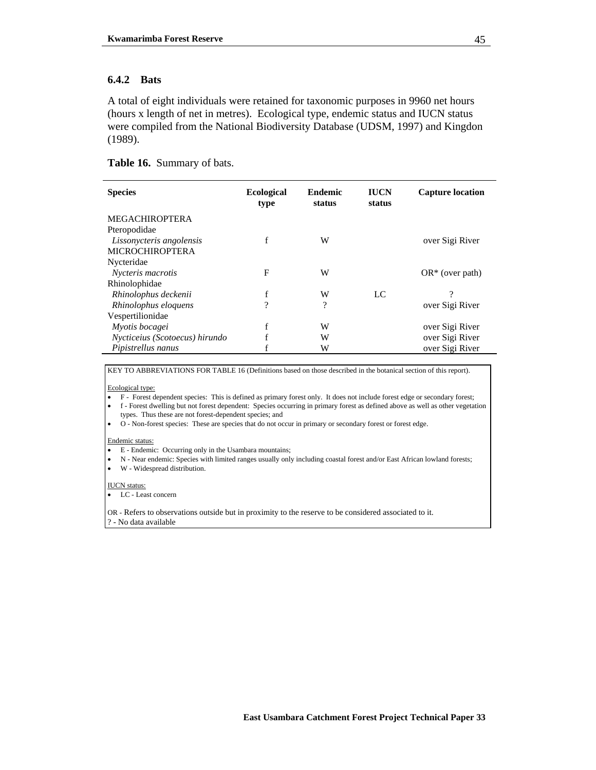### 6.4.2 Bats

A total of eight individuals were retained for taxonomic purposes in 9960 net hours (hours x length of net in metres). Ecological type, endemic status and IUCN status were compiled from the National Biodiversity Database (UDSM, 1997) and Kingdon (1989).

**Table 16.** Summary of bats.

| Species | Ecological type | Endemic status | IUCN status | Capture location |
|---|---|---|---|---|
| MEGACHIROPTERA | | | | |
| Pteropodidae | | | | |
| *Lissonycteris angolensis* | f | W | | over Sigi River |
| MICROCHIROPTERA | | | | |
| Nycteridae | | | | |
| *Nycteris macrotis* | F | W | | OR* (over path) |
| Rhinolophidae | | | | |
| *Rhinolophus deckenii* | f | W | LC | ? |
| *Rhinolophus eloquens* | ? | ? | | over Sigi River |
| Vespertilionidae | | | | |
| *Myotis bocagei* | f | W | | over Sigi River |
| *Nycticeius (Scotoecus) hirundo* | f | W | | over Sigi River |
| *Pipistrellus nanus* | f | W | | over Sigi River |

KEY TO ABBREVIATIONS FOR TABLE 16 (Definitions based on those described in the botanical section of this report).

Ecological type:

- F - Forest dependent species: This is defined as primary forest only. It does not include forest edge or secondary forest;
- f - Forest dwelling but not forest dependent: Species occurring in primary forest as defined above as well as other vegetation types. Thus these are not forest-dependent species; and
- O - Non-forest species: These are species that do not occur in primary or secondary forest or forest edge.

Endemic status:

- E - Endemic: Occurring only in the Usambara mountains;
- N - Near endemic: Species with limited ranges usually only including coastal forest and/or East African lowland forests;
- W - Widespread distribution.

IUCN status:

- LC - Least concern

OR - Refers to observations outside but in proximity to the reserve to be considered associated to it.
? - No data available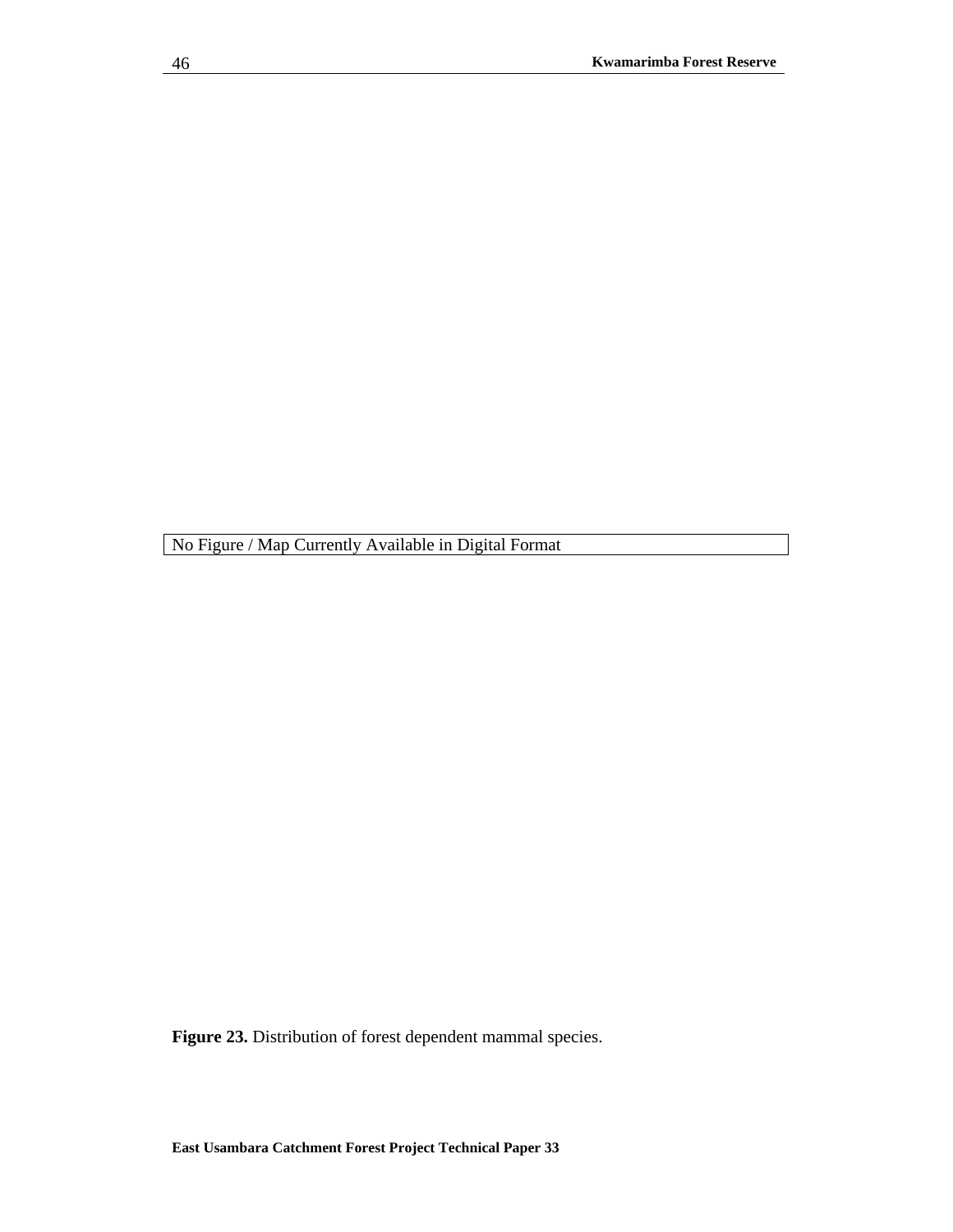No Figure / Map Currently Available in Digital Format

**Figure 23.** Distribution of forest dependent mammal species.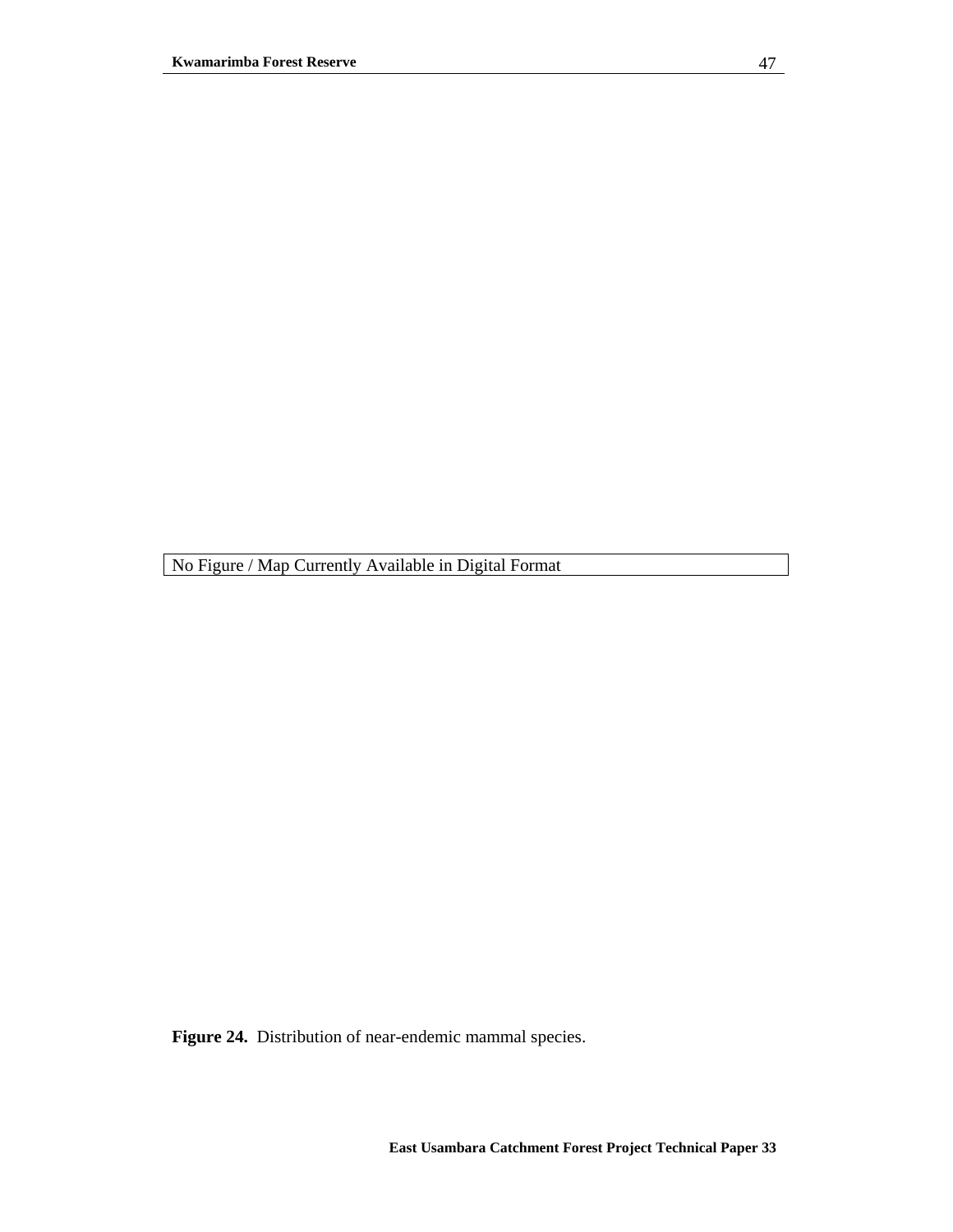No Figure / Map Currently Available in Digital Format

**Figure 24.** Distribution of near-endemic mammal species.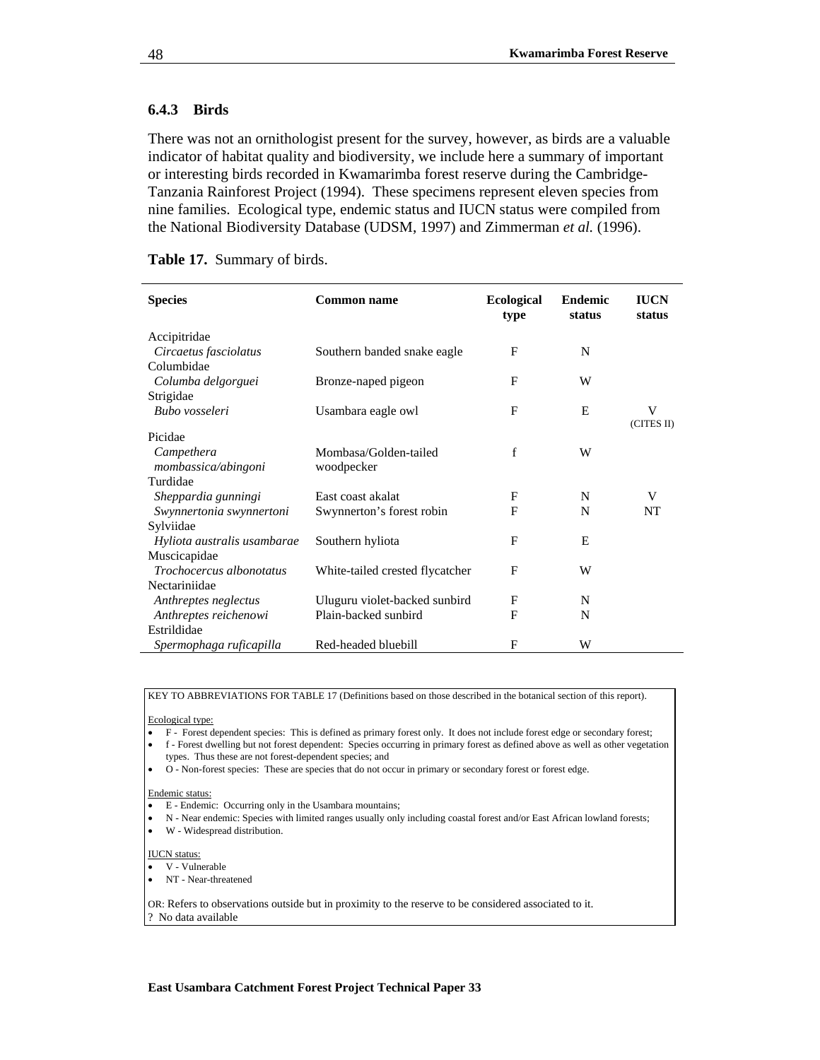### 6.4.3 Birds

There was not an ornithologist present for the survey, however, as birds are a valuable indicator of habitat quality and biodiversity, we include here a summary of important or interesting birds recorded in Kwamarimba forest reserve during the Cambridge-Tanzania Rainforest Project (1994). These specimens represent eleven species from nine families. Ecological type, endemic status and IUCN status were compiled from the National Biodiversity Database (UDSM, 1997) and Zimmerman *et al.* (1996).

**Table 17.** Summary of birds.

| Species | Common name | Ecological type | Endemic status | IUCN status |
|---|---|---|---|---|
| Accipitridae | | | | |
| *Circaetus fasciolatus* | Southern banded snake eagle | F | N | |
| Columbidae | | | | |
| *Columba delgorguei* | Bronze-naped pigeon | F | W | |
| Strigidae | | | | |
| *Bubo vosseleri* | Usambara eagle owl | F | E | V (CITES II) |
| Picidae | | | | |
| *Campethera mombassica/abingoni* | Mombasa/Golden-tailed woodpecker | f | W | |
| Turdidae | | | | |
| *Sheppardia gunningi* | East coast akalat | F | N | V |
| *Swynnertonia swynnertoni* | Swynnerton's forest robin | F | N | NT |
| Sylviidae | | | | |
| *Hyliota australis usambarae* | Southern hyliota | F | E | |
| Muscicapidae | | | | |
| *Trochocercus albonotatus* | White-tailed crested flycatcher | F | W | |
| Nectariniidae | | | | |
| *Anthreptes neglectus* | Uluguru violet-backed sunbird | F | N | |
| *Anthreptes reichenowi* | Plain-backed sunbird | F | N | |
| Estrildidae | | | | |
| *Spermophaga ruficapilla* | Red-headed bluebill | F | W | |

KEY TO ABBREVIATIONS FOR TABLE 17 (Definitions based on those described in the botanical section of this report).

Ecological type:
- F - Forest dependent species: This is defined as primary forest only. It does not include forest edge or secondary forest;
- f - Forest dwelling but not forest dependent: Species occurring in primary forest as defined above as well as other vegetation types. Thus these are not forest-dependent species; and
- O - Non-forest species: These are species that do not occur in primary or secondary forest or forest edge.

Endemic status:
- E - Endemic: Occurring only in the Usambara mountains;
- N - Near endemic: Species with limited ranges usually only including coastal forest and/or East African lowland forests;
- W - Widespread distribution.

IUCN status:
- V - Vulnerable
- NT - Near-threatened

OR: Refers to observations outside but in proximity to the reserve to be considered associated to it.
? No data available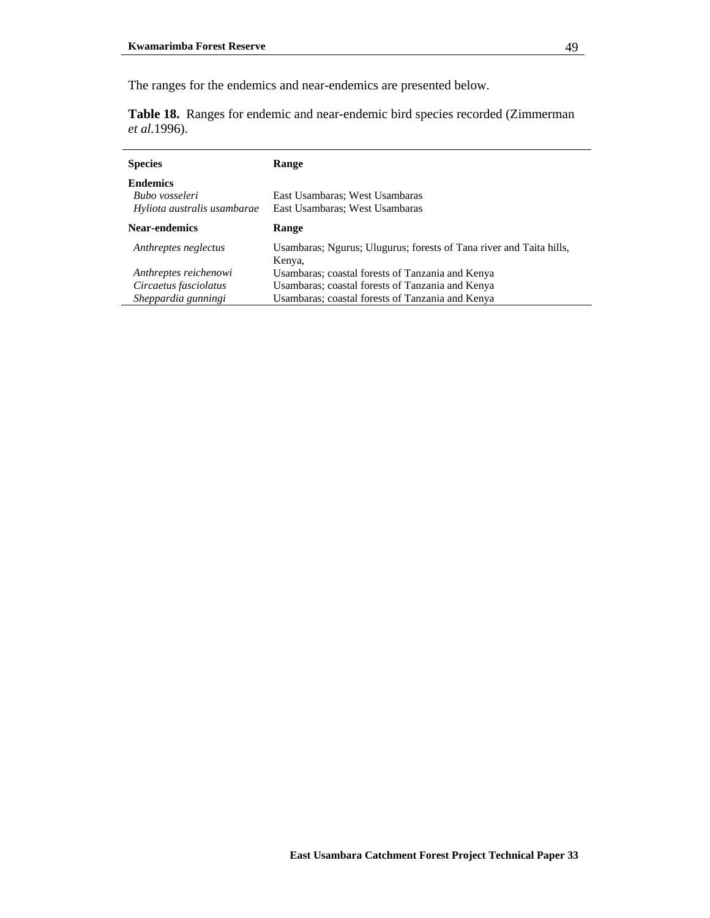The ranges for the endemics and near-endemics are presented below.

**Table 18.** Ranges for endemic and near-endemic bird species recorded (Zimmerman *et al.*1996).

| **Species** | **Range** |
|---|---|
| **Endemics** | |
| *Bubo vosseleri* | East Usambaras; West Usambaras |
| *Hyliota australis usambarae* | East Usambaras; West Usambaras |
| **Near-endemics** | **Range** |
| *Anthreptes neglectus* | Usambaras; Ngurus; Ulugurus; forests of Tana river and Taita hills, Kenya, |
| *Anthreptes reichenowi* | Usambaras; coastal forests of Tanzania and Kenya |
| *Circaetus fasciolatus* | Usambaras; coastal forests of Tanzania and Kenya |
| *Sheppardia gunningi* | Usambaras; coastal forests of Tanzania and Kenya |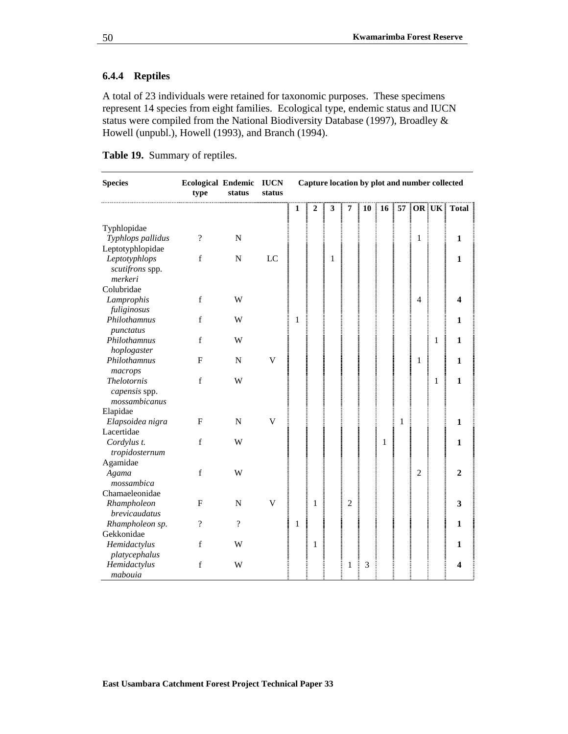### 6.4.4 Reptiles

A total of 23 individuals were retained for taxonomic purposes. These specimens represent 14 species from eight families. Ecological type, endemic status and IUCN status were compiled from the National Biodiversity Database (1997), Broadley & Howell (unpubl.), Howell (1993), and Branch (1994).

**Table 19.** Summary of reptiles.

| Species | Ecological type | Endemic status | IUCN status | Capture location by plot and number collected | | | | | | | | | |
|---|---|---|---|---|---|---|---|---|---|---|---|---|---|
| | | | | **1** | **2** | **3** | **7** | **10** | **16** | **57** | **OR** | **UK** | **Total** |
| Typhlopidae | | | | | | | | | | | | | |
| *Typhlops pallidus* | ? | N | | | | | | | | | 1 | | **1** |
| Leptotyphlopidae | | | | | | | | | | | | | |
| *Leptotyphlops scutifrons* spp. *merkeri* | f | N | LC | | | 1 | | | | | | | **1** |
| Colubridae | | | | | | | | | | | | | |
| *Lamprophis fuliginosus* | f | W | | | | | | | | | 4 | | **4** |
| *Philothamnus punctatus* | f | W | | 1 | | | | | | | | | **1** |
| *Philothamnus hoplogaster* | f | W | | | | | | | | | | 1 | **1** |
| *Philothamnus macrops* | F | N | V | | | | | | | | 1 | | **1** |
| *Thelotornis capensis* spp. *mossambicanus* | f | W | | | | | | | | | | 1 | **1** |
| Elapidae | | | | | | | | | | | | | |
| *Elapsoidea nigra* | F | N | V | | | | | | | 1 | | | **1** |
| Lacertidae | | | | | | | | | | | | | |
| *Cordylus t. tropidosternum* | f | W | | | | | | | 1 | | | | **1** |
| Agamidae | | | | | | | | | | | | | |
| *Agama mossambica* | f | W | | | | | | | | | 2 | | **2** |
| Chamaeleonidae | | | | | | | | | | | | | |
| *Rhampholeon brevicaudatus* | F | N | V | | 1 | | 2 | | | | | | **3** |
| *Rhampholeon sp.* | ? | ? | | 1 | | | | | | | | | **1** |
| Gekkonidae | | | | | | | | | | | | | |
| *Hemidactylus platycephalus* | f | W | | | 1 | | | | | | | | **1** |
| *Hemidactylus mabouia* | f | W | | | | | 1 | 3 | | | | | **4** |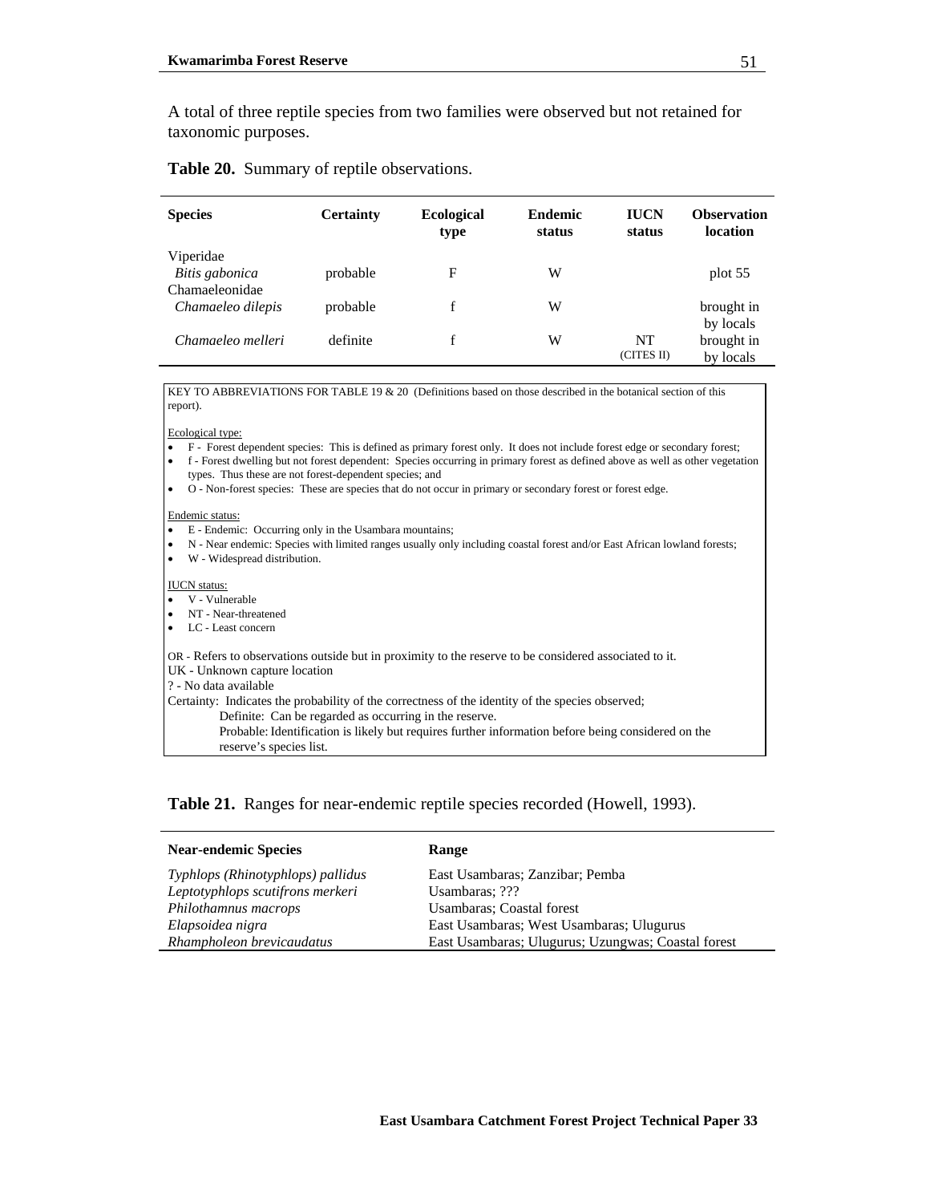A total of three reptile species from two families were observed but not retained for taxonomic purposes.

**Table 20.** Summary of reptile observations.

| Species | Certainty | Ecological type | Endemic status | IUCN status | Observation location |
|---|---|---|---|---|---|
| Viperidae | | | | | |
| *Bitis gabonica* | probable | F | W | | plot 55 |
| Chamaeleonidae | | | | | |
| *Chamaeleo dilepis* | probable | f | W | | brought in by locals |
| *Chamaeleo melleri* | definite | f | W | NT (CITES II) | brought in by locals |

KEY TO ABBREVIATIONS FOR TABLE 19 & 20 (Definitions based on those described in the botanical section of this report).

Ecological type:

- F - Forest dependent species: This is defined as primary forest only. It does not include forest edge or secondary forest;
- f - Forest dwelling but not forest dependent: Species occurring in primary forest as defined above as well as other vegetation types. Thus these are not forest-dependent species; and
- O - Non-forest species: These are species that do not occur in primary or secondary forest or forest edge.

Endemic status:

- E - Endemic: Occurring only in the Usambara mountains;
- N - Near endemic: Species with limited ranges usually only including coastal forest and/or East African lowland forests;
- W - Widespread distribution.

IUCN status:

- V - Vulnerable
- NT - Near-threatened
- LC - Least concern

OR - Refers to observations outside but in proximity to the reserve to be considered associated to it.
UK - Unknown capture location
? - No data available
Certainty: Indicates the probability of the correctness of the identity of the species observed;
Definite: Can be regarded as occurring in the reserve.
Probable: Identification is likely but requires further information before being considered on the reserve's species list.

**Table 21.** Ranges for near-endemic reptile species recorded (Howell, 1993).

| Near-endemic Species | Range |
|---|---|
| *Typhlops (Rhinotyphlops) pallidus* | East Usambaras; Zanzibar; Pemba |
| *Leptotyphlops scutifrons merkeri* | Usambaras; ??? |
| *Philothamnus macrops* | Usambaras; Coastal forest |
| *Elapsoidea nigra* | East Usambaras; West Usambaras; Ulugurus |
| *Rhampholeon brevicaudatus* | East Usambaras; Ulugurus; Uzungwas; Coastal forest |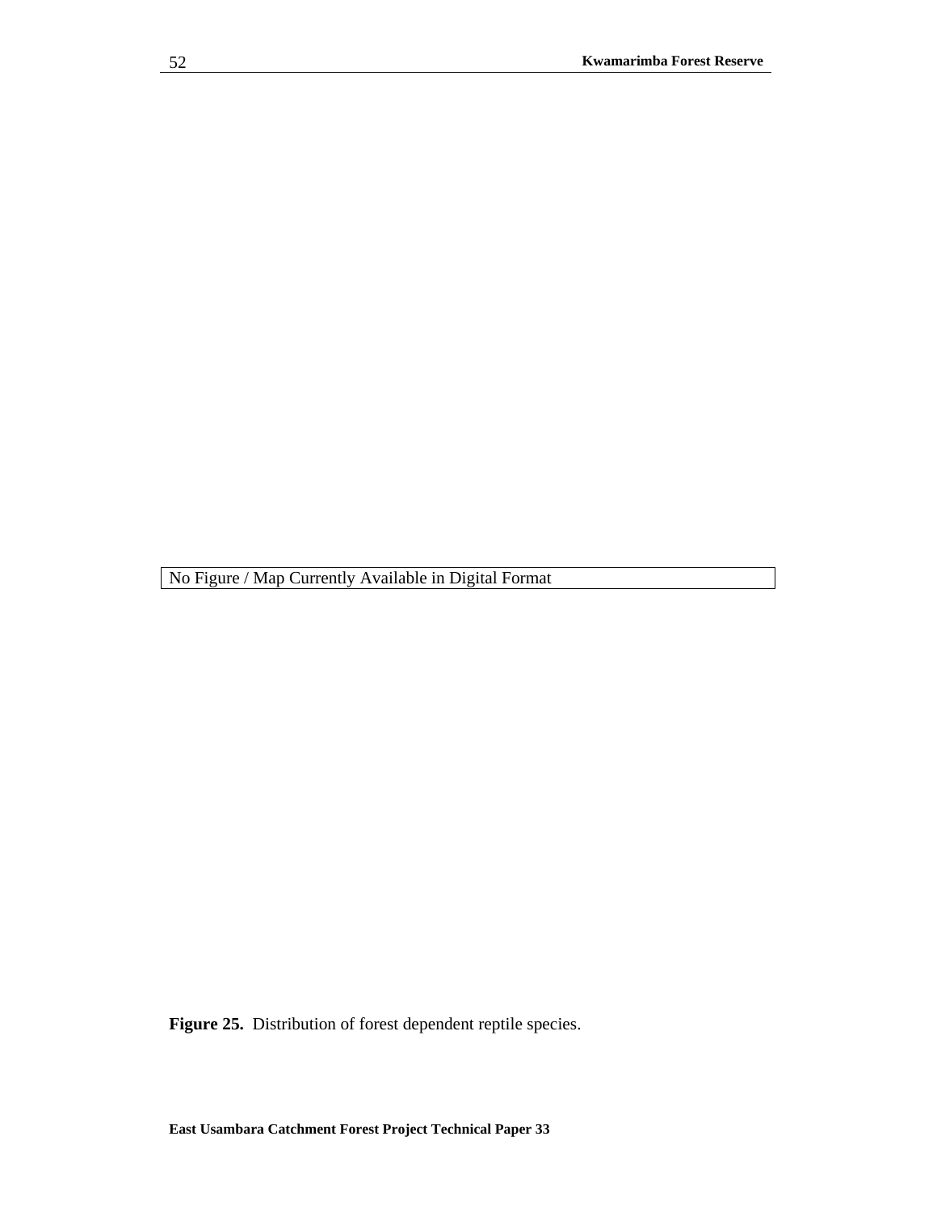No Figure / Map Currently Available in Digital Format

**Figure 25.** Distribution of forest dependent reptile species.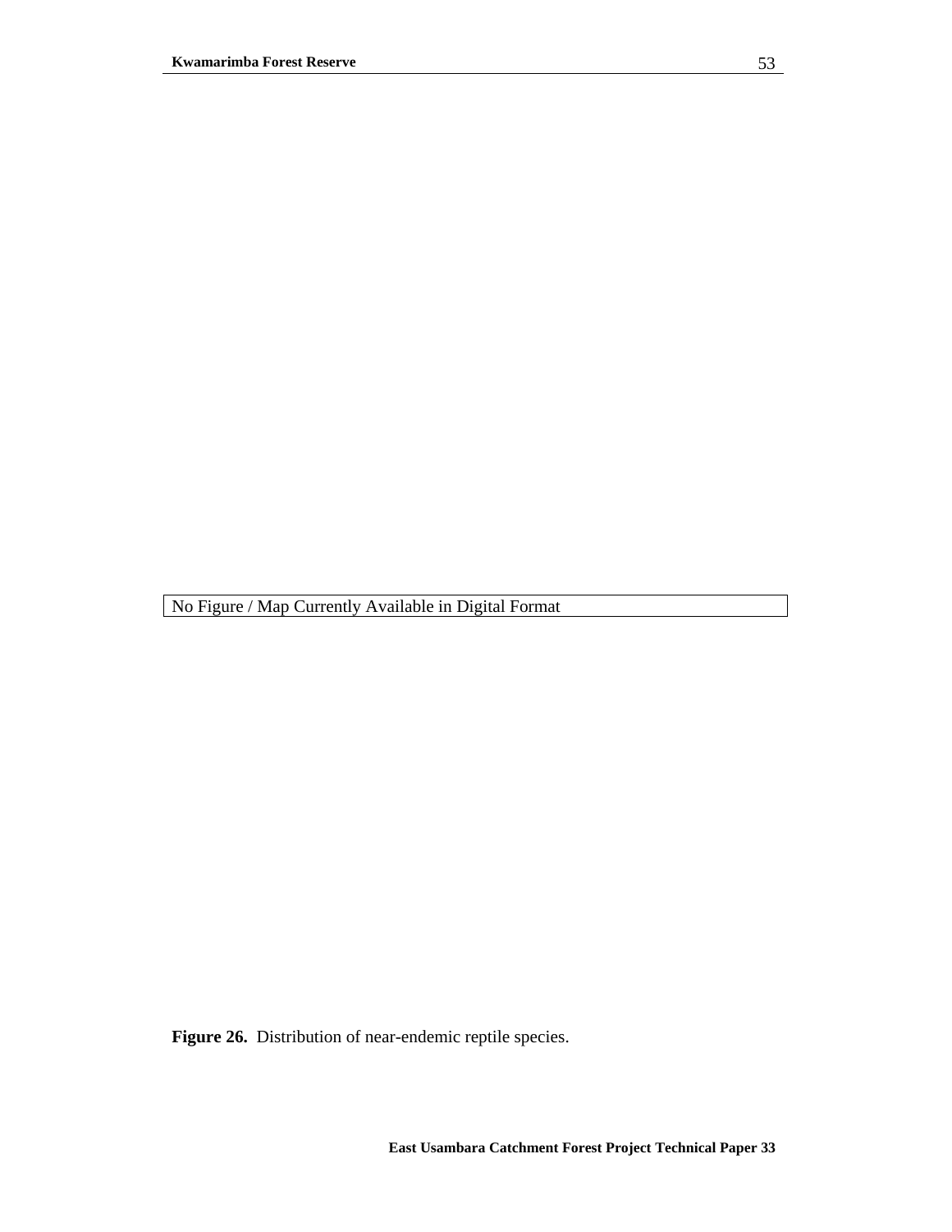No Figure / Map Currently Available in Digital Format

**Figure 26.** Distribution of near-endemic reptile species.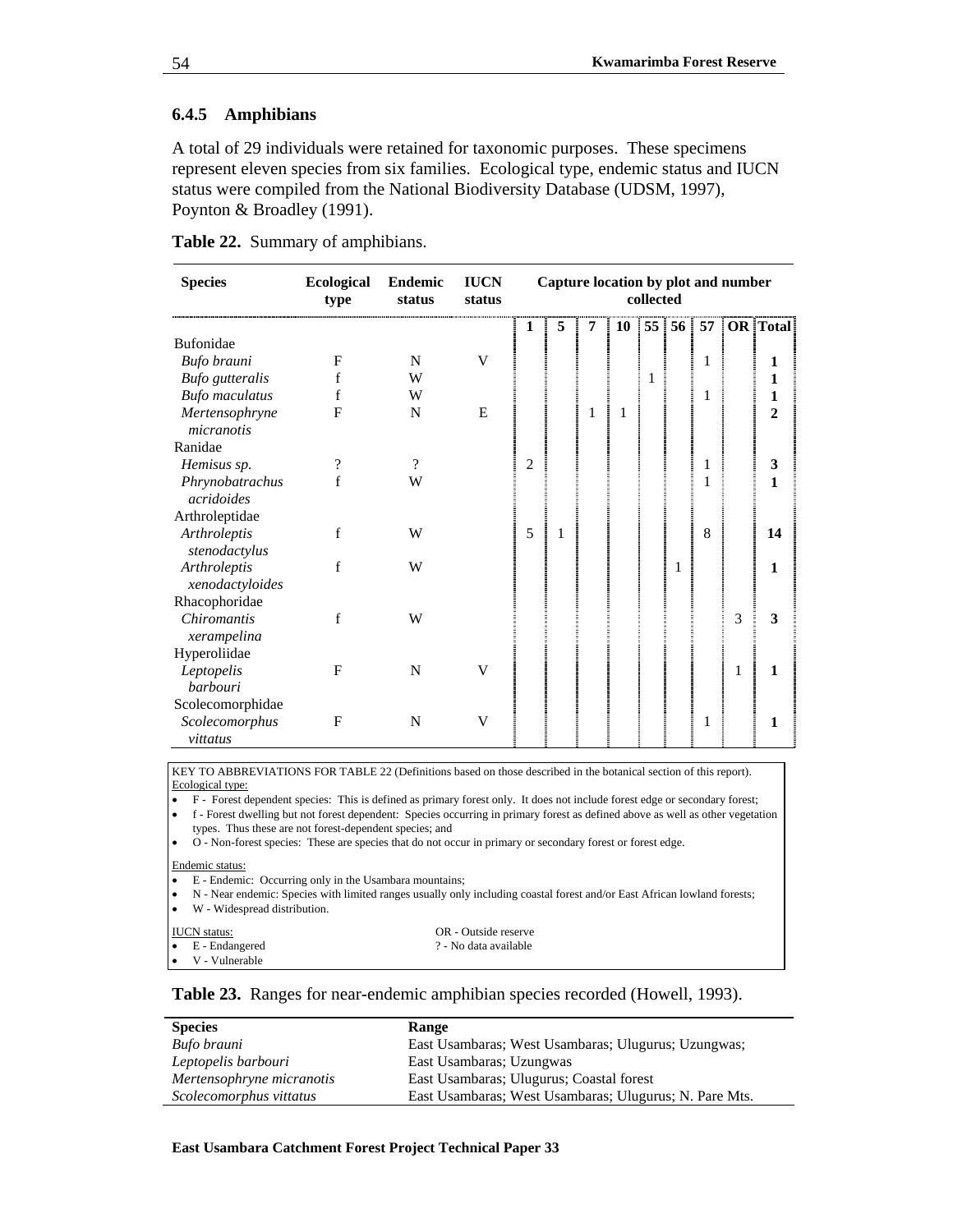### 6.4.5 Amphibians

A total of 29 individuals were retained for taxonomic purposes. These specimens represent eleven species from six families. Ecological type, endemic status and IUCN status were compiled from the National Biodiversity Database (UDSM, 1997), Poynton & Broadley (1991).

**Table 22.** Summary of amphibians.

| Species | Ecological type | Endemic status | IUCN status | Capture location by plot and number collected | | | | | | | | |
|---|---|---|---|---|---|---|---|---|---|---|---|---|
| | | | | 1 | 5 | 7 | 10 | 55 | 56 | 57 | OR | Total |
| Bufonidae | | | | | | | | | | | | |
| *Bufo brauni* | F | N | V | | | | | | | 1 | | **1** |
| *Bufo gutteralis* | f | W | | | | | | 1 | | | | **1** |
| *Bufo maculatus* | f | W | | | | | | | | 1 | | **1** |
| *Mertensophryne micranotis* | F | N | E | | | 1 | 1 | | | | | **2** |
| Ranidae | | | | | | | | | | | | |
| *Hemisus sp.* | ? | ? | | 2 | | | | | | 1 | | **3** |
| *Phrynobatrachus acridoides* | f | W | | | | | | | | 1 | | **1** |
| Arthroleptidae | | | | | | | | | | | | |
| *Arthroleptis stenodactylus* | f | W | | 5 | 1 | | | | | 8 | | **14** |
| *Arthroleptis xenodactyloides* | f | W | | | | | | | 1 | | | **1** |
| Rhacophoridae | | | | | | | | | | | | |
| *Chiromantis xerampelina* | f | W | | | | | | | | | 3 | **3** |
| Hyperoliidae | | | | | | | | | | | | |
| *Leptopelis barbouri* | F | N | V | | | | | | | | 1 | **1** |
| Scolecomorphidae | | | | | | | | | | | | |
| *Scolecomorphus vittatus* | F | N | V | | | | | | | 1 | | **1** |

KEY TO ABBREVIATIONS FOR TABLE 22 (Definitions based on those described in the botanical section of this report).

Ecological type:
- F - Forest dependent species: This is defined as primary forest only. It does not include forest edge or secondary forest;
- f - Forest dwelling but not forest dependent: Species occurring in primary forest as defined above as well as other vegetation types. Thus these are not forest-dependent species; and
- O - Non-forest species: These are species that do not occur in primary or secondary forest or forest edge.

Endemic status:
- E - Endemic: Occurring only in the Usambara mountains;
- N - Near endemic: Species with limited ranges usually only including coastal forest and/or East African lowland forests;
- W - Widespread distribution.

IUCN status:
- E - Endangered
- V - Vulnerable

OR - Outside reserve
? - No data available

**Table 23.** Ranges for near-endemic amphibian species recorded (Howell, 1993).

| Species | Range |
|---|---|
| *Bufo brauni* | East Usambaras; West Usambaras; Ulugurus; Uzungwas; |
| *Leptopelis barbouri* | East Usambaras; Uzungwas |
| *Mertensophryne micranotis* | East Usambaras; Ulugurus; Coastal forest |
| *Scolecomorphus vittatus* | East Usambaras; West Usambaras; Ulugurus; N. Pare Mts. |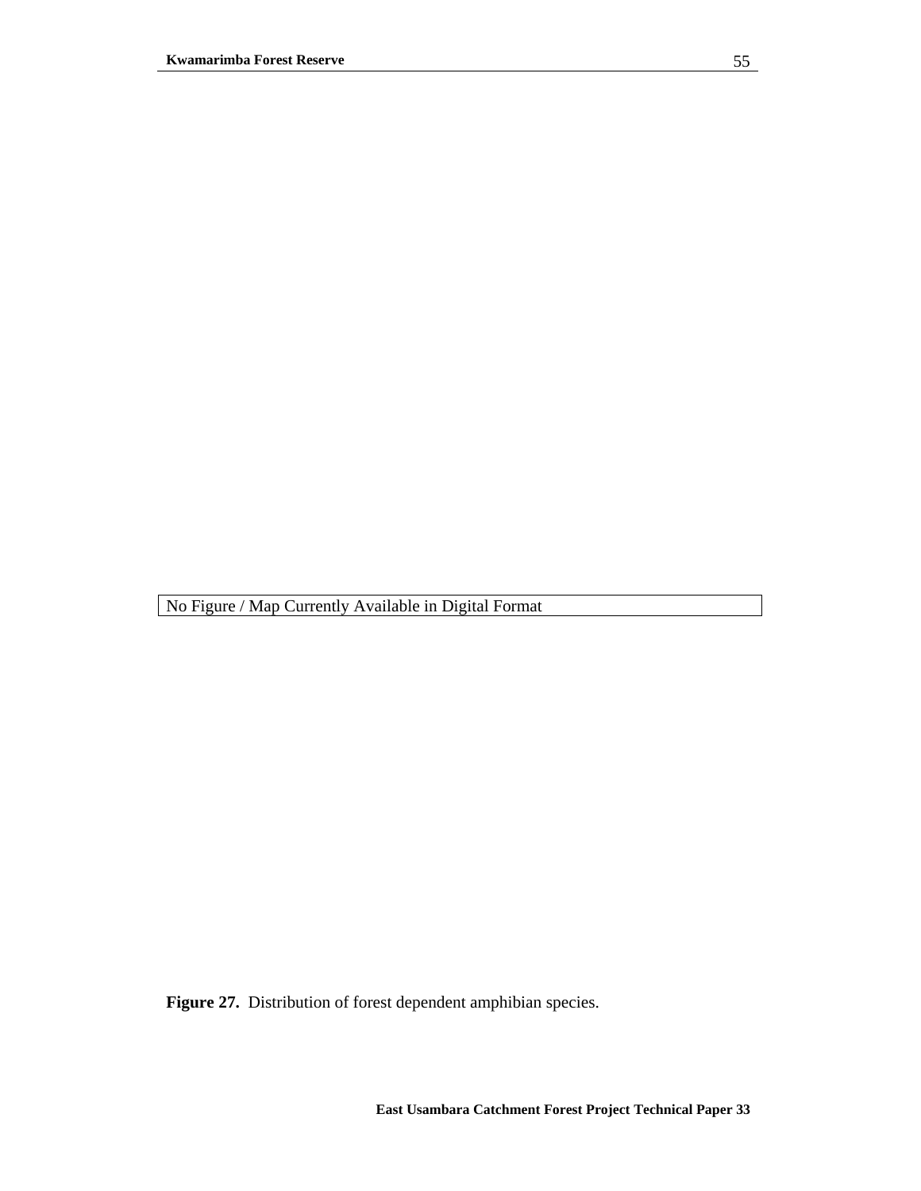No Figure / Map Currently Available in Digital Format

**Figure 27.** Distribution of forest dependent amphibian species.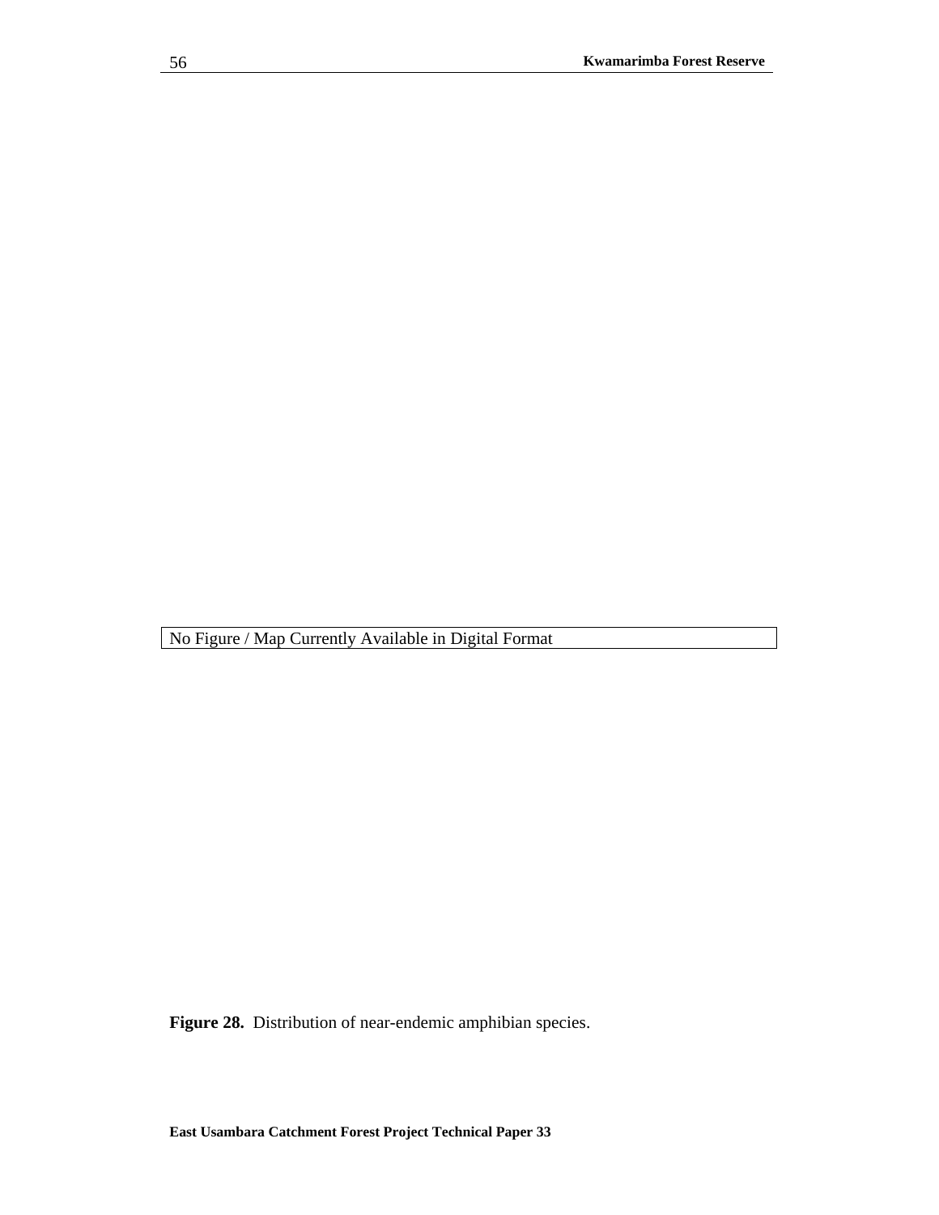No Figure / Map Currently Available in Digital Format

**Figure 28.** Distribution of near-endemic amphibian species.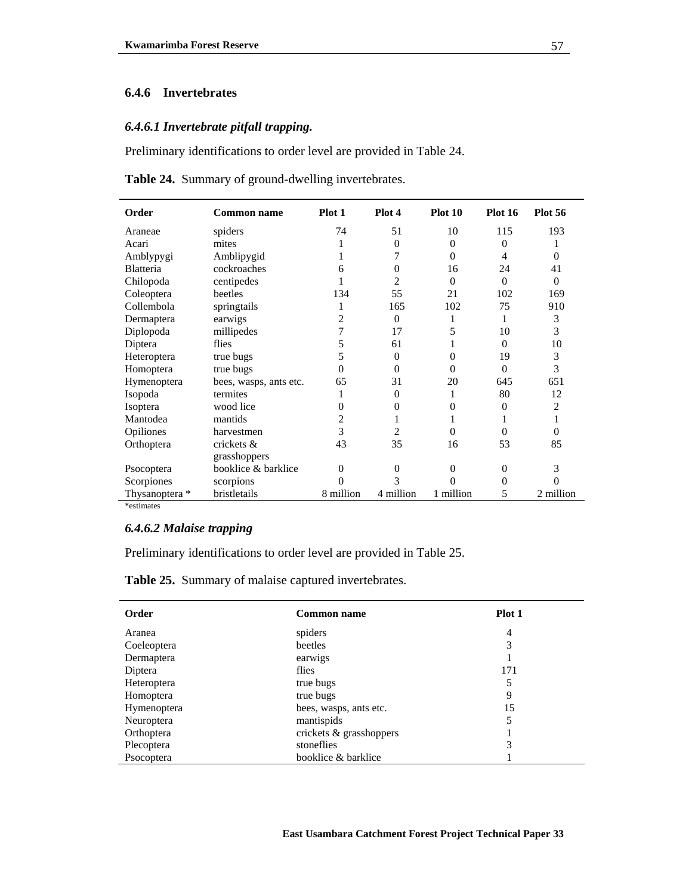### 6.4.6 Invertebrates

#### *6.4.6.1 Invertebrate pitfall trapping.*

Preliminary identifications to order level are provided in Table 24.

**Table 24.** Summary of ground-dwelling invertebrates.

| Order | Common name | Plot 1 | Plot 4 | Plot 10 | Plot 16 | Plot 56 |
|---|---|---|---|---|---|---|
| Araneae | spiders | 74 | 51 | 10 | 115 | 193 |
| Acari | mites | 1 | 0 | 0 | 0 | 1 |
| Amblypygi | Amblypygid | 1 | 7 | 0 | 4 | 0 |
| Blatteria | cockroaches | 6 | 0 | 16 | 24 | 41 |
| Chilopoda | centipedes | 1 | 2 | 0 | 0 | 0 |
| Coleoptera | beetles | 134 | 55 | 21 | 102 | 169 |
| Collembola | springtails | 1 | 165 | 102 | 75 | 910 |
| Dermaptera | earwigs | 2 | 0 | 1 | 1 | 3 |
| Diplopoda | millipedes | 7 | 17 | 5 | 10 | 3 |
| Diptera | flies | 5 | 61 | 1 | 0 | 10 |
| Heteroptera | true bugs | 5 | 0 | 0 | 19 | 3 |
| Homoptera | true bugs | 0 | 0 | 0 | 0 | 3 |
| Hymenoptera | bees, wasps, ants etc. | 65 | 31 | 20 | 645 | 651 |
| Isopoda | termites | 1 | 0 | 1 | 80 | 12 |
| Isoptera | wood lice | 0 | 0 | 0 | 0 | 2 |
| Mantodea | mantids | 2 | 1 | 1 | 1 | 1 |
| Opiliones | harvestmen | 3 | 2 | 0 | 0 | 0 |
| Orthoptera | crickets & grasshoppers | 43 | 35 | 16 | 53 | 85 |
| Psocoptera | booklice & barklice | 0 | 0 | 0 | 0 | 3 |
| Scorpiones | scorpions | 0 | 3 | 0 | 0 | 0 |
| Thysanoptera * | bristletails | 8 million | 4 million | 1 million | 5 | 2 million |

*estimates

#### *6.4.6.2 Malaise trapping*

Preliminary identifications to order level are provided in Table 25.

**Table 25.** Summary of malaise captured invertebrates.

| Order | Common name | Plot 1 |
|---|---|---|
| Aranea | spiders | 4 |
| Coeleoptera | beetles | 3 |
| Dermaptera | earwigs | 1 |
| Diptera | flies | 171 |
| Heteroptera | true bugs | 5 |
| Homoptera | true bugs | 9 |
| Hymenoptera | bees, wasps, ants etc. | 15 |
| Neuroptera | mantispids | 5 |
| Orthoptera | crickets & grasshoppers | 1 |
| Plecoptera | stoneflies | 3 |
| Psocoptera | booklice & barklice | 1 |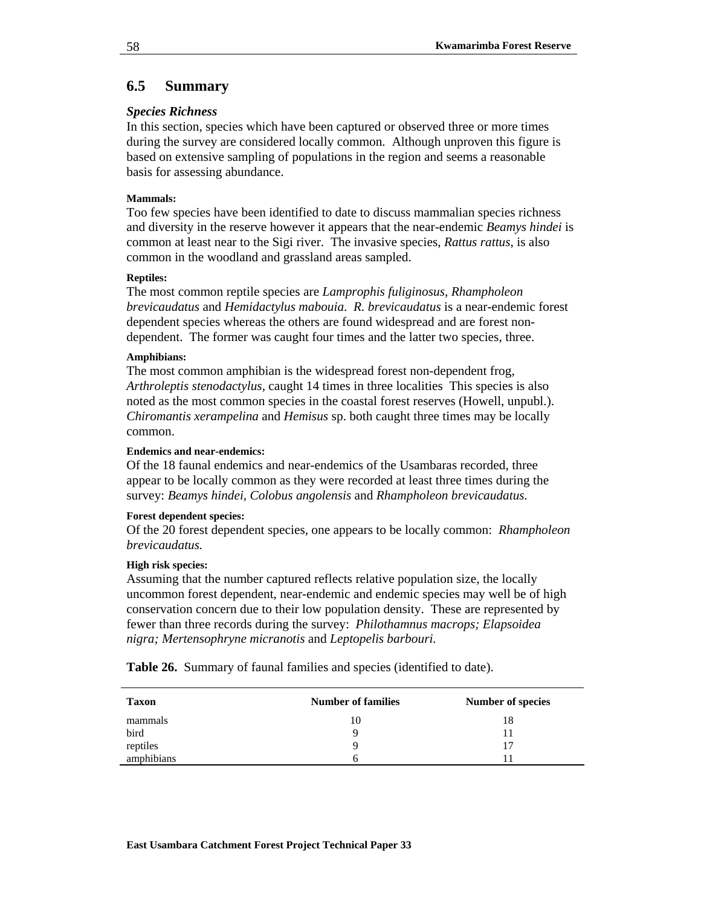## 6.5 Summary

***Species Richness***

In this section, species which have been captured or observed three or more times during the survey are considered locally common. Although unproven this figure is based on extensive sampling of populations in the region and seems a reasonable basis for assessing abundance.

**Mammals:**

Too few species have been identified to date to discuss mammalian species richness and diversity in the reserve however it appears that the near-endemic *Beamys hindei* is common at least near to the Sigi river. The invasive species, *Rattus rattus*, is also common in the woodland and grassland areas sampled.

**Reptiles:**

The most common reptile species are *Lamprophis fuliginosus, Rhampholeon brevicaudatus* and *Hemidactylus mabouia*. *R. brevicaudatus* is a near-endemic forest dependent species whereas the others are found widespread and are forest non-dependent. The former was caught four times and the latter two species, three.

**Amphibians:**

The most common amphibian is the widespread forest non-dependent frog, *Arthroleptis stenodactylus*, caught 14 times in three localities This species is also noted as the most common species in the coastal forest reserves (Howell, unpubl.). *Chiromantis xerampelina* and *Hemisus* sp. both caught three times may be locally common.

**Endemics and near-endemics:**

Of the 18 faunal endemics and near-endemics of the Usambaras recorded, three appear to be locally common as they were recorded at least three times during the survey: *Beamys hindei, Colobus angolensis* and *Rhampholeon brevicaudatus.*

**Forest dependent species:**

Of the 20 forest dependent species, one appears to be locally common: *Rhampholeon brevicaudatus.*

**High risk species:**

Assuming that the number captured reflects relative population size, the locally uncommon forest dependent, near-endemic and endemic species may well be of high conservation concern due to their low population density. These are represented by fewer than three records during the survey: *Philothamnus macrops; Elapsoidea nigra; Mertensophryne micranotis* and *Leptopelis barbouri.*

**Table 26.** Summary of faunal families and species (identified to date).

| Taxon | Number of families | Number of species |
|---|---|---|
| mammals | 10 | 18 |
| bird | 9 | 11 |
| reptiles | 9 | 17 |
| amphibians | 6 | 11 |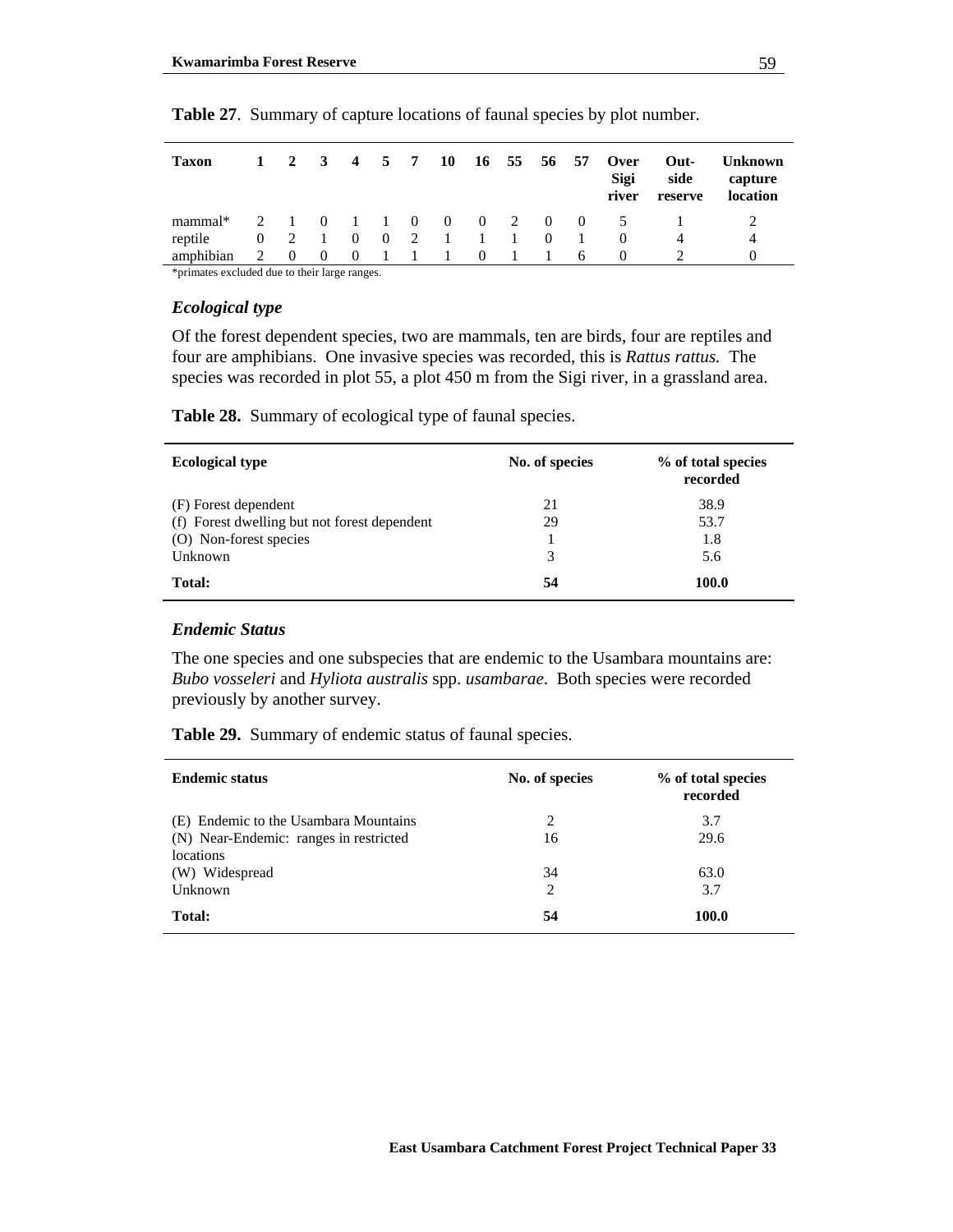**Table 27**. Summary of capture locations of faunal species by plot number.

| Taxon | 1 | 2 | 3 | 4 | 5 | 7 | 10 | 16 | 55 | 56 | 57 | Over Sigi river | Out-side reserve | Unknown capture location |
|---|---|---|---|---|---|---|---|---|---|---|---|---|---|---|
| mammal* | 2 | 1 | 0 | 1 | 1 | 0 | 0 | 0 | 2 | 0 | 0 | 5 | 1 | 2 |
| reptile | 0 | 2 | 1 | 0 | 0 | 2 | 1 | 1 | 1 | 0 | 1 | 0 | 4 | 4 |
| amphibian | 2 | 0 | 0 | 0 | 1 | 1 | 1 | 0 | 1 | 1 | 6 | 0 | 2 | 0 |

*primates excluded due to their large ranges.

### *Ecological type*

Of the forest dependent species, two are mammals, ten are birds, four are reptiles and four are amphibians. One invasive species was recorded, this is *Rattus rattus.* The species was recorded in plot 55, a plot 450 m from the Sigi river, in a grassland area.

**Table 28.** Summary of ecological type of faunal species.

| Ecological type | No. of species | % of total species recorded |
|---|---|---|
| (F) Forest dependent | 21 | 38.9 |
| (f) Forest dwelling but not forest dependent | 29 | 53.7 |
| (O) Non-forest species | 1 | 1.8 |
| Unknown | 3 | 5.6 |
| **Total:** | **54** | **100.0** |

### *Endemic Status*

The one species and one subspecies that are endemic to the Usambara mountains are: *Bubo vosseleri* and *Hyliota australis* spp. *usambarae*. Both species were recorded previously by another survey.

**Table 29.** Summary of endemic status of faunal species.

| Endemic status | No. of species | % of total species recorded |
|---|---|---|
| (E) Endemic to the Usambara Mountains | 2 | 3.7 |
| (N) Near-Endemic: ranges in restricted locations | 16 | 29.6 |
| (W) Widespread | 34 | 63.0 |
| Unknown | 2 | 3.7 |
| **Total:** | **54** | **100.0** |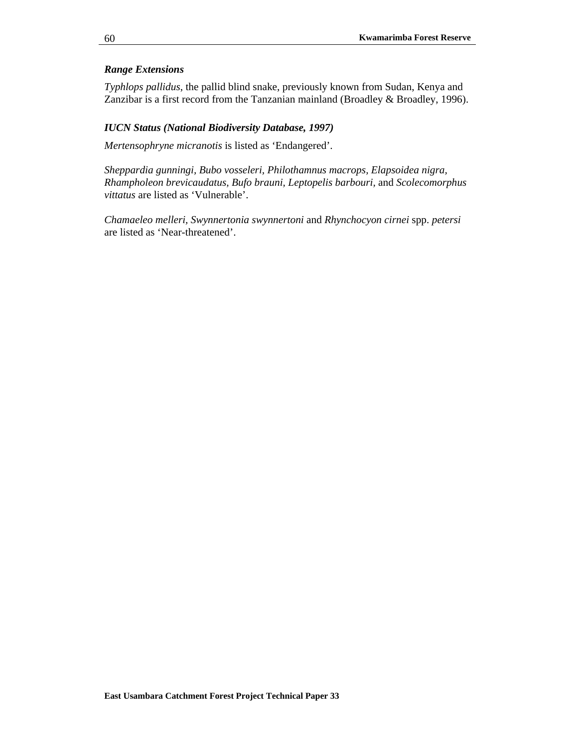### *Range Extensions*

*Typhlops pallidus*, the pallid blind snake, previously known from Sudan, Kenya and Zanzibar is a first record from the Tanzanian mainland (Broadley & Broadley, 1996).

### *IUCN Status (National Biodiversity Database, 1997)*

*Mertensophryne micranotis* is listed as 'Endangered'.

*Sheppardia gunningi, Bubo vosseleri, Philothamnus macrops, Elapsoidea nigra, Rhampholeon brevicaudatus, Bufo brauni, Leptopelis barbouri*, and *Scolecomorphus vittatus* are listed as 'Vulnerable'.

*Chamaeleo melleri, Swynnertonia swynnertoni* and *Rhynchocyon cirnei* spp. *petersi* are listed as 'Near-threatened'.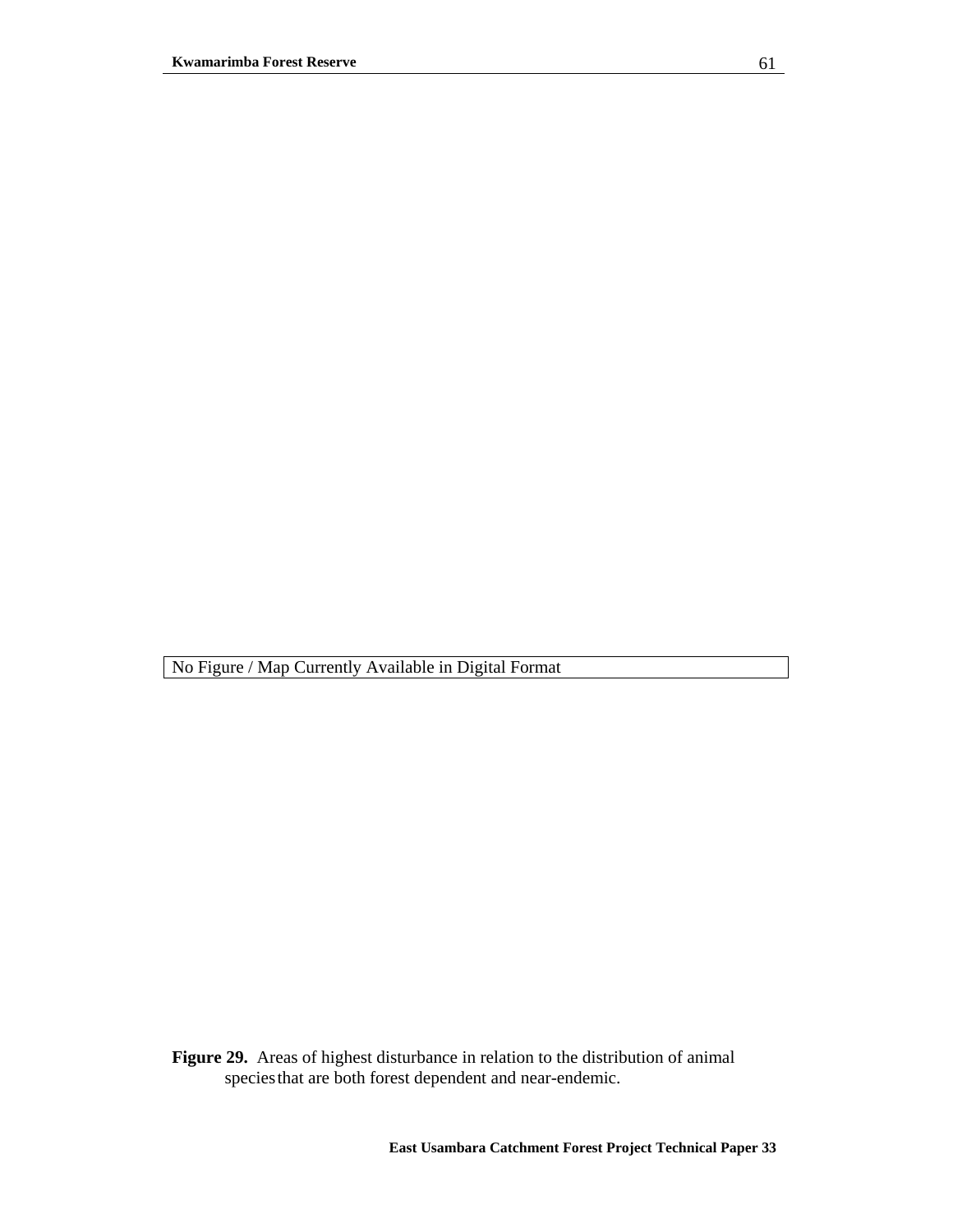No Figure / Map Currently Available in Digital Format

**Figure 29.** Areas of highest disturbance in relation to the distribution of animal species that are both forest dependent and near-endemic.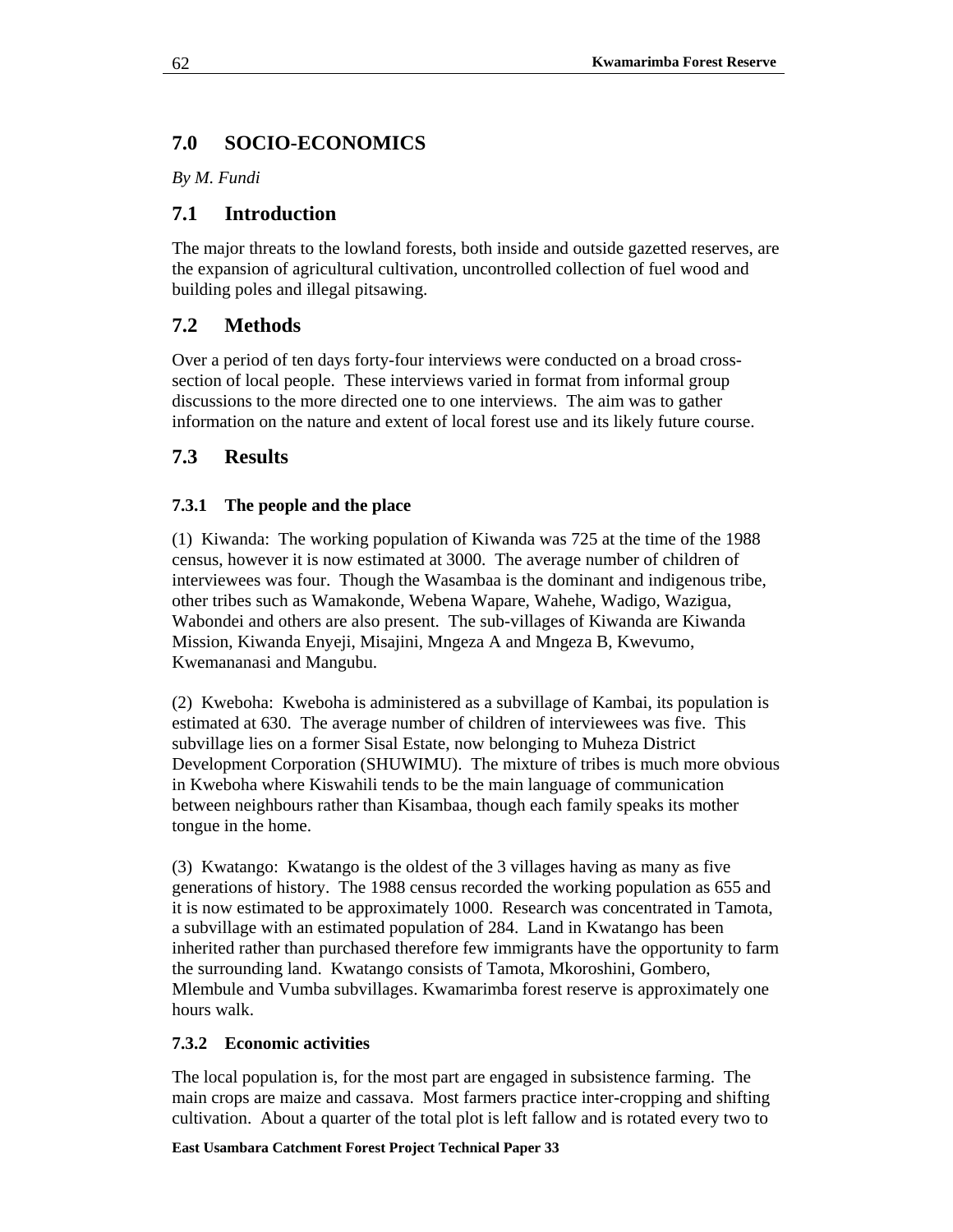# 7.0 SOCIO-ECONOMICS

*By M. Fundi*

## 7.1 Introduction

The major threats to the lowland forests, both inside and outside gazetted reserves, are the expansion of agricultural cultivation, uncontrolled collection of fuel wood and building poles and illegal pitsawing.

## 7.2 Methods

Over a period of ten days forty-four interviews were conducted on a broad cross-section of local people. These interviews varied in format from informal group discussions to the more directed one to one interviews. The aim was to gather information on the nature and extent of local forest use and its likely future course.

## 7.3 Results

### 7.3.1 The people and the place

(1) Kiwanda: The working population of Kiwanda was 725 at the time of the 1988 census, however it is now estimated at 3000. The average number of children of interviewees was four. Though the Wasambaa is the dominant and indigenous tribe, other tribes such as Wamakonde, Webena Wapare, Wahehe, Wadigo, Wazigua, Wabondei and others are also present. The sub-villages of Kiwanda are Kiwanda Mission, Kiwanda Enyeji, Misajini, Mngeza A and Mngeza B, Kwevumo, Kwemananasi and Mangubu.

(2) Kweboha: Kweboha is administered as a subvillage of Kambai, its population is estimated at 630. The average number of children of interviewees was five. This subvillage lies on a former Sisal Estate, now belonging to Muheza District Development Corporation (SHUWIMU). The mixture of tribes is much more obvious in Kweboha where Kiswahili tends to be the main language of communication between neighbours rather than Kisambaa, though each family speaks its mother tongue in the home.

(3) Kwatango: Kwatango is the oldest of the 3 villages having as many as five generations of history. The 1988 census recorded the working population as 655 and it is now estimated to be approximately 1000. Research was concentrated in Tamota, a subvillage with an estimated population of 284. Land in Kwatango has been inherited rather than purchased therefore few immigrants have the opportunity to farm the surrounding land. Kwatango consists of Tamota, Mkoroshini, Gombero, Mlembule and Vumba subvillages. Kwamarimba forest reserve is approximately one hours walk.

### 7.3.2 Economic activities

The local population is, for the most part are engaged in subsistence farming. The main crops are maize and cassava. Most farmers practice inter-cropping and shifting cultivation. About a quarter of the total plot is left fallow and is rotated every two to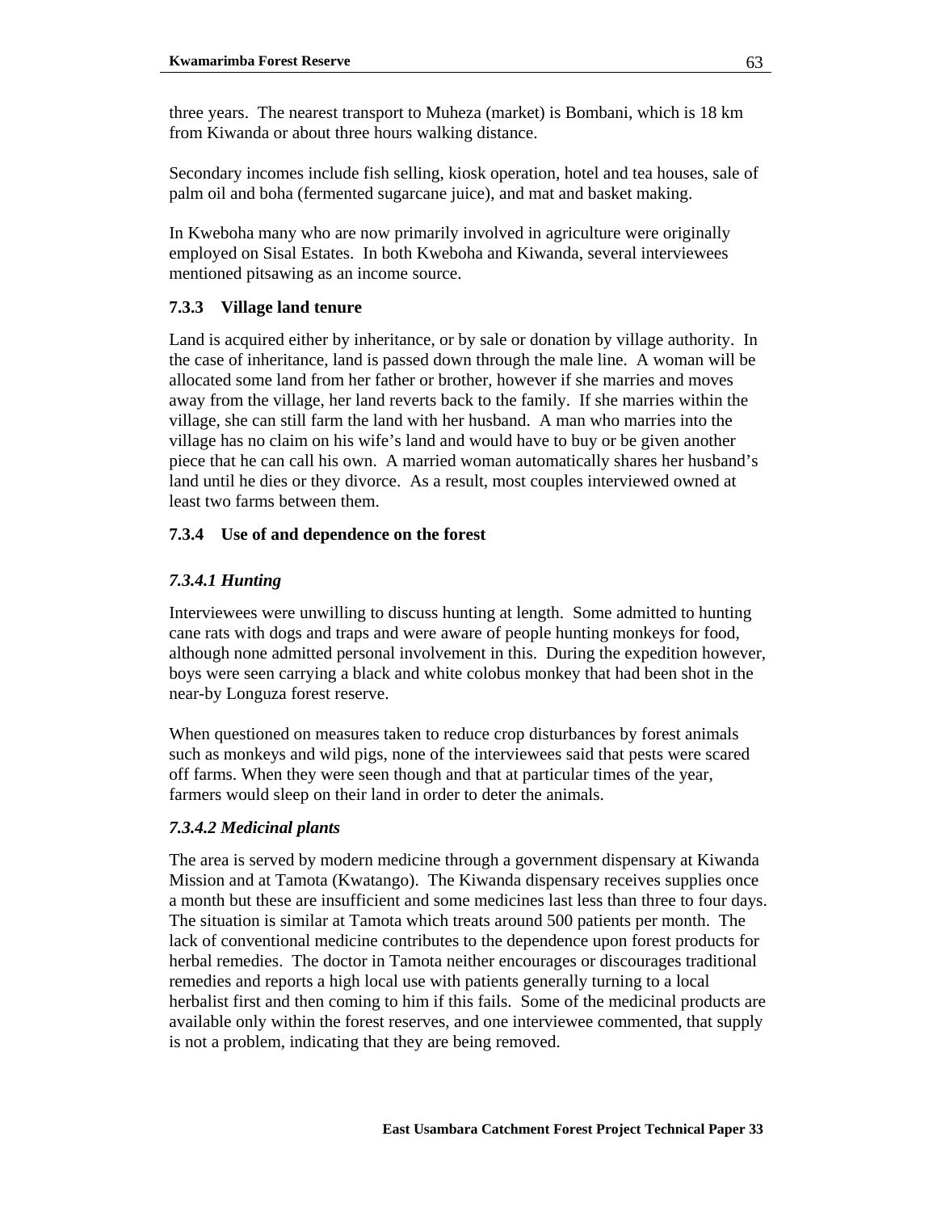three years. The nearest transport to Muheza (market) is Bombani, which is 18 km from Kiwanda or about three hours walking distance.

Secondary incomes include fish selling, kiosk operation, hotel and tea houses, sale of palm oil and boha (fermented sugarcane juice), and mat and basket making.

In Kweboha many who are now primarily involved in agriculture were originally employed on Sisal Estates. In both Kweboha and Kiwanda, several interviewees mentioned pitsawing as an income source.

### 7.3.3 Village land tenure

Land is acquired either by inheritance, or by sale or donation by village authority. In the case of inheritance, land is passed down through the male line. A woman will be allocated some land from her father or brother, however if she marries and moves away from the village, her land reverts back to the family. If she marries within the village, she can still farm the land with her husband. A man who marries into the village has no claim on his wife's land and would have to buy or be given another piece that he can call his own. A married woman automatically shares her husband's land until he dies or they divorce. As a result, most couples interviewed owned at least two farms between them.

### 7.3.4 Use of and dependence on the forest

#### *7.3.4.1 Hunting*

Interviewees were unwilling to discuss hunting at length. Some admitted to hunting cane rats with dogs and traps and were aware of people hunting monkeys for food, although none admitted personal involvement in this. During the expedition however, boys were seen carrying a black and white colobus monkey that had been shot in the near-by Longuza forest reserve.

When questioned on measures taken to reduce crop disturbances by forest animals such as monkeys and wild pigs, none of the interviewees said that pests were scared off farms. When they were seen though and that at particular times of the year, farmers would sleep on their land in order to deter the animals.

#### *7.3.4.2 Medicinal plants*

The area is served by modern medicine through a government dispensary at Kiwanda Mission and at Tamota (Kwatango). The Kiwanda dispensary receives supplies once a month but these are insufficient and some medicines last less than three to four days. The situation is similar at Tamota which treats around 500 patients per month. The lack of conventional medicine contributes to the dependence upon forest products for herbal remedies. The doctor in Tamota neither encourages or discourages traditional remedies and reports a high local use with patients generally turning to a local herbalist first and then coming to him if this fails. Some of the medicinal products are available only within the forest reserves, and one interviewee commented, that supply is not a problem, indicating that they are being removed.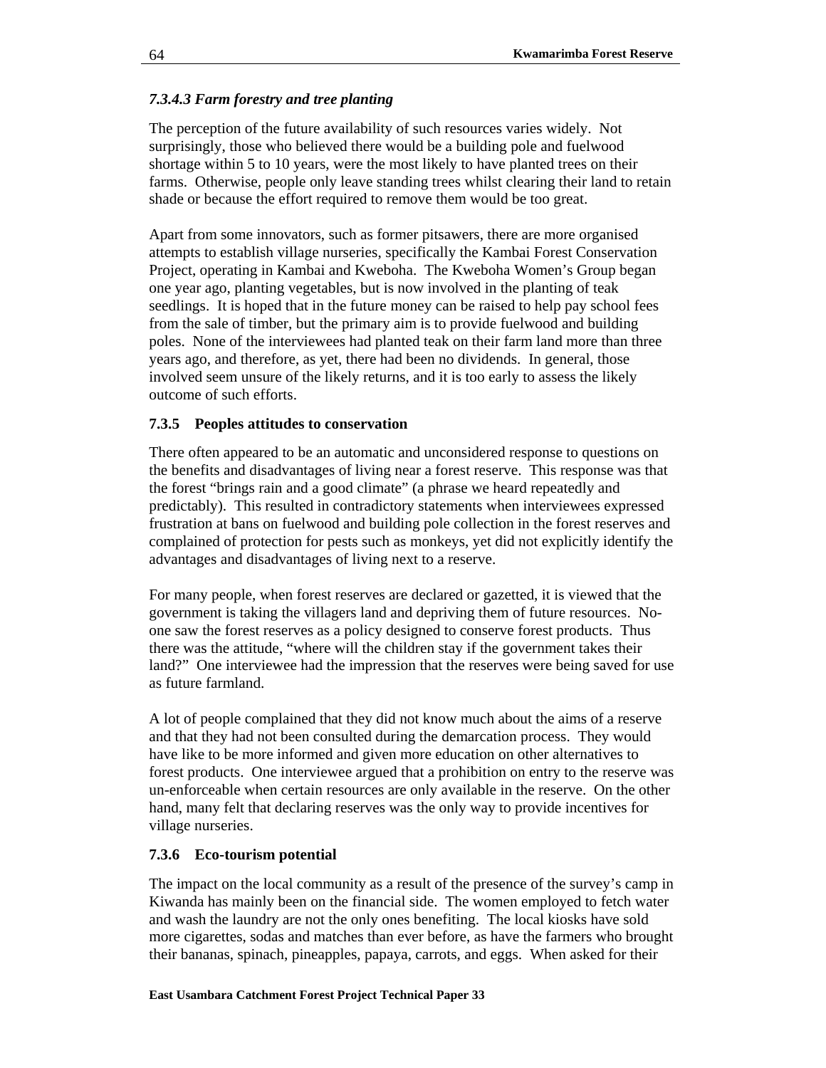#### *7.3.4.3 Farm forestry and tree planting*

The perception of the future availability of such resources varies widely. Not surprisingly, those who believed there would be a building pole and fuelwood shortage within 5 to 10 years, were the most likely to have planted trees on their farms. Otherwise, people only leave standing trees whilst clearing their land to retain shade or because the effort required to remove them would be too great.

Apart from some innovators, such as former pitsawers, there are more organised attempts to establish village nurseries, specifically the Kambai Forest Conservation Project, operating in Kambai and Kweboha. The Kweboha Women's Group began one year ago, planting vegetables, but is now involved in the planting of teak seedlings. It is hoped that in the future money can be raised to help pay school fees from the sale of timber, but the primary aim is to provide fuelwood and building poles. None of the interviewees had planted teak on their farm land more than three years ago, and therefore, as yet, there had been no dividends. In general, those involved seem unsure of the likely returns, and it is too early to assess the likely outcome of such efforts.

### 7.3.5 Peoples attitudes to conservation

There often appeared to be an automatic and unconsidered response to questions on the benefits and disadvantages of living near a forest reserve. This response was that the forest "brings rain and a good climate" (a phrase we heard repeatedly and predictably). This resulted in contradictory statements when interviewees expressed frustration at bans on fuelwood and building pole collection in the forest reserves and complained of protection for pests such as monkeys, yet did not explicitly identify the advantages and disadvantages of living next to a reserve.

For many people, when forest reserves are declared or gazetted, it is viewed that the government is taking the villagers land and depriving them of future resources. No-one saw the forest reserves as a policy designed to conserve forest products. Thus there was the attitude, "where will the children stay if the government takes their land?" One interviewee had the impression that the reserves were being saved for use as future farmland.

A lot of people complained that they did not know much about the aims of a reserve and that they had not been consulted during the demarcation process. They would have like to be more informed and given more education on other alternatives to forest products. One interviewee argued that a prohibition on entry to the reserve was un-enforceable when certain resources are only available in the reserve. On the other hand, many felt that declaring reserves was the only way to provide incentives for village nurseries.

### 7.3.6 Eco-tourism potential

The impact on the local community as a result of the presence of the survey's camp in Kiwanda has mainly been on the financial side. The women employed to fetch water and wash the laundry are not the only ones benefiting. The local kiosks have sold more cigarettes, sodas and matches than ever before, as have the farmers who brought their bananas, spinach, pineapples, papaya, carrots, and eggs. When asked for their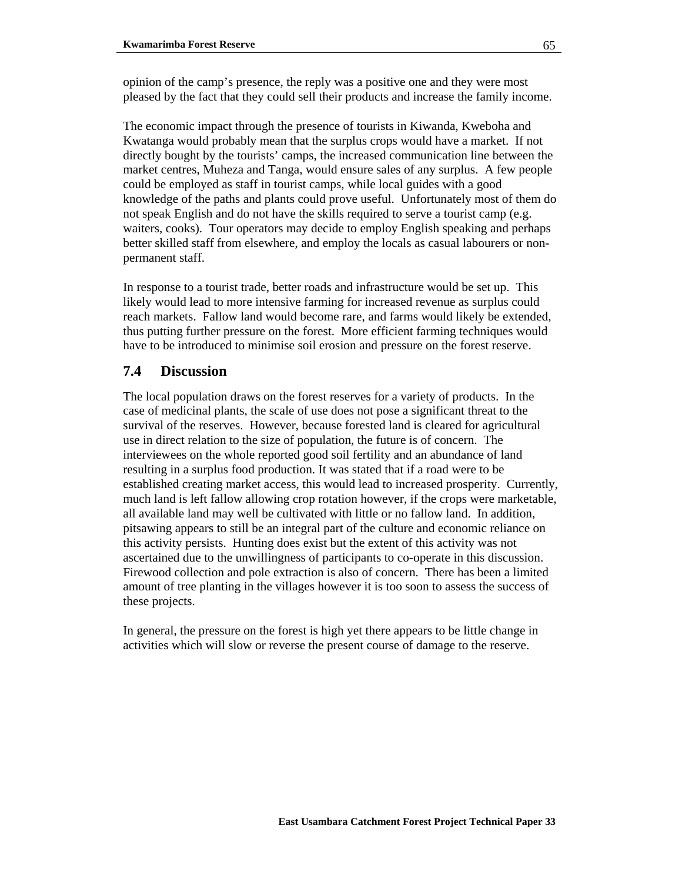opinion of the camp's presence, the reply was a positive one and they were most pleased by the fact that they could sell their products and increase the family income.

The economic impact through the presence of tourists in Kiwanda, Kweboha and Kwatanga would probably mean that the surplus crops would have a market. If not directly bought by the tourists' camps, the increased communication line between the market centres, Muheza and Tanga, would ensure sales of any surplus. A few people could be employed as staff in tourist camps, while local guides with a good knowledge of the paths and plants could prove useful. Unfortunately most of them do not speak English and do not have the skills required to serve a tourist camp (e.g. waiters, cooks). Tour operators may decide to employ English speaking and perhaps better skilled staff from elsewhere, and employ the locals as casual labourers or non-permanent staff.

In response to a tourist trade, better roads and infrastructure would be set up. This likely would lead to more intensive farming for increased revenue as surplus could reach markets. Fallow land would become rare, and farms would likely be extended, thus putting further pressure on the forest. More efficient farming techniques would have to be introduced to minimise soil erosion and pressure on the forest reserve.

## 7.4 Discussion

The local population draws on the forest reserves for a variety of products. In the case of medicinal plants, the scale of use does not pose a significant threat to the survival of the reserves. However, because forested land is cleared for agricultural use in direct relation to the size of population, the future is of concern. The interviewees on the whole reported good soil fertility and an abundance of land resulting in a surplus food production. It was stated that if a road were to be established creating market access, this would lead to increased prosperity. Currently, much land is left fallow allowing crop rotation however, if the crops were marketable, all available land may well be cultivated with little or no fallow land. In addition, pitsawing appears to still be an integral part of the culture and economic reliance on this activity persists. Hunting does exist but the extent of this activity was not ascertained due to the unwillingness of participants to co-operate in this discussion. Firewood collection and pole extraction is also of concern. There has been a limited amount of tree planting in the villages however it is too soon to assess the success of these projects.

In general, the pressure on the forest is high yet there appears to be little change in activities which will slow or reverse the present course of damage to the reserve.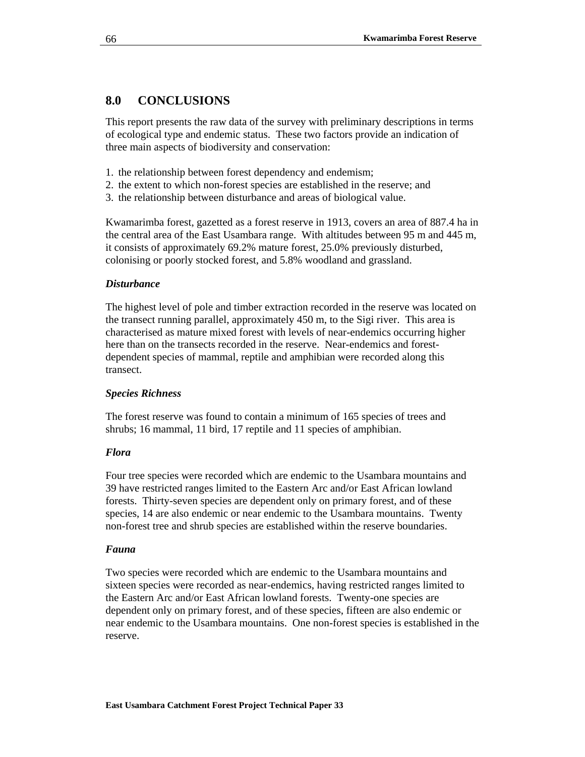## 8.0 CONCLUSIONS

This report presents the raw data of the survey with preliminary descriptions in terms of ecological type and endemic status. These two factors provide an indication of three main aspects of biodiversity and conservation:

1. the relationship between forest dependency and endemism;
2. the extent to which non-forest species are established in the reserve; and
3. the relationship between disturbance and areas of biological value.

Kwamarimba forest, gazetted as a forest reserve in 1913, covers an area of 887.4 ha in the central area of the East Usambara range. With altitudes between 95 m and 445 m, it consists of approximately 69.2% mature forest, 25.0% previously disturbed, colonising or poorly stocked forest, and 5.8% woodland and grassland.

***Disturbance***

The highest level of pole and timber extraction recorded in the reserve was located on the transect running parallel, approximately 450 m, to the Sigi river. This area is characterised as mature mixed forest with levels of near-endemics occurring higher here than on the transects recorded in the reserve. Near-endemics and forest-dependent species of mammal, reptile and amphibian were recorded along this transect.

***Species Richness***

The forest reserve was found to contain a minimum of 165 species of trees and shrubs; 16 mammal, 11 bird, 17 reptile and 11 species of amphibian.

***Flora***

Four tree species were recorded which are endemic to the Usambara mountains and 39 have restricted ranges limited to the Eastern Arc and/or East African lowland forests. Thirty-seven species are dependent only on primary forest, and of these species, 14 are also endemic or near endemic to the Usambara mountains. Twenty non-forest tree and shrub species are established within the reserve boundaries.

***Fauna***

Two species were recorded which are endemic to the Usambara mountains and sixteen species were recorded as near-endemics, having restricted ranges limited to the Eastern Arc and/or East African lowland forests. Twenty-one species are dependent only on primary forest, and of these species, fifteen are also endemic or near endemic to the Usambara mountains. One non-forest species is established in the reserve.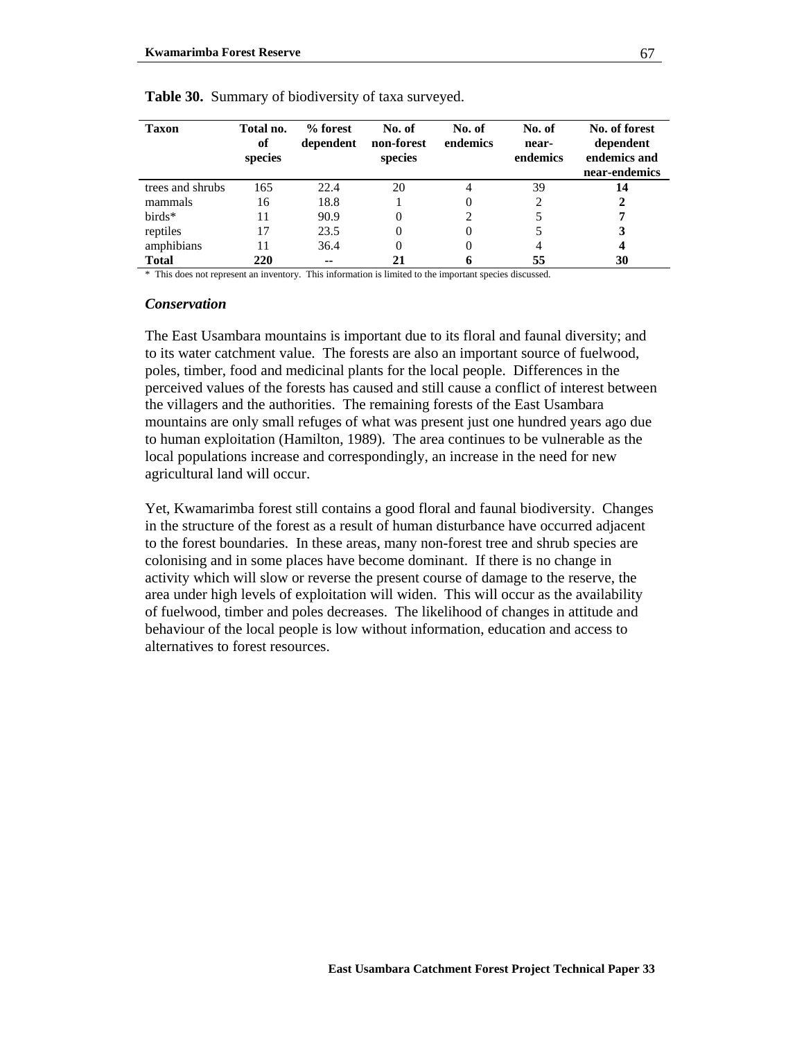**Table 30.** Summary of biodiversity of taxa surveyed.

| Taxon | Total no. of species | % forest dependent | No. of non-forest species | No. of endemics | No. of near-endemics | No. of forest dependent endemics and near-endemics |
|---|---|---|---|---|---|---|
| trees and shrubs | 165 | 22.4 | 20 | 4 | 39 | **14** |
| mammals | 16 | 18.8 | 1 | 0 | 2 | **2** |
| birds* | 11 | 90.9 | 0 | 2 | 5 | **7** |
| reptiles | 17 | 23.5 | 0 | 0 | 5 | **3** |
| amphibians | 11 | 36.4 | 0 | 0 | 4 | **4** |
| **Total** | **220** | **--** | **21** | **6** | **55** | **30** |

\* This does not represent an inventory. This information is limited to the important species discussed.

### *Conservation*

The East Usambara mountains is important due to its floral and faunal diversity; and to its water catchment value. The forests are also an important source of fuelwood, poles, timber, food and medicinal plants for the local people. Differences in the perceived values of the forests has caused and still cause a conflict of interest between the villagers and the authorities. The remaining forests of the East Usambara mountains are only small refuges of what was present just one hundred years ago due to human exploitation (Hamilton, 1989). The area continues to be vulnerable as the local populations increase and correspondingly, an increase in the need for new agricultural land will occur.

Yet, Kwamarimba forest still contains a good floral and faunal biodiversity. Changes in the structure of the forest as a result of human disturbance have occurred adjacent to the forest boundaries. In these areas, many non-forest tree and shrub species are colonising and in some places have become dominant. If there is no change in activity which will slow or reverse the present course of damage to the reserve, the area under high levels of exploitation will widen. This will occur as the availability of fuelwood, timber and poles decreases. The likelihood of changes in attitude and behaviour of the local people is low without information, education and access to alternatives to forest resources.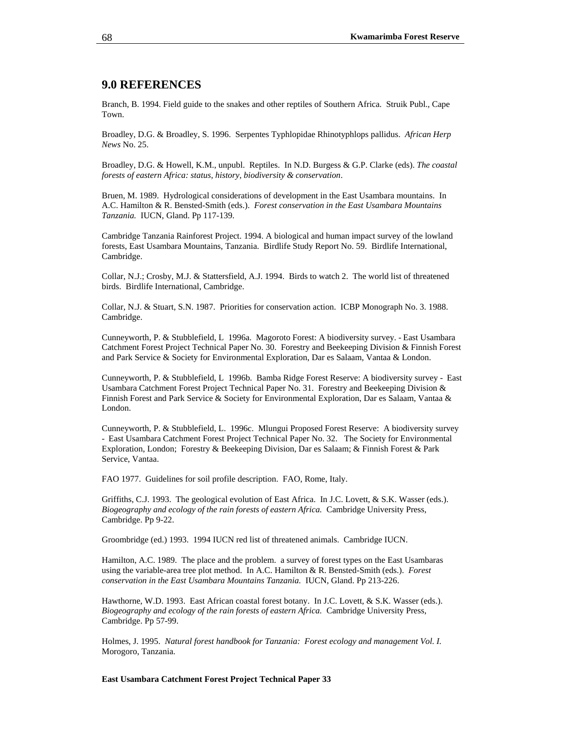## 9.0 REFERENCES

Branch, B. 1994. Field guide to the snakes and other reptiles of Southern Africa. Struik Publ., Cape Town.

Broadley, D.G. & Broadley, S. 1996. Serpentes Typhlopidae Rhinotyphlops pallidus. *African Herp News* No. 25.

Broadley, D.G. & Howell, K.M., unpubl. Reptiles. In N.D. Burgess & G.P. Clarke (eds). *The coastal forests of eastern Africa: status, history, biodiversity & conservation*.

Bruen, M. 1989. Hydrological considerations of development in the East Usambara mountains. In A.C. Hamilton & R. Bensted-Smith (eds.). *Forest conservation in the East Usambara Mountains Tanzania.* IUCN, Gland. Pp 117-139.

Cambridge Tanzania Rainforest Project. 1994. A biological and human impact survey of the lowland forests, East Usambara Mountains, Tanzania. Birdlife Study Report No. 59. Birdlife International, Cambridge.

Collar, N.J.; Crosby, M.J. & Stattersfield, A.J. 1994. Birds to watch 2. The world list of threatened birds. Birdlife International, Cambridge.

Collar, N.J. & Stuart, S.N. 1987. Priorities for conservation action. ICBP Monograph No. 3. 1988. Cambridge.

Cunneyworth, P. & Stubblefield, L 1996a. Magoroto Forest: A biodiversity survey. - East Usambara Catchment Forest Project Technical Paper No. 30. Forestry and Beekeeping Division & Finnish Forest and Park Service & Society for Environmental Exploration, Dar es Salaam, Vantaa & London.

Cunneyworth, P. & Stubblefield, L 1996b. Bamba Ridge Forest Reserve: A biodiversity survey - East Usambara Catchment Forest Project Technical Paper No. 31. Forestry and Beekeeping Division & Finnish Forest and Park Service & Society for Environmental Exploration, Dar es Salaam, Vantaa & London.

Cunneyworth, P. & Stubblefield, L. 1996c. Mlungui Proposed Forest Reserve: A biodiversity survey - East Usambara Catchment Forest Project Technical Paper No. 32. The Society for Environmental Exploration, London; Forestry & Beekeeping Division, Dar es Salaam; & Finnish Forest & Park Service, Vantaa.

FAO 1977. Guidelines for soil profile description. FAO, Rome, Italy.

Griffiths, C.J. 1993. The geological evolution of East Africa. In J.C. Lovett, & S.K. Wasser (eds.). *Biogeography and ecology of the rain forests of eastern Africa.* Cambridge University Press, Cambridge. Pp 9-22.

Groombridge (ed.) 1993. 1994 IUCN red list of threatened animals. Cambridge IUCN.

Hamilton, A.C. 1989. The place and the problem. a survey of forest types on the East Usambaras using the variable-area tree plot method. In A.C. Hamilton & R. Bensted-Smith (eds.). *Forest conservation in the East Usambara Mountains Tanzania.* IUCN, Gland. Pp 213-226.

Hawthorne, W.D. 1993. East African coastal forest botany. In J.C. Lovett, & S.K. Wasser (eds.). *Biogeography and ecology of the rain forests of eastern Africa.* Cambridge University Press, Cambridge. Pp 57-99.

Holmes, J. 1995. *Natural forest handbook for Tanzania: Forest ecology and management Vol. I.* Morogoro, Tanzania.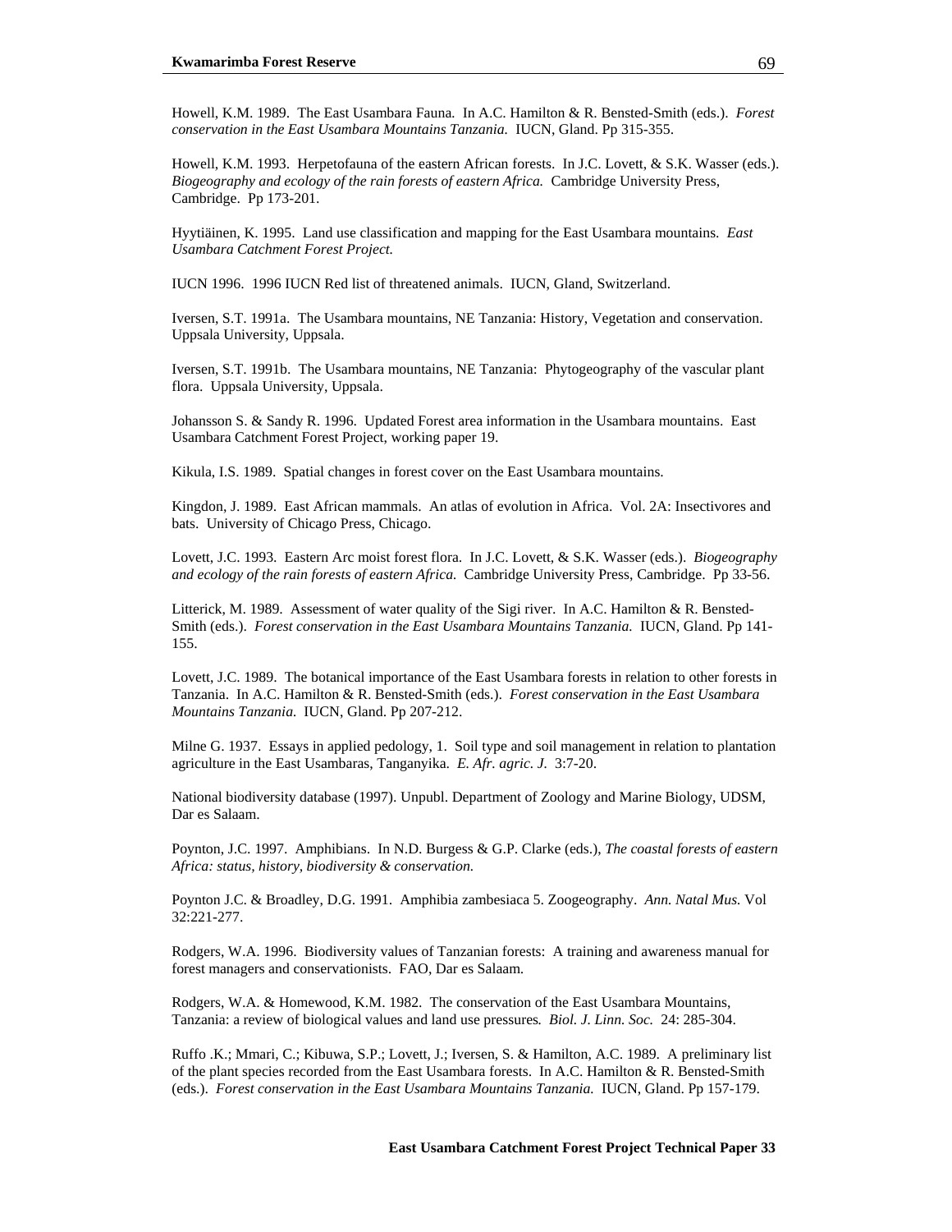Howell, K.M. 1989. The East Usambara Fauna. In A.C. Hamilton & R. Bensted-Smith (eds.). *Forest conservation in the East Usambara Mountains Tanzania.* IUCN, Gland. Pp 315-355.

Howell, K.M. 1993. Herpetofauna of the eastern African forests. In J.C. Lovett, & S.K. Wasser (eds.). *Biogeography and ecology of the rain forests of eastern Africa.* Cambridge University Press, Cambridge. Pp 173-201.

Hyytiäinen, K. 1995. Land use classification and mapping for the East Usambara mountains. *East Usambara Catchment Forest Project.*

IUCN 1996. 1996 IUCN Red list of threatened animals. IUCN, Gland, Switzerland.

Iversen, S.T. 1991a. The Usambara mountains, NE Tanzania: History, Vegetation and conservation. Uppsala University, Uppsala.

Iversen, S.T. 1991b. The Usambara mountains, NE Tanzania: Phytogeography of the vascular plant flora. Uppsala University, Uppsala.

Johansson S. & Sandy R. 1996. Updated Forest area information in the Usambara mountains. East Usambara Catchment Forest Project, working paper 19.

Kikula, I.S. 1989. Spatial changes in forest cover on the East Usambara mountains.

Kingdon, J. 1989. East African mammals. An atlas of evolution in Africa. Vol. 2A: Insectivores and bats. University of Chicago Press, Chicago.

Lovett, J.C. 1993. Eastern Arc moist forest flora. In J.C. Lovett, & S.K. Wasser (eds.). *Biogeography and ecology of the rain forests of eastern Africa.* Cambridge University Press, Cambridge. Pp 33-56.

Litterick, M. 1989. Assessment of water quality of the Sigi river. In A.C. Hamilton & R. Bensted-Smith (eds.). *Forest conservation in the East Usambara Mountains Tanzania.* IUCN, Gland. Pp 141-155.

Lovett, J.C. 1989. The botanical importance of the East Usambara forests in relation to other forests in Tanzania. In A.C. Hamilton & R. Bensted-Smith (eds.). *Forest conservation in the East Usambara Mountains Tanzania.* IUCN, Gland. Pp 207-212.

Milne G. 1937. Essays in applied pedology, 1. Soil type and soil management in relation to plantation agriculture in the East Usambaras, Tanganyika. *E. Afr. agric. J.* 3:7-20.

National biodiversity database (1997). Unpubl. Department of Zoology and Marine Biology, UDSM, Dar es Salaam.

Poynton, J.C. 1997. Amphibians. In N.D. Burgess & G.P. Clarke (eds.), *The coastal forests of eastern Africa: status, history, biodiversity & conservation.*

Poynton J.C. & Broadley, D.G. 1991. Amphibia zambesiaca 5. Zoogeography. *Ann. Natal Mus.* Vol 32:221-277.

Rodgers, W.A. 1996. Biodiversity values of Tanzanian forests: A training and awareness manual for forest managers and conservationists. FAO, Dar es Salaam.

Rodgers, W.A. & Homewood, K.M. 1982. The conservation of the East Usambara Mountains, Tanzania: a review of biological values and land use pressures. *Biol. J. Linn. Soc.* 24: 285-304.

Ruffo .K.; Mmari, C.; Kibuwa, S.P.; Lovett, J.; Iversen, S. & Hamilton, A.C. 1989. A preliminary list of the plant species recorded from the East Usambara forests. In A.C. Hamilton & R. Bensted-Smith (eds.). *Forest conservation in the East Usambara Mountains Tanzania.* IUCN, Gland. Pp 157-179.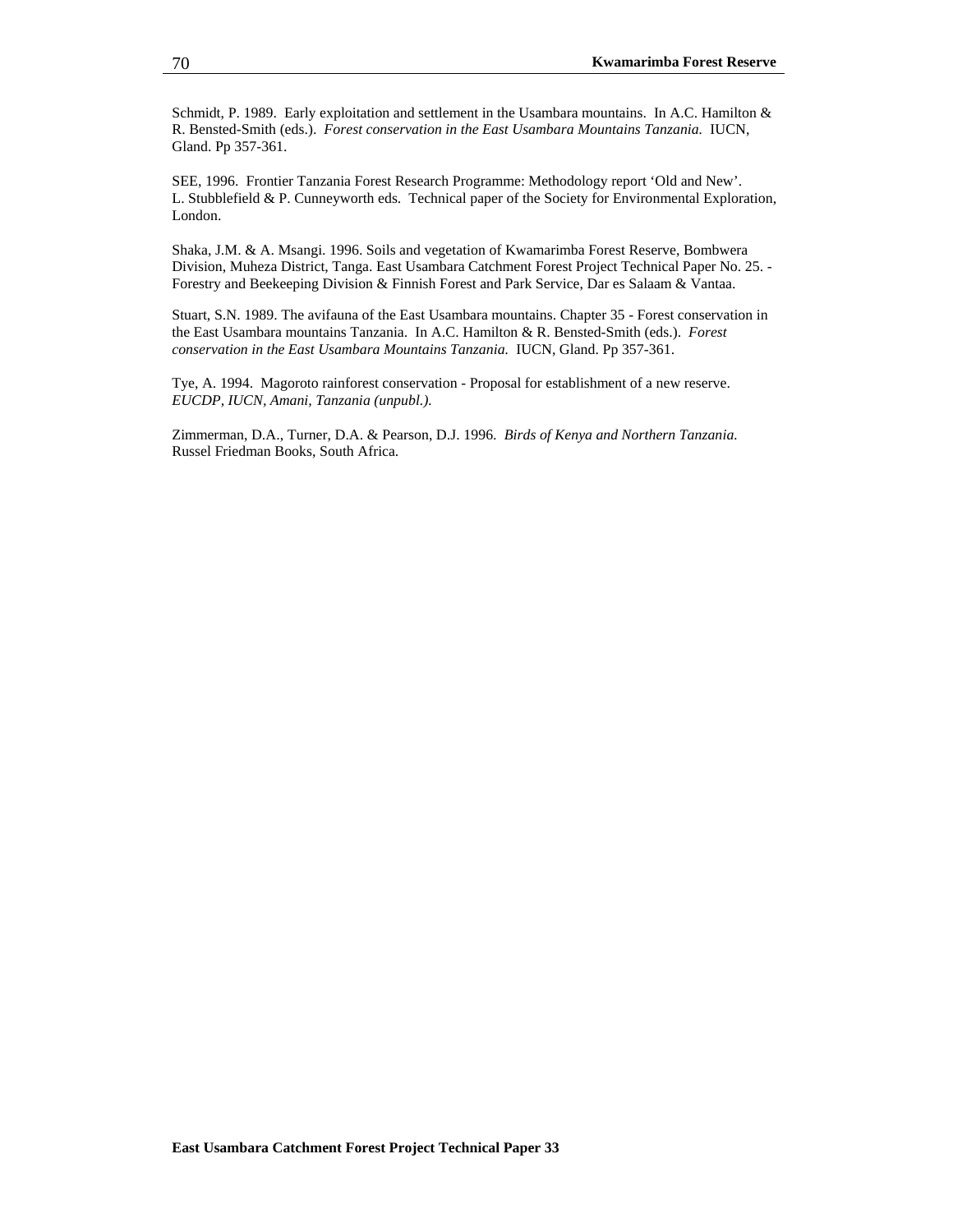Schmidt, P. 1989. Early exploitation and settlement in the Usambara mountains. In A.C. Hamilton & R. Bensted-Smith (eds.). *Forest conservation in the East Usambara Mountains Tanzania.* IUCN, Gland. Pp 357-361.

SEE, 1996. Frontier Tanzania Forest Research Programme: Methodology report 'Old and New'. L. Stubblefield & P. Cunneyworth eds. Technical paper of the Society for Environmental Exploration, London.

Shaka, J.M. & A. Msangi. 1996. Soils and vegetation of Kwamarimba Forest Reserve, Bombwera Division, Muheza District, Tanga. East Usambara Catchment Forest Project Technical Paper No. 25. - Forestry and Beekeeping Division & Finnish Forest and Park Service, Dar es Salaam & Vantaa.

Stuart, S.N. 1989. The avifauna of the East Usambara mountains. Chapter 35 - Forest conservation in the East Usambara mountains Tanzania. In A.C. Hamilton & R. Bensted-Smith (eds.). *Forest conservation in the East Usambara Mountains Tanzania.* IUCN, Gland. Pp 357-361.

Tye, A. 1994. Magoroto rainforest conservation - Proposal for establishment of a new reserve. *EUCDP, IUCN, Amani, Tanzania (unpubl.).*

Zimmerman, D.A., Turner, D.A. & Pearson, D.J. 1996. *Birds of Kenya and Northern Tanzania.* Russel Friedman Books, South Africa.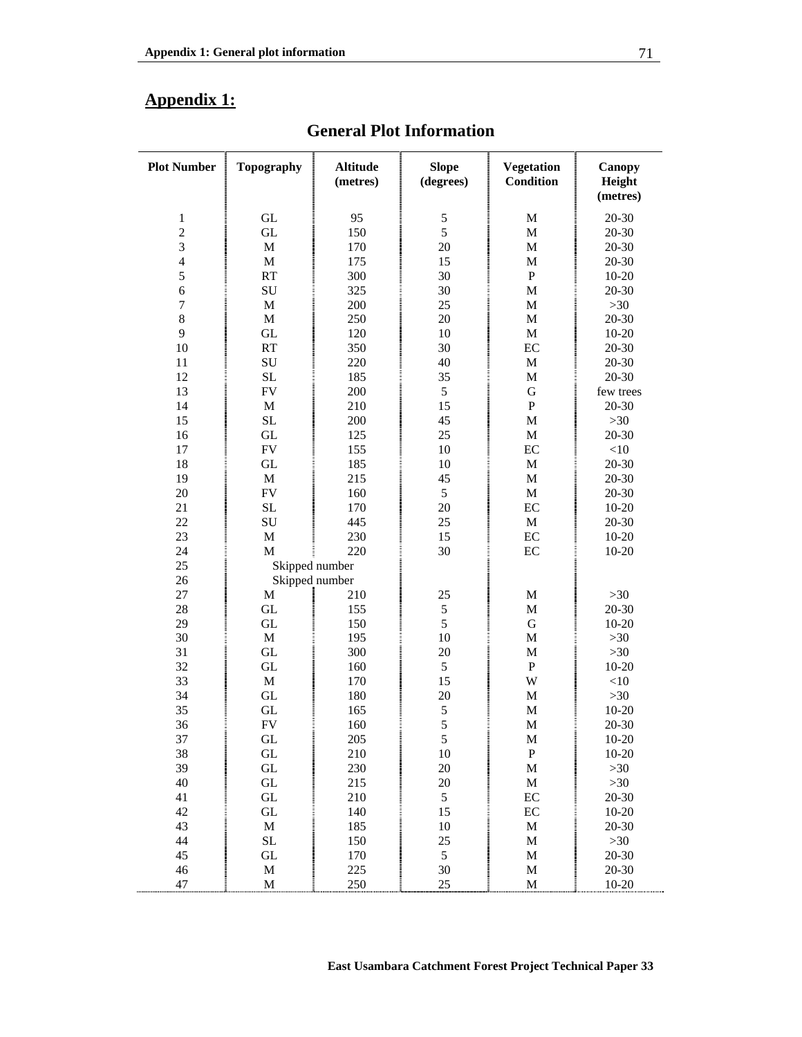## Appendix 1:

### General Plot Information

| Plot Number | Topography | Altitude (metres) | Slope (degrees) | Vegetation Condition | Canopy Height (metres) |
|---|---|---|---|---|---|
| 1 | GL | 95 | 5 | M | 20-30 |
| 2 | GL | 150 | 5 | M | 20-30 |
| 3 | M | 170 | 20 | M | 20-30 |
| 4 | M | 175 | 15 | M | 20-30 |
| 5 | RT | 300 | 30 | P | 10-20 |
| 6 | SU | 325 | 30 | M | 20-30 |
| 7 | M | 200 | 25 | M | >30 |
| 8 | M | 250 | 20 | M | 20-30 |
| 9 | GL | 120 | 10 | M | 10-20 |
| 10 | RT | 350 | 30 | EC | 20-30 |
| 11 | SU | 220 | 40 | M | 20-30 |
| 12 | SL | 185 | 35 | M | 20-30 |
| 13 | FV | 200 | 5 | G | few trees |
| 14 | M | 210 | 15 | P | 20-30 |
| 15 | SL | 200 | 45 | M | >30 |
| 16 | GL | 125 | 25 | M | 20-30 |
| 17 | FV | 155 | 10 | EC | <10 |
| 18 | GL | 185 | 10 | M | 20-30 |
| 19 | M | 215 | 45 | M | 20-30 |
| 20 | FV | 160 | 5 | M | 20-30 |
| 21 | SL | 170 | 20 | EC | 10-20 |
| 22 | SU | 445 | 25 | M | 20-30 |
| 23 | M | 230 | 15 | EC | 10-20 |
| 24 | M | 220 | 30 | EC | 10-20 |
| 25 | Skipped number | | | | |
| 26 | Skipped number | | | | |
| 27 | M | 210 | 25 | M | >30 |
| 28 | GL | 155 | 5 | M | 20-30 |
| 29 | GL | 150 | 5 | G | 10-20 |
| 30 | M | 195 | 10 | M | >30 |
| 31 | GL | 300 | 20 | M | >30 |
| 32 | GL | 160 | 5 | P | 10-20 |
| 33 | M | 170 | 15 | W | <10 |
| 34 | GL | 180 | 20 | M | >30 |
| 35 | GL | 165 | 5 | M | 10-20 |
| 36 | FV | 160 | 5 | M | 20-30 |
| 37 | GL | 205 | 5 | M | 10-20 |
| 38 | GL | 210 | 10 | P | 10-20 |
| 39 | GL | 230 | 20 | M | >30 |
| 40 | GL | 215 | 20 | M | >30 |
| 41 | GL | 210 | 5 | EC | 20-30 |
| 42 | GL | 140 | 15 | EC | 10-20 |
| 43 | M | 185 | 10 | M | 20-30 |
| 44 | SL | 150 | 25 | M | >30 |
| 45 | GL | 170 | 5 | M | 20-30 |
| 46 | M | 225 | 30 | M | 20-30 |
| 47 | M | 250 | 25 | M | 10-20 |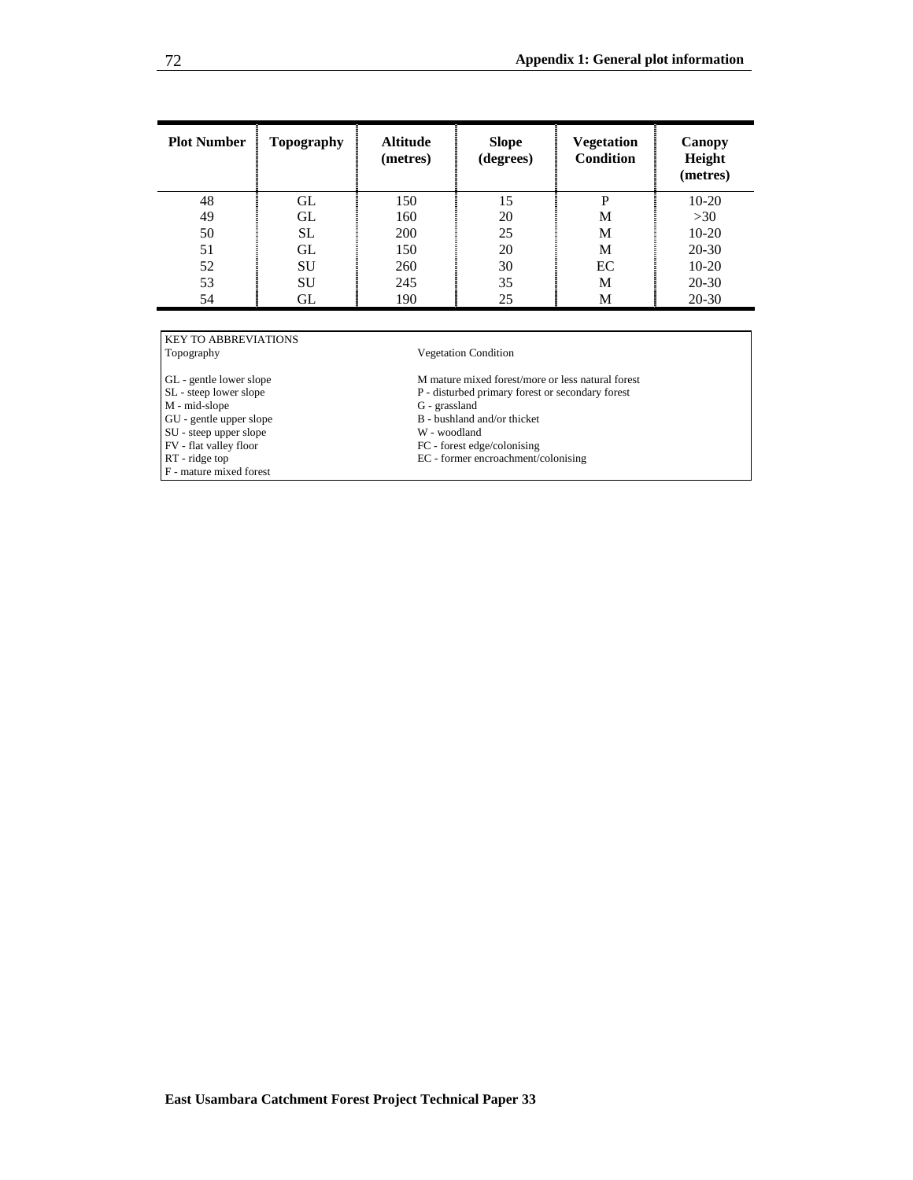| Plot Number | Topography | Altitude (metres) | Slope (degrees) | Vegetation Condition | Canopy Height (metres) |
|---|---|---|---|---|---|
| 48 | GL | 150 | 15 | P | 10-20 |
| 49 | GL | 160 | 20 | M | >30 |
| 50 | SL | 200 | 25 | M | 10-20 |
| 51 | GL | 150 | 20 | M | 20-30 |
| 52 | SU | 260 | 30 | EC | 10-20 |
| 53 | SU | 245 | 35 | M | 20-30 |
| 54 | GL | 190 | 25 | M | 20-30 |

KEY TO ABBREVIATIONS

| Topography | Vegetation Condition |
|---|---|
| GL - gentle lower slope | M mature mixed forest/more or less natural forest |
| SL - steep lower slope | P - disturbed primary forest or secondary forest |
| M - mid-slope | G - grassland |
| GU - gentle upper slope | B - bushland and/or thicket |
| SU - steep upper slope | W - woodland |
| FV - flat valley floor | FC - forest edge/colonising |
| RT - ridge top | EC - former encroachment/colonising |
| F - mature mixed forest | |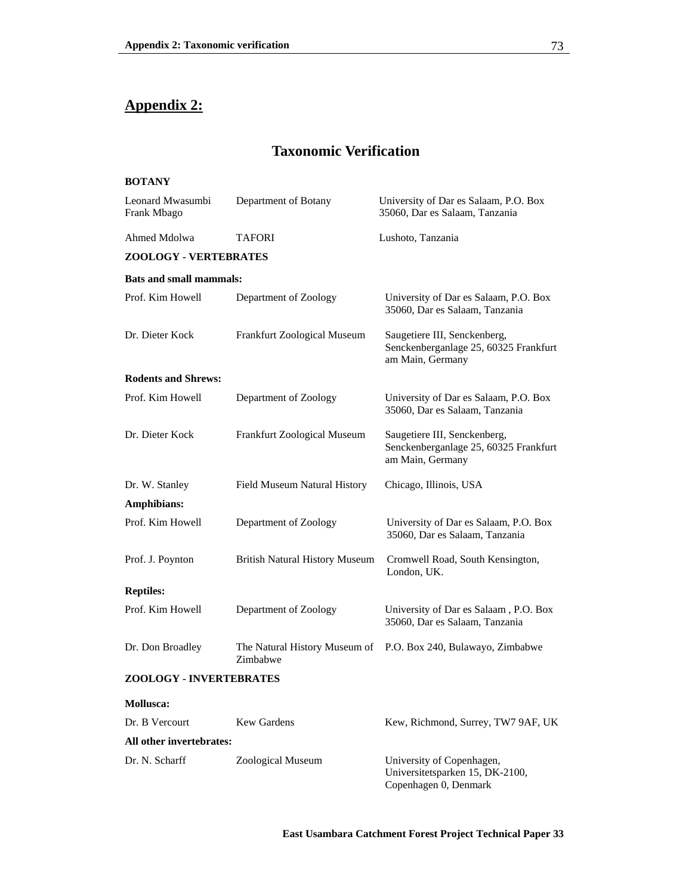# Appendix 2:

## Taxonomic Verification

**BOTANY**

| | | |
|---|---|---|
| Leonard Mwasumbi<br>Frank Mbago | Department of Botany | University of Dar es Salaam, P.O. Box 35060, Dar es Salaam, Tanzania |
| Ahmed Mdolwa | TAFORI | Lushoto, Tanzania |

**ZOOLOGY - VERTEBRATES**

**Bats and small mammals:**

| | | |
|---|---|---|
| Prof. Kim Howell | Department of Zoology | University of Dar es Salaam, P.O. Box 35060, Dar es Salaam, Tanzania |
| Dr. Dieter Kock | Frankfurt Zoological Museum | Saugetiere III, Senckenberg, Senckenberganlage 25, 60325 Frankfurt am Main, Germany |

**Rodents and Shrews:**

| | | |
|---|---|---|
| Prof. Kim Howell | Department of Zoology | University of Dar es Salaam, P.O. Box 35060, Dar es Salaam, Tanzania |
| Dr. Dieter Kock | Frankfurt Zoological Museum | Saugetiere III, Senckenberg, Senckenberganlage 25, 60325 Frankfurt am Main, Germany |
| Dr. W. Stanley | Field Museum Natural History | Chicago, Illinois, USA |

**Amphibians:**

| | | |
|---|---|---|
| Prof. Kim Howell | Department of Zoology | University of Dar es Salaam, P.O. Box 35060, Dar es Salaam, Tanzania |
| Prof. J. Poynton | British Natural History Museum | Cromwell Road, South Kensington, London, UK. |

**Reptiles:**

| | | |
|---|---|---|
| Prof. Kim Howell | Department of Zoology | University of Dar es Salaam , P.O. Box 35060, Dar es Salaam, Tanzania |
| Dr. Don Broadley | The Natural History Museum of Zimbabwe | P.O. Box 240, Bulawayo, Zimbabwe |

**ZOOLOGY - INVERTEBRATES**

**Mollusca:**

| | | |
|---|---|---|
| Dr. B Vercourt | Kew Gardens | Kew, Richmond, Surrey, TW7 9AF, UK |

**All other invertebrates:**

| | | |
|---|---|---|
| Dr. N. Scharff | Zoological Museum | University of Copenhagen, Universitetsparken 15, DK-2100, Copenhagen 0, Denmark |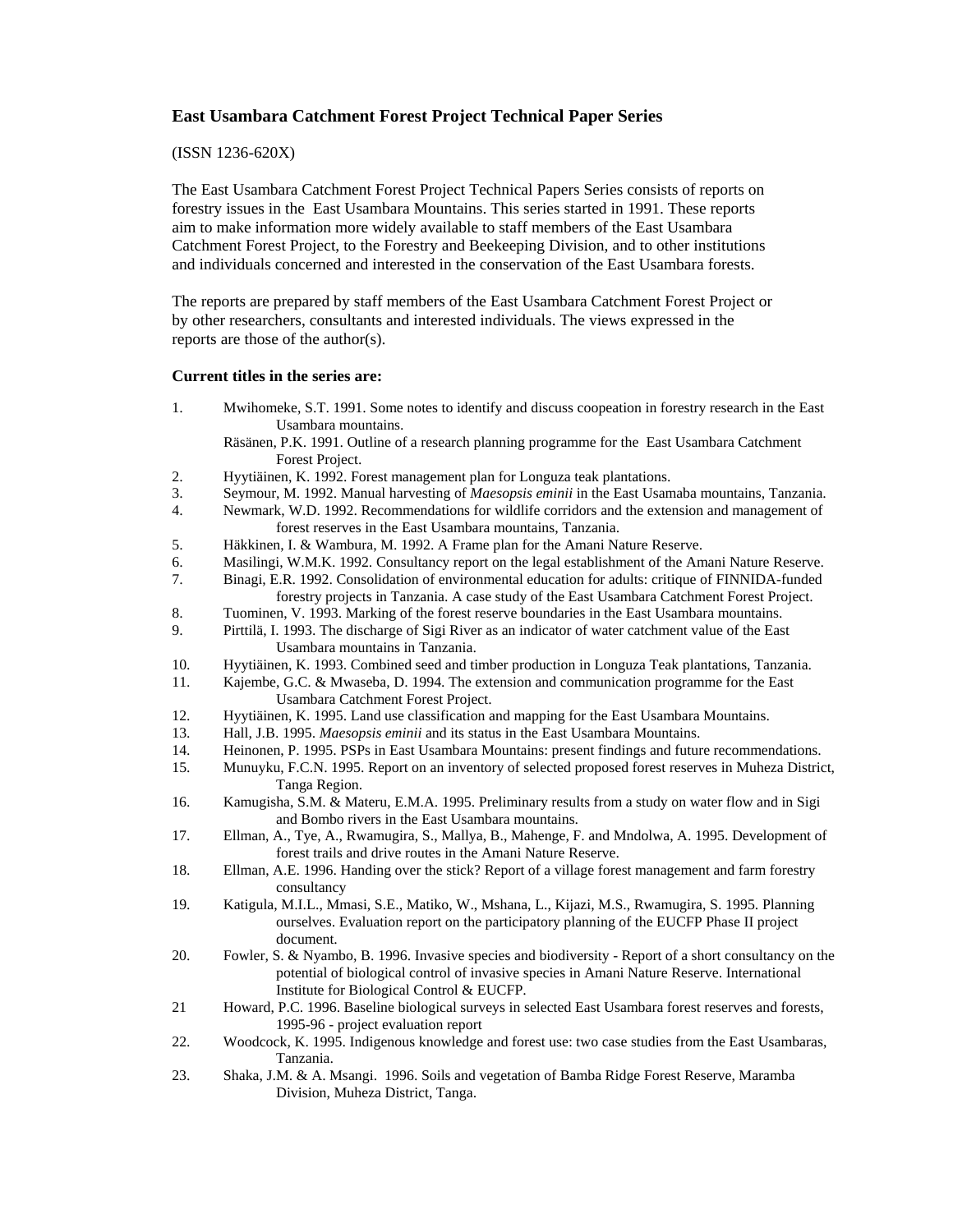## East Usambara Catchment Forest Project Technical Paper Series

(ISSN 1236-620X)

The East Usambara Catchment Forest Project Technical Papers Series consists of reports on forestry issues in the East Usambara Mountains. This series started in 1991. These reports aim to make information more widely available to staff members of the East Usambara Catchment Forest Project, to the Forestry and Beekeeping Division, and to other institutions and individuals concerned and interested in the conservation of the East Usambara forests.

The reports are prepared by staff members of the East Usambara Catchment Forest Project or by other researchers, consultants and interested individuals. The views expressed in the reports are those of the author(s).

**Current titles in the series are:**

1. Mwihomeke, S.T. 1991. Some notes to identify and discuss coopeation in forestry research in the East Usambara mountains.
   Räsänen, P.K. 1991. Outline of a research planning programme for the East Usambara Catchment Forest Project.
2. Hyytiäinen, K. 1992. Forest management plan for Longuza teak plantations.
3. Seymour, M. 1992. Manual harvesting of *Maesopsis eminii* in the East Usamaba mountains, Tanzania.
4. Newmark, W.D. 1992. Recommendations for wildlife corridors and the extension and management of forest reserves in the East Usambara mountains, Tanzania.
5. Häkkinen, I. & Wambura, M. 1992. A Frame plan for the Amani Nature Reserve.
6. Masilingi, W.M.K. 1992. Consultancy report on the legal establishment of the Amani Nature Reserve.
7. Binagi, E.R. 1992. Consolidation of environmental education for adults: critique of FINNIDA-funded forestry projects in Tanzania. A case study of the East Usambara Catchment Forest Project.
8. Tuominen, V. 1993. Marking of the forest reserve boundaries in the East Usambara mountains.
9. Pirttilä, I. 1993. The discharge of Sigi River as an indicator of water catchment value of the East Usambara mountains in Tanzania.
10. Hyytiäinen, K. 1993. Combined seed and timber production in Longuza Teak plantations, Tanzania.
11. Kajembe, G.C. & Mwaseba, D. 1994. The extension and communication programme for the East Usambara Catchment Forest Project.
12. Hyytiäinen, K. 1995. Land use classification and mapping for the East Usambara Mountains.
13. Hall, J.B. 1995. *Maesopsis eminii* and its status in the East Usambara Mountains.
14. Heinonen, P. 1995. PSPs in East Usambara Mountains: present findings and future recommendations.
15. Munuyku, F.C.N. 1995. Report on an inventory of selected proposed forest reserves in Muheza District, Tanga Region.
16. Kamugisha, S.M. & Materu, E.M.A. 1995. Preliminary results from a study on water flow and in Sigi and Bombo rivers in the East Usambara mountains.
17. Ellman, A., Tye, A., Rwamugira, S., Mallya, B., Mahenge, F. and Mndolwa, A. 1995. Development of forest trails and drive routes in the Amani Nature Reserve.
18. Ellman, A.E. 1996. Handing over the stick? Report of a village forest management and farm forestry consultancy
19. Katigula, M.I.L., Mmasi, S.E., Matiko, W., Mshana, L., Kijazi, M.S., Rwamugira, S. 1995. Planning ourselves. Evaluation report on the participatory planning of the EUCFP Phase II project document.
20. Fowler, S. & Nyambo, B. 1996. Invasive species and biodiversity - Report of a short consultancy on the potential of biological control of invasive species in Amani Nature Reserve. International Institute for Biological Control & EUCFP.
21. Howard, P.C. 1996. Baseline biological surveys in selected East Usambara forest reserves and forests, 1995-96 - project evaluation report
22. Woodcock, K. 1995. Indigenous knowledge and forest use: two case studies from the East Usambaras, Tanzania.
23. Shaka, J.M. & A. Msangi. 1996. Soils and vegetation of Bamba Ridge Forest Reserve, Maramba Division, Muheza District, Tanga.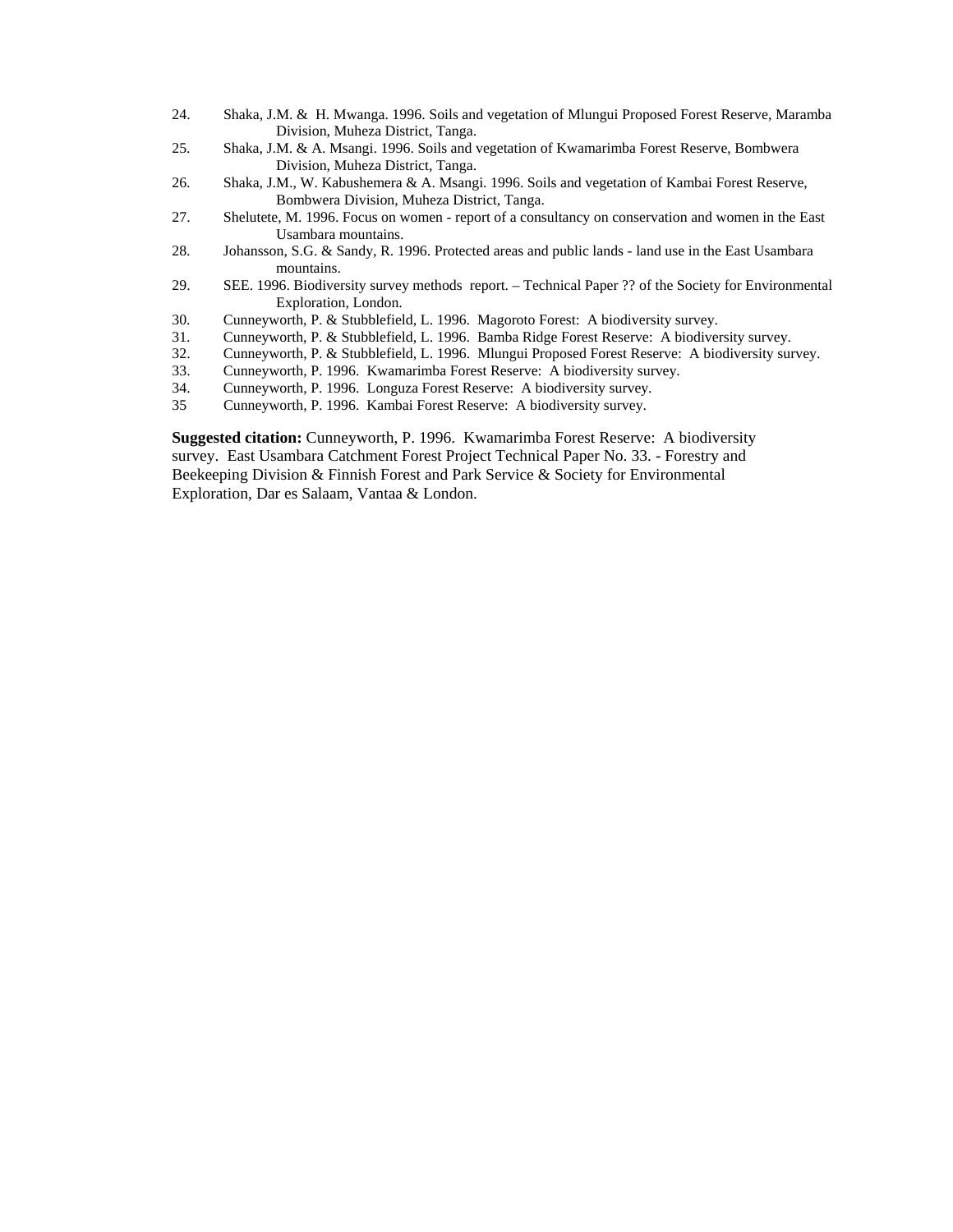24. Shaka, J.M. & H. Mwanga. 1996. Soils and vegetation of Mlungui Proposed Forest Reserve, Maramba Division, Muheza District, Tanga.
25. Shaka, J.M. & A. Msangi. 1996. Soils and vegetation of Kwamarimba Forest Reserve, Bombwera Division, Muheza District, Tanga.
26. Shaka, J.M., W. Kabushemera & A. Msangi. 1996. Soils and vegetation of Kambai Forest Reserve, Bombwera Division, Muheza District, Tanga.
27. Shelutete, M. 1996. Focus on women - report of a consultancy on conservation and women in the East Usambara mountains.
28. Johansson, S.G. & Sandy, R. 1996. Protected areas and public lands - land use in the East Usambara mountains.
29. SEE. 1996. Biodiversity survey methods report. – Technical Paper ?? of the Society for Environmental Exploration, London.
30. Cunneyworth, P. & Stubblefield, L. 1996. Magoroto Forest: A biodiversity survey.
31. Cunneyworth, P. & Stubblefield, L. 1996. Bamba Ridge Forest Reserve: A biodiversity survey.
32. Cunneyworth, P. & Stubblefield, L. 1996. Mlungui Proposed Forest Reserve: A biodiversity survey.
33. Cunneyworth, P. 1996. Kwamarimba Forest Reserve: A biodiversity survey.
34. Cunneyworth, P. 1996. Longuza Forest Reserve: A biodiversity survey.
35. Cunneyworth, P. 1996. Kambai Forest Reserve: A biodiversity survey.

**Suggested citation:** Cunneyworth, P. 1996. Kwamarimba Forest Reserve: A biodiversity survey. East Usambara Catchment Forest Project Technical Paper No. 33. - Forestry and Beekeeping Division & Finnish Forest and Park Service & Society for Environmental Exploration, Dar es Salaam, Vantaa & London.